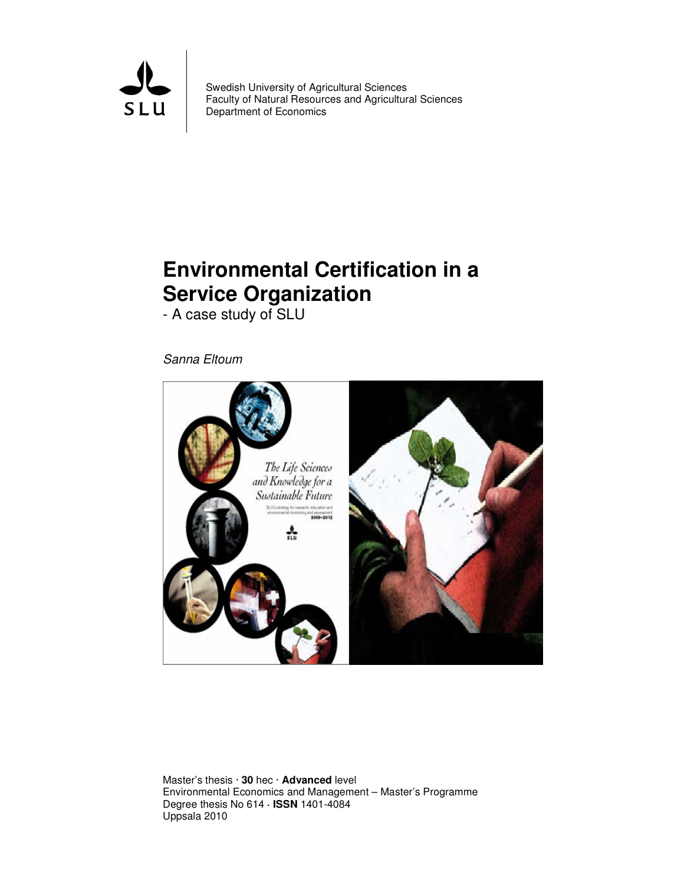Swedish University of Agricultural Sciences
Faculty of Natural Resources and Agricultural Sciences
Department of Economics

# Environmental Certification in a Service Organization

- A case study of SLU

*Sanna Eltoum*

Master's thesis · **30** hec · **Advanced** level
Environmental Economics and Management – Master's Programme
Degree thesis No 614 · **ISSN** 1401-4084
Uppsala 2010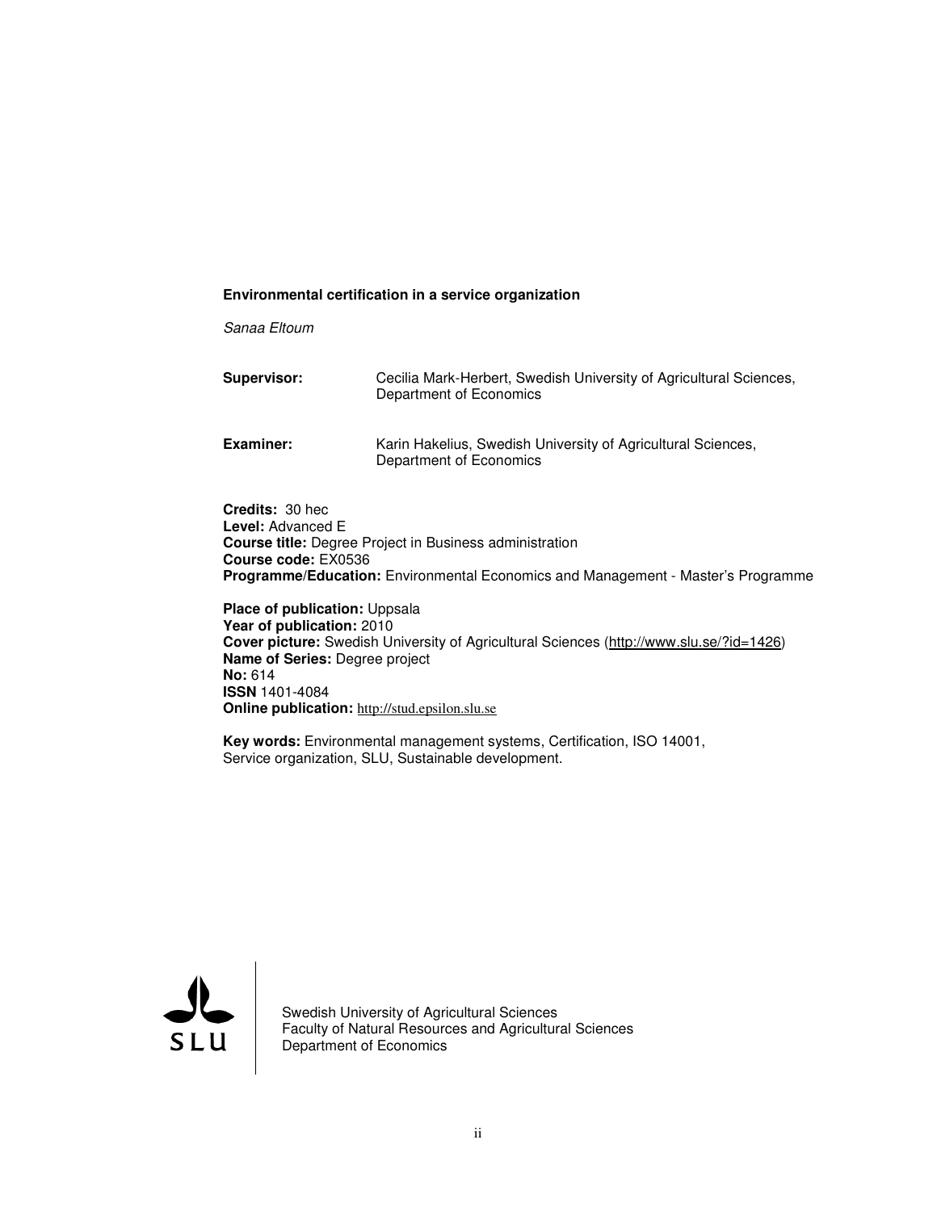**Environmental certification in a service organization**

*Sanaa Eltoum*

**Supervisor:** Cecilia Mark-Herbert, Swedish University of Agricultural Sciences, Department of Economics

**Examiner:** Karin Hakelius, Swedish University of Agricultural Sciences, Department of Economics

**Credits:** 30 hec
**Level:** Advanced E
**Course title:** Degree Project in Business administration
**Course code:** EX0536
**Programme/Education:** Environmental Economics and Management - Master's Programme

**Place of publication:** Uppsala
**Year of publication:** 2010
**Cover picture:** Swedish University of Agricultural Sciences (http://www.slu.se/?id=1426)
**Name of Series:** Degree project
**No:** 614
**ISSN** 1401-4084
**Online publication:** http://stud.epsilon.slu.se

**Key words:** Environmental management systems, Certification, ISO 14001, Service organization, SLU, Sustainable development.

SLU

Swedish University of Agricultural Sciences
Faculty of Natural Resources and Agricultural Sciences
Department of Economics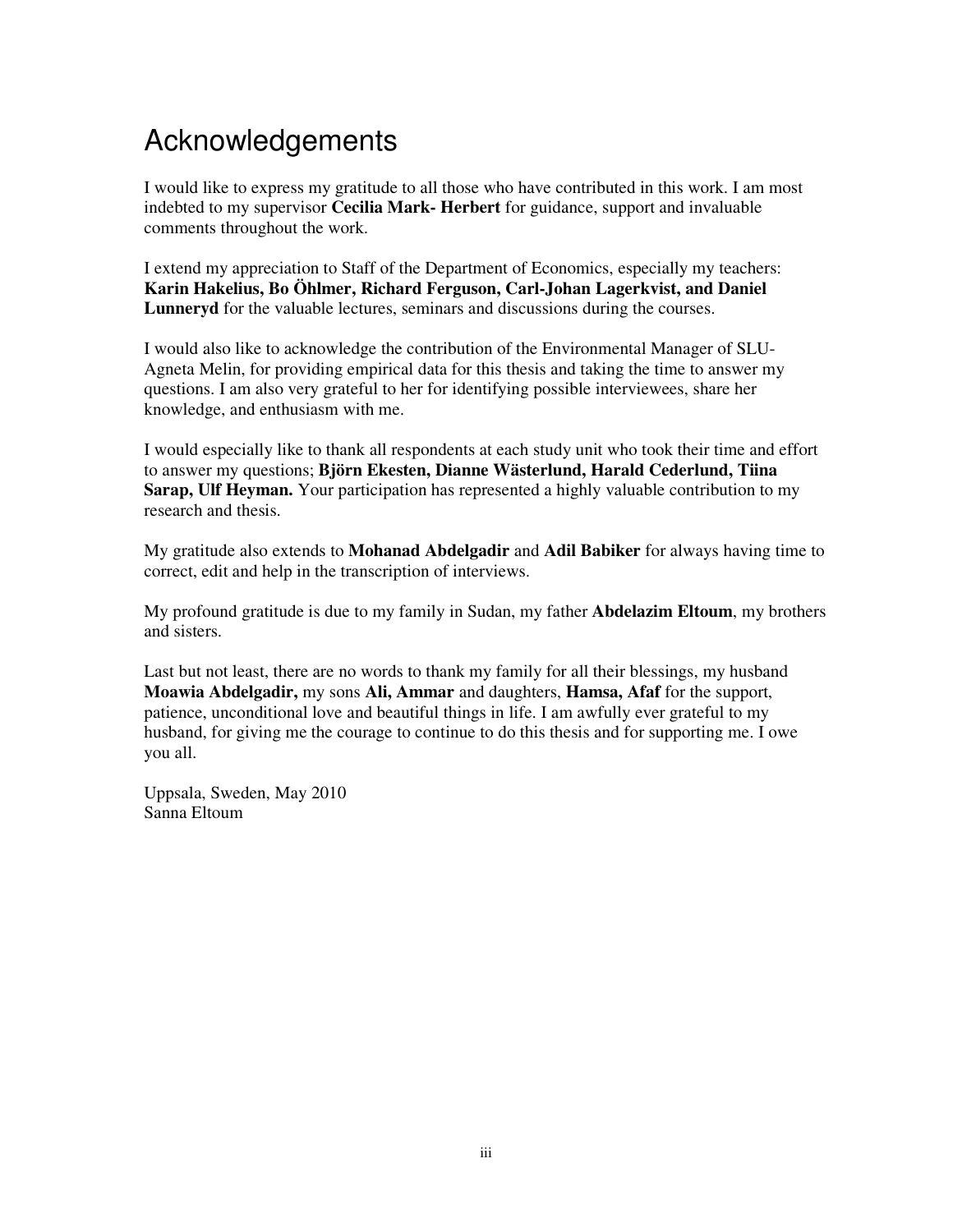# Acknowledgements

I would like to express my gratitude to all those who have contributed in this work. I am most indebted to my supervisor **Cecilia Mark- Herbert** for guidance, support and invaluable comments throughout the work.

I extend my appreciation to Staff of the Department of Economics, especially my teachers: **Karin Hakelius, Bo Öhlmer, Richard Ferguson, Carl-Johan Lagerkvist, and Daniel Lunneryd** for the valuable lectures, seminars and discussions during the courses.

I would also like to acknowledge the contribution of the Environmental Manager of SLU-Agneta Melin, for providing empirical data for this thesis and taking the time to answer my questions. I am also very grateful to her for identifying possible interviewees, share her knowledge, and enthusiasm with me.

I would especially like to thank all respondents at each study unit who took their time and effort to answer my questions; **Björn Ekesten, Dianne Wästerlund, Harald Cederlund, Tiina Sarap, Ulf Heyman.** Your participation has represented a highly valuable contribution to my research and thesis.

My gratitude also extends to **Mohanad Abdelgadir** and **Adil Babiker** for always having time to correct, edit and help in the transcription of interviews.

My profound gratitude is due to my family in Sudan, my father **Abdelazim Eltoum**, my brothers and sisters.

Last but not least, there are no words to thank my family for all their blessings, my husband **Moawia Abdelgadir,** my sons **Ali, Ammar** and daughters, **Hamsa, Afaf** for the support, patience, unconditional love and beautiful things in life. I am awfully ever grateful to my husband, for giving me the courage to continue to do this thesis and for supporting me. I owe you all.

Uppsala, Sweden, May 2010
Sanna Eltoum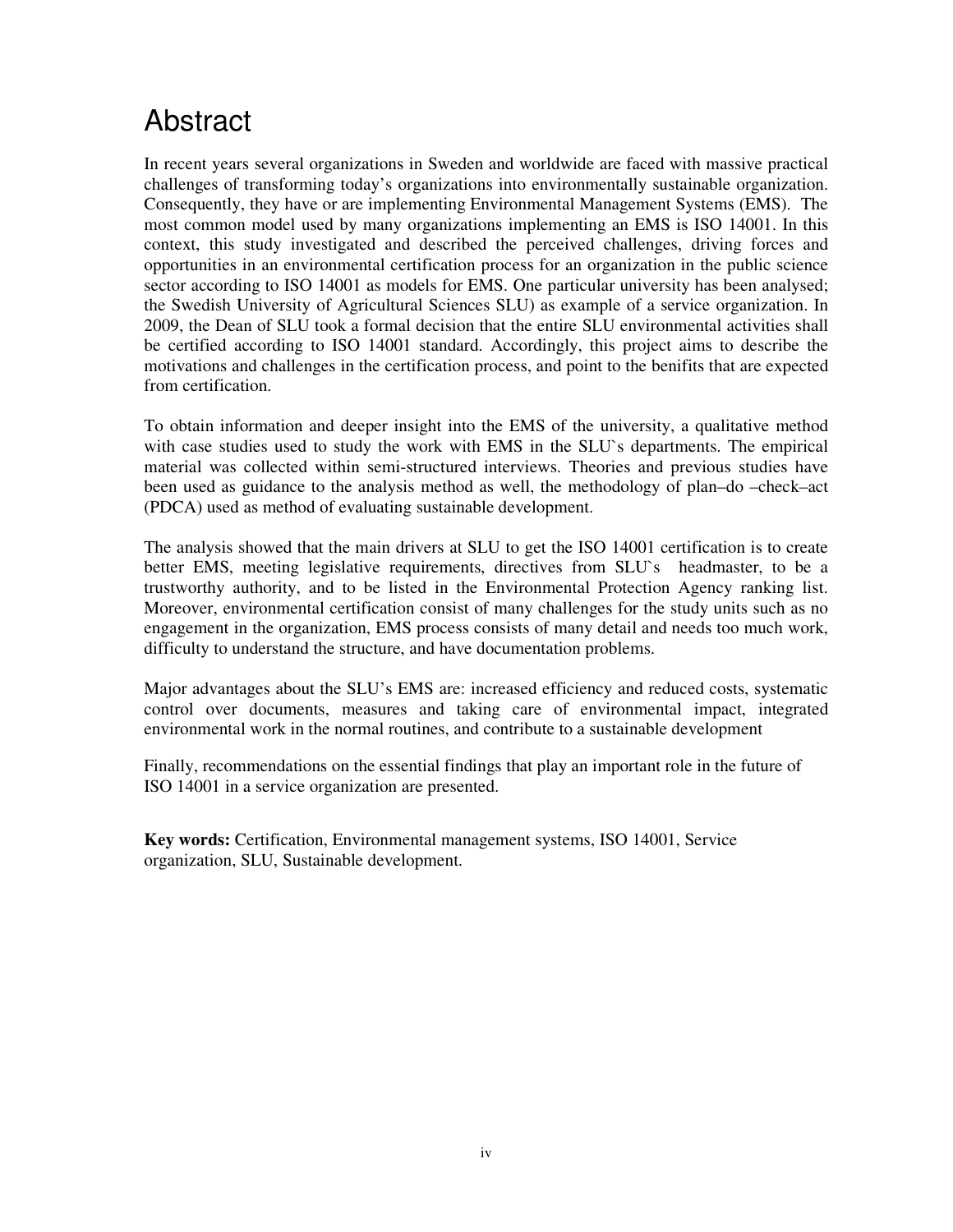# Abstract

In recent years several organizations in Sweden and worldwide are faced with massive practical challenges of transforming today's organizations into environmentally sustainable organization. Consequently, they have or are implementing Environmental Management Systems (EMS). The most common model used by many organizations implementing an EMS is ISO 14001. In this context, this study investigated and described the perceived challenges, driving forces and opportunities in an environmental certification process for an organization in the public science sector according to ISO 14001 as models for EMS. One particular university has been analysed; the Swedish University of Agricultural Sciences SLU) as example of a service organization. In 2009, the Dean of SLU took a formal decision that the entire SLU environmental activities shall be certified according to ISO 14001 standard. Accordingly, this project aims to describe the motivations and challenges in the certification process, and point to the benifits that are expected from certification.

To obtain information and deeper insight into the EMS of the university, a qualitative method with case studies used to study the work with EMS in the SLU`s departments. The empirical material was collected within semi-structured interviews. Theories and previous studies have been used as guidance to the analysis method as well, the methodology of plan–do –check–act (PDCA) used as method of evaluating sustainable development.

The analysis showed that the main drivers at SLU to get the ISO 14001 certification is to create better EMS, meeting legislative requirements, directives from SLU`s headmaster, to be a trustworthy authority, and to be listed in the Environmental Protection Agency ranking list. Moreover, environmental certification consist of many challenges for the study units such as no engagement in the organization, EMS process consists of many detail and needs too much work, difficulty to understand the structure, and have documentation problems.

Major advantages about the SLU's EMS are: increased efficiency and reduced costs, systematic control over documents, measures and taking care of environmental impact, integrated environmental work in the normal routines, and contribute to a sustainable development

Finally, recommendations on the essential findings that play an important role in the future of ISO 14001 in a service organization are presented.

**Key words:** Certification, Environmental management systems, ISO 14001, Service organization, SLU, Sustainable development.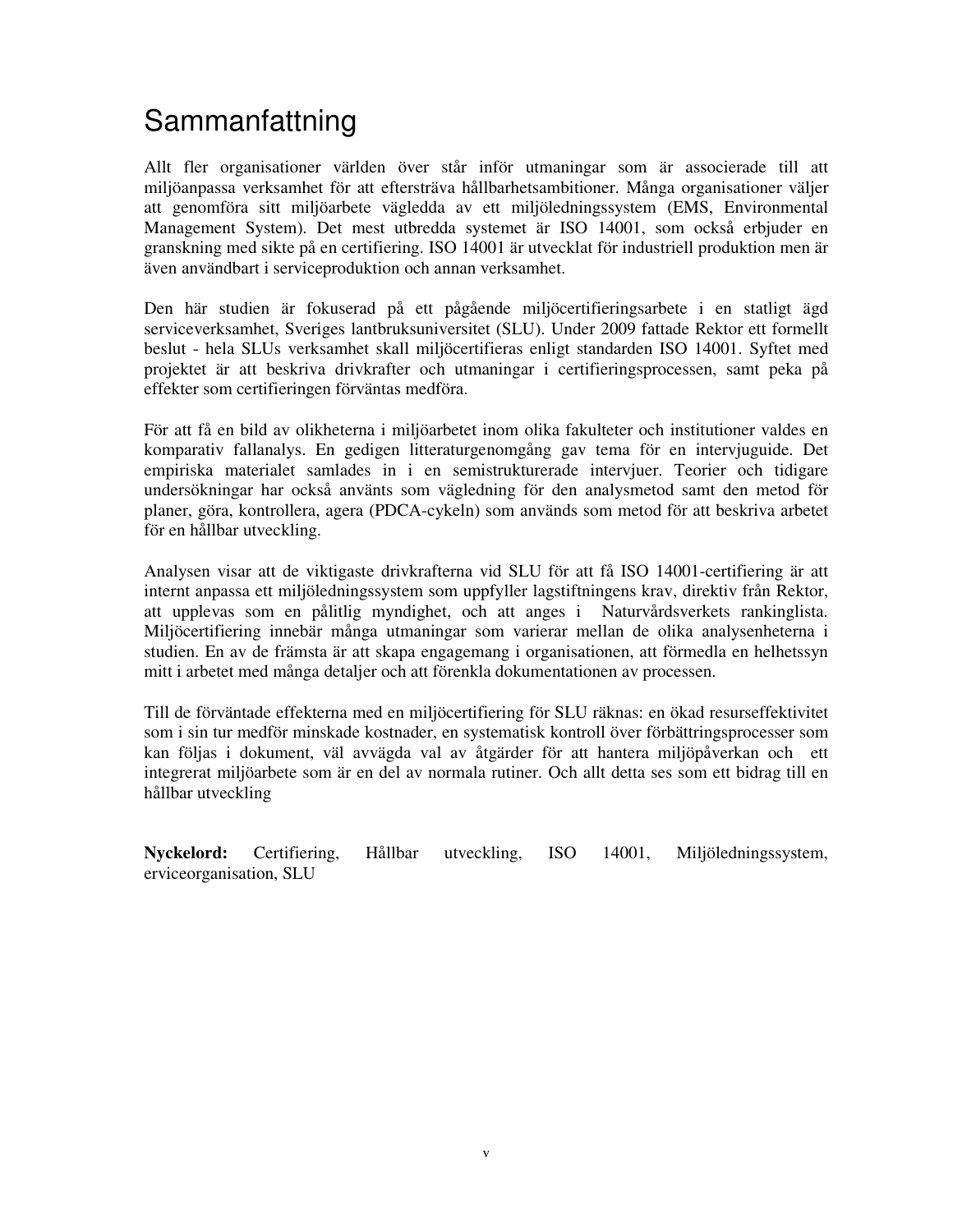# Sammanfattning

Allt fler organisationer världen över står inför utmaningar som är associerade till att miljöanpassa verksamhet för att eftersträva hållbarhetsambitioner. Många organisationer väljer att genomföra sitt miljöarbete vägledda av ett miljöledningssystem (EMS, Environmental Management System). Det mest utbredda systemet är ISO 14001, som också erbjuder en granskning med sikte på en certifiering. ISO 14001 är utvecklat för industriell produktion men är även användbart i serviceproduktion och annan verksamhet.

Den här studien är fokuserad på ett pågående miljöcertifieringsarbete i en statligt ägd serviceverksamhet, Sveriges lantbruksuniversitet (SLU). Under 2009 fattade Rektor ett formellt beslut - hela SLUs verksamhet skall miljöcertifieras enligt standarden ISO 14001. Syftet med projektet är att beskriva drivkrafter och utmaningar i certifieringsprocessen, samt peka på effekter som certifieringen förväntas medföra.

För att få en bild av olikheterna i miljöarbetet inom olika fakulteter och institutioner valdes en komparativ fallanalys. En gedigen litteraturgenomgång gav tema för en intervjuguide. Det empiriska materialet samlades in i en semistrukturerade intervjuer. Teorier och tidigare undersökningar har också använts som vägledning för den analysmetod samt den metod för planer, göra, kontrollera, agera (PDCA-cykeln) som används som metod för att beskriva arbetet för en hållbar utveckling.

Analysen visar att de viktigaste drivkrafterna vid SLU för att få ISO 14001-certifiering är att internt anpassa ett miljöledningssystem som uppfyller lagstiftningens krav, direktiv från Rektor, att upplevas som en pålitlig myndighet, och att anges i Naturvårdsverkets rankinglista. Miljöcertifiering innebär många utmaningar som varierar mellan de olika analysenheterna i studien. En av de främsta är att skapa engagemang i organisationen, att förmedla en helhetssyn mitt i arbetet med många detaljer och att förenkla dokumentationen av processen.

Till de förväntade effekterna med en miljöcertifiering för SLU räknas: en ökad resurseffektivitet som i sin tur medför minskade kostnader, en systematisk kontroll över förbättringsprocesser som kan följas i dokument, väl avvägda val av åtgärder för att hantera miljöpåverkan och ett integrerat miljöarbete som är en del av normala rutiner. Och allt detta ses som ett bidrag till en hållbar utveckling

**Nyckelord:** Certifiering, Hållbar utveckling, ISO 14001, Miljöledningssystem, erviceorganisation, SLU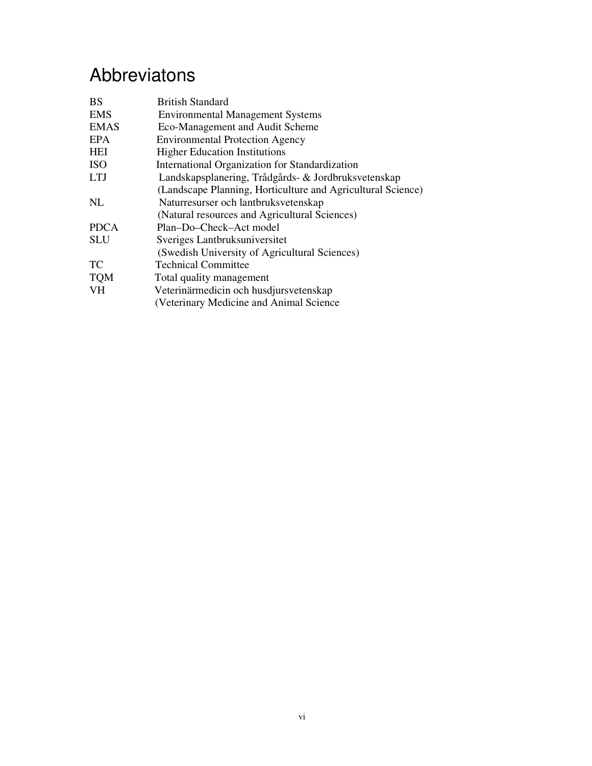# Abbreviatons

| | |
|---|---|
| BS | British Standard |
| EMS | Environmental Management Systems |
| EMAS | Eco-Management and Audit Scheme |
| EPA | Environmental Protection Agency |
| HEI | Higher Education Institutions |
| ISO | International Organization for Standardization |
| LTJ | Landskapsplanering, Trådgårds- & Jordbruksvetenskap (Landscape Planning, Horticulture and Agricultural Science) |
| NL | Naturresurser och lantbruksvetenskap (Natural resources and Agricultural Sciences) |
| PDCA | Plan–Do–Check–Act model |
| SLU | Sveriges Lantbruksuniversitet (Swedish University of Agricultural Sciences) |
| TC | Technical Committee |
| TQM | Total quality management |
| VH | Veterinärmedicin och husdjursvetenskap (Veterinary Medicine and Animal Science |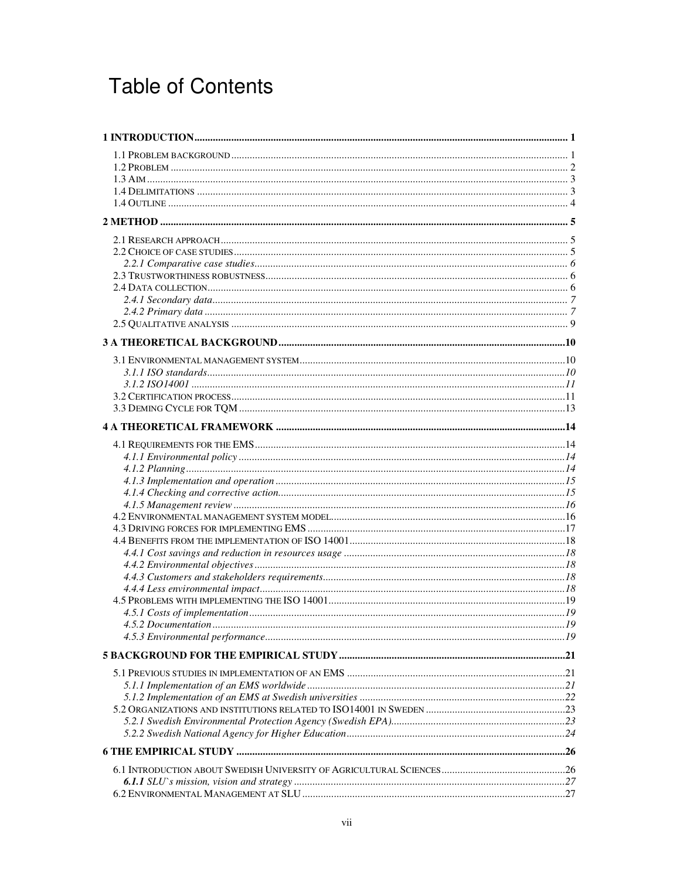# Table of Contents

**1 INTRODUCTION** .......... 1

1.1 Problem background .......... 1
1.2 Problem .......... 2
1.3 Aim .......... 3
1.4 Delimitations .......... 3
1.4 Outline .......... 4

**2 METHOD** .......... 5

2.1 Research approach .......... 5
2.2 Choice of case studies .......... 5
*2.2.1 Comparative case studies* .......... 6
2.3 Trustworthiness robustness .......... 6
2.4 Data collection .......... 6
*2.4.1 Secondary data* .......... 7
*2.4.2 Primary data* .......... 7
2.5 Qualitative analysis .......... 9

**3 A THEORETICAL BACKGROUND** .......... 10

3.1 Environmental management system .......... 10
*3.1.1 ISO standards* .......... 10
*3.1.2 ISO14001* .......... 11
3.2 Certification process .......... 11
3.3 Deming Cycle for TQM .......... 13

**4 A THEORETICAL FRAMEWORK** .......... 14

4.1 Requirements for the EMS .......... 14
*4.1.1 Environmental policy* .......... 14
*4.1.2 Planning* .......... 14
*4.1.3 Implementation and operation* .......... 15
*4.1.4 Checking and corrective action* .......... 15
*4.1.5 Management review* .......... 16
4.2 Environmental management system model .......... 16
4.3 Driving forces for implementing EMS .......... 17
4.4 Benefits from the implementation of ISO 14001 .......... 18
*4.4.1 Cost savings and reduction in resources usage* .......... 18
*4.4.2 Environmental objectives* .......... 18
*4.4.3 Customers and stakeholders requirements* .......... 18
*4.4.4 Less environmental impact* .......... 18
4.5 Problems with implementing the ISO 14001 .......... 19
*4.5.1 Costs of implementation* .......... 19
*4.5.2 Documentation* .......... 19
*4.5.3 Environmental performance* .......... 19

**5 BACKGROUND FOR THE EMPIRICAL STUDY** .......... 21

5.1 Previous studies in implementation of an EMS .......... 21
*5.1.1 Implementation of an EMS worldwide* .......... 21
*5.1.2 Implementation of an EMS at Swedish universities* .......... 22
5.2 Organizations and institutions related to ISO14001 in Sweden .......... 23
*5.2.1 Swedish Environmental Protection Agency (Swedish EPA)* .......... 23
*5.2.2 Swedish National Agency for Higher Education* .......... 24

**6 THE EMPIRICAL STUDY** .......... 26

6.1 Introduction about Swedish University of Agricultural Sciences .......... 26
***6.1.1*** *SLU`s mission, vision and strategy* .......... 27
6.2 Environmental Management at SLU .......... 27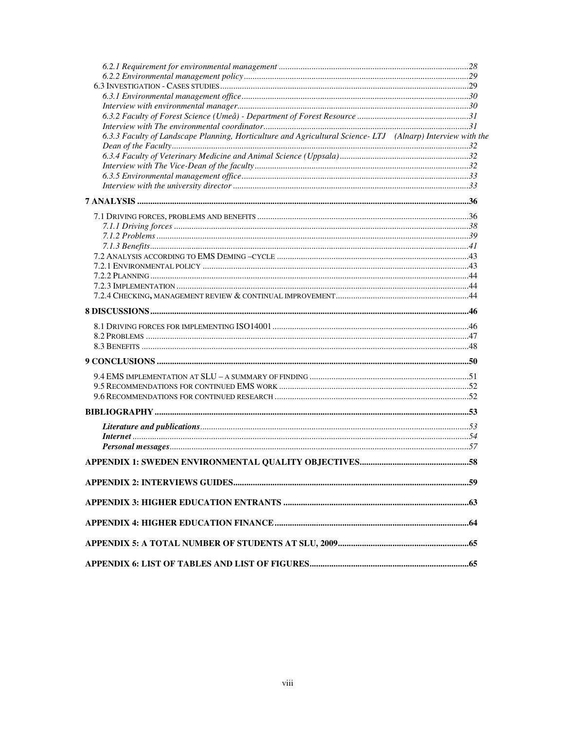*6.2.1 Requirement for environmental management* ........................................................................................28
*6.2.2 Environmental management policy*........................................................................................29
6.3 Investigation - Cases studies........................................................................................29
*6.3.1 Environmental management office*........................................................................................30
*Interview with environmental manager*........................................................................................30
*6.3.2 Faculty of Forest Science (Umeå) - Department of Forest Resource*........................................................................................31
*Interview with The environmental coordinator*........................................................................................31
*6.3.3 Faculty of Landscape Planning, Horticulture and Agricultural Science- LTJ (Alnarp) Interview with the Dean of the Faculty*........................................................................................32
*6.3.4 Faculty of Veterinary Medicine and Animal Science (Uppsala)*........................................................................................32
*Interview with The Vice-Dean of the faculty*........................................................................................32
*6.3.5 Environmental management office*........................................................................................33
*Interview with the university director*........................................................................................33

**7 ANALYSIS**........................................................................................36

7.1 Driving forces, problems and benefits........................................................................................36
*7.1.1 Driving forces*........................................................................................38
*7.1.2 Problems*........................................................................................39
*7.1.3 Benefits*........................................................................................41
7.2 Analysis according to EMS Deming –cycle........................................................................................43
7.2.1 Environmental policy........................................................................................43
7.2.2 Planning........................................................................................44
7.2.3 Implementation........................................................................................44
7.2.4 Checking, management review & continual improvement........................................................................................44

**8 DISCUSSIONS**........................................................................................46

8.1 Driving forces for implementing ISO14001........................................................................................46
8.2 Problems........................................................................................47
8.3 Benefits........................................................................................48

**9 CONCLUSIONS**........................................................................................50

9.4 EMS implementation at SLU – a summary of finding........................................................................................51
9.5 Recommendations for continued EMS work........................................................................................52
9.6 Recommendations for continued research........................................................................................52

**BIBLIOGRAPHY**........................................................................................53

***Literature and publications***........................................................................................53
***Internet***........................................................................................54
***Personal messages***........................................................................................57

**APPENDIX 1: SWEDEN ENVIRONMENTAL QUALITY OBJECTIVES**........................................................................................58

**APPENDIX 2: INTERVIEWS GUIDES**........................................................................................59

**APPENDIX 3: HIGHER EDUCATION ENTRANTS**........................................................................................63

**APPENDIX 4: HIGHER EDUCATION FINANCE**........................................................................................64

**APPENDIX 5: A TOTAL NUMBER OF STUDENTS AT SLU, 2009**........................................................................................65

**APPENDIX 6: LIST OF TABLES AND LIST OF FIGURES**........................................................................................65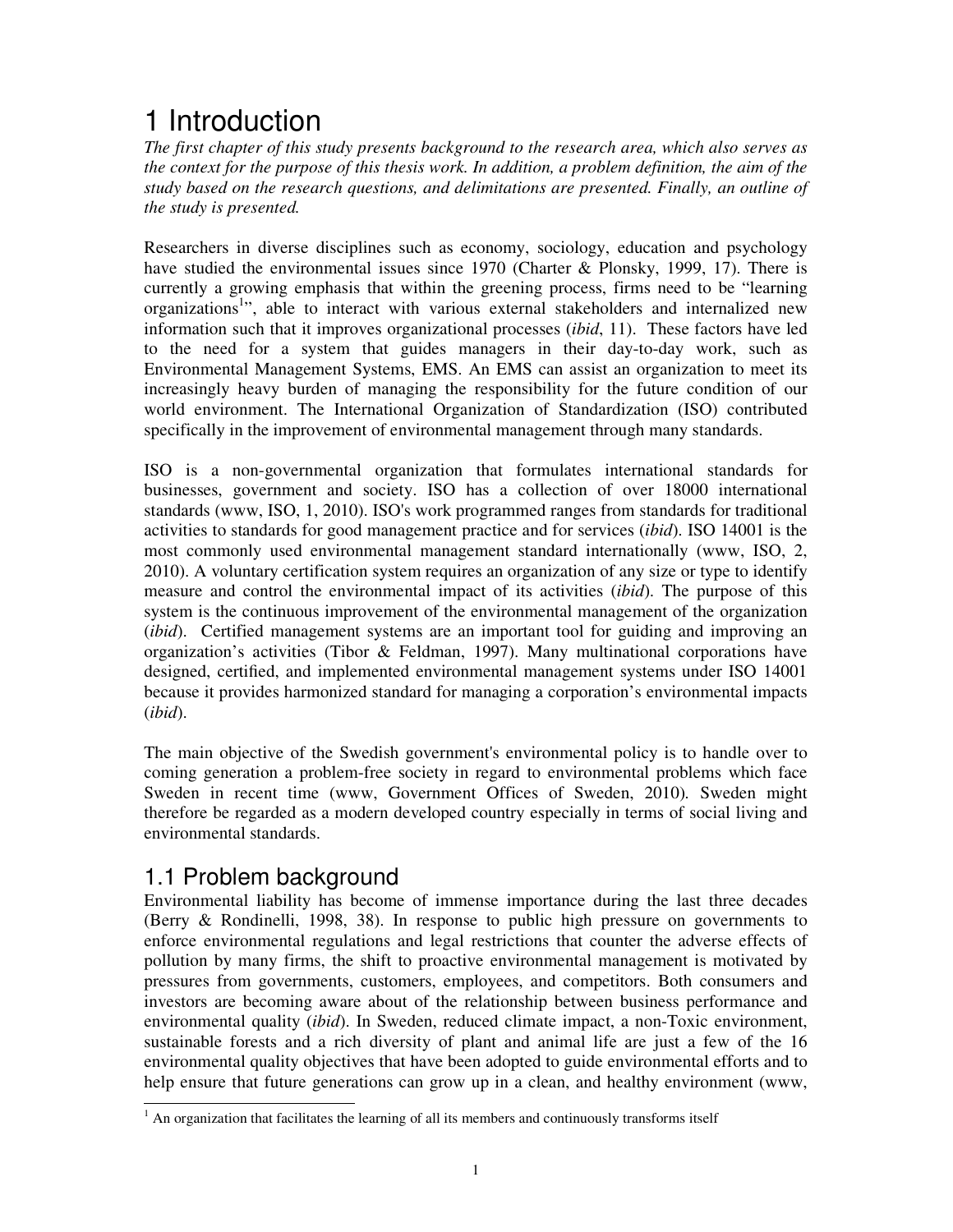# 1 Introduction

*The first chapter of this study presents background to the research area, which also serves as the context for the purpose of this thesis work. In addition, a problem definition, the aim of the study based on the research questions, and delimitations are presented. Finally, an outline of the study is presented.*

Researchers in diverse disciplines such as economy, sociology, education and psychology have studied the environmental issues since 1970 (Charter & Plonsky, 1999, 17). There is currently a growing emphasis that within the greening process, firms need to be "learning organizations[1]", able to interact with various external stakeholders and internalized new information such that it improves organizational processes (*ibid*, 11). These factors have led to the need for a system that guides managers in their day-to-day work, such as Environmental Management Systems, EMS. An EMS can assist an organization to meet its increasingly heavy burden of managing the responsibility for the future condition of our world environment. The International Organization of Standardization (ISO) contributed specifically in the improvement of environmental management through many standards.

ISO is a non-governmental organization that formulates international standards for businesses, government and society. ISO has a collection of over 18000 international standards (www, ISO, 1, 2010). ISO's work programmed ranges from standards for traditional activities to standards for good management practice and for services (*ibid*). ISO 14001 is the most commonly used environmental management standard internationally (www, ISO, 2, 2010). A voluntary certification system requires an organization of any size or type to identify measure and control the environmental impact of its activities (*ibid*). The purpose of this system is the continuous improvement of the environmental management of the organization (*ibid*). Certified management systems are an important tool for guiding and improving an organization's activities (Tibor & Feldman, 1997). Many multinational corporations have designed, certified, and implemented environmental management systems under ISO 14001 because it provides harmonized standard for managing a corporation's environmental impacts (*ibid*).

The main objective of the Swedish government's environmental policy is to handle over to coming generation a problem-free society in regard to environmental problems which face Sweden in recent time (www, Government Offices of Sweden, 2010). Sweden might therefore be regarded as a modern developed country especially in terms of social living and environmental standards.

## 1.1 Problem background

Environmental liability has become of immense importance during the last three decades (Berry & Rondinelli, 1998, 38). In response to public high pressure on governments to enforce environmental regulations and legal restrictions that counter the adverse effects of pollution by many firms, the shift to proactive environmental management is motivated by pressures from governments, customers, employees, and competitors. Both consumers and investors are becoming aware about of the relationship between business performance and environmental quality (*ibid*). In Sweden, reduced climate impact, a non-Toxic environment, sustainable forests and a rich diversity of plant and animal life are just a few of the 16 environmental quality objectives that have been adopted to guide environmental efforts and to help ensure that future generations can grow up in a clean, and healthy environment (www,

[1] An organization that facilitates the learning of all its members and continuously transforms itself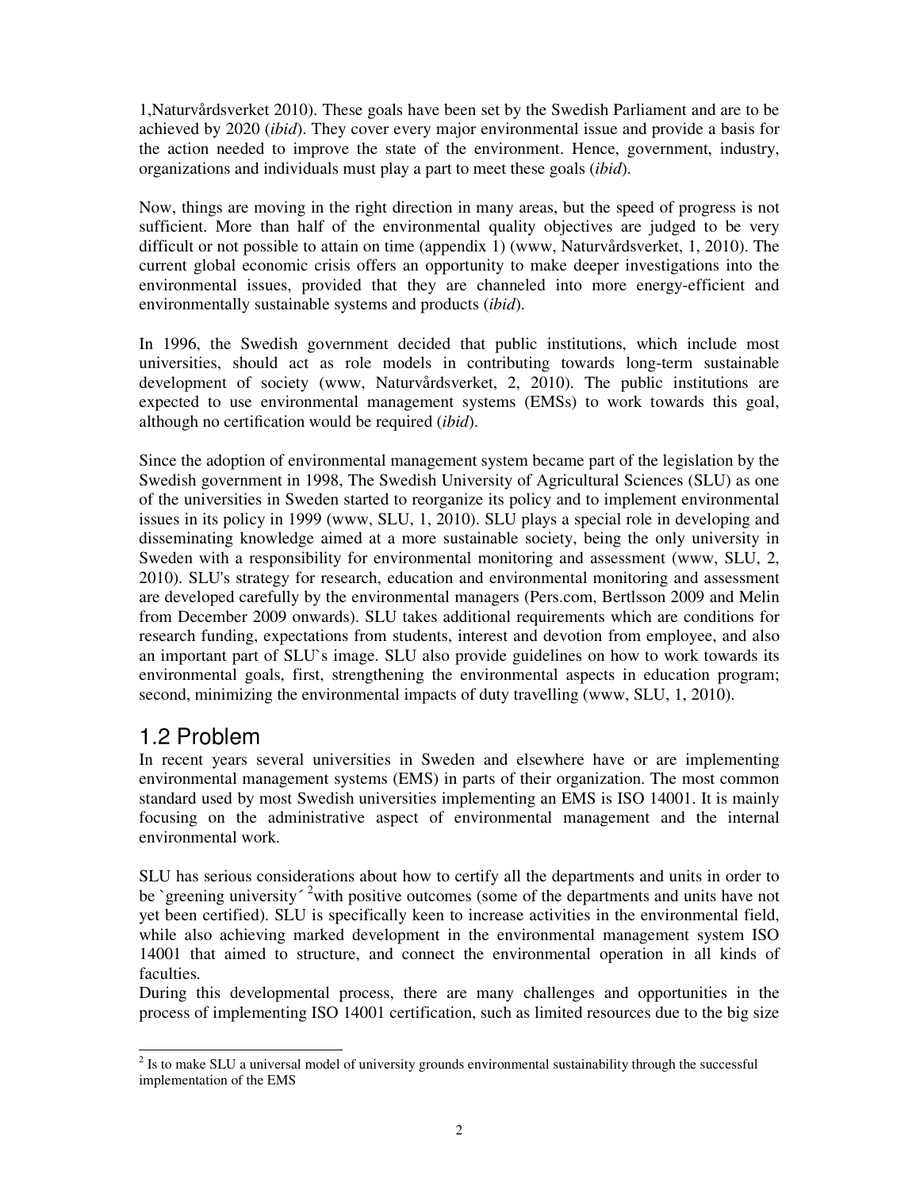1,Naturvårdsverket 2010). These goals have been set by the Swedish Parliament and are to be achieved by 2020 (*ibid*). They cover every major environmental issue and provide a basis for the action needed to improve the state of the environment. Hence, government, industry, organizations and individuals must play a part to meet these goals (*ibid*).

Now, things are moving in the right direction in many areas, but the speed of progress is not sufficient. More than half of the environmental quality objectives are judged to be very difficult or not possible to attain on time (appendix 1) (www, Naturvårdsverket, 1, 2010). The current global economic crisis offers an opportunity to make deeper investigations into the environmental issues, provided that they are channeled into more energy-efficient and environmentally sustainable systems and products (*ibid*).

In 1996, the Swedish government decided that public institutions, which include most universities, should act as role models in contributing towards long-term sustainable development of society (www, Naturvårdsverket, 2, 2010). The public institutions are expected to use environmental management systems (EMSs) to work towards this goal, although no certification would be required (*ibid*).

Since the adoption of environmental management system became part of the legislation by the Swedish government in 1998, The Swedish University of Agricultural Sciences (SLU) as one of the universities in Sweden started to reorganize its policy and to implement environmental issues in its policy in 1999 (www, SLU, 1, 2010). SLU plays a special role in developing and disseminating knowledge aimed at a more sustainable society, being the only university in Sweden with a responsibility for environmental monitoring and assessment (www, SLU, 2, 2010). SLU's strategy for research, education and environmental monitoring and assessment are developed carefully by the environmental managers (Pers.com, Bertlsson 2009 and Melin from December 2009 onwards). SLU takes additional requirements which are conditions for research funding, expectations from students, interest and devotion from employee, and also an important part of SLU`s image. SLU also provide guidelines on how to work towards its environmental goals, first, strengthening the environmental aspects in education program; second, minimizing the environmental impacts of duty travelling (www, SLU, 1, 2010).

## 1.2 Problem

In recent years several universities in Sweden and elsewhere have or are implementing environmental management systems (EMS) in parts of their organization. The most common standard used by most Swedish universities implementing an EMS is ISO 14001. It is mainly focusing on the administrative aspect of environmental management and the internal environmental work.

SLU has serious considerations about how to certify all the departments and units in order to be `greening university´ [2]with positive outcomes (some of the departments and units have not yet been certified). SLU is specifically keen to increase activities in the environmental field, while also achieving marked development in the environmental management system ISO 14001 that aimed to structure, and connect the environmental operation in all kinds of faculties.

During this developmental process, there are many challenges and opportunities in the process of implementing ISO 14001 certification, such as limited resources due to the big size

[2] Is to make SLU a universal model of university grounds environmental sustainability through the successful implementation of the EMS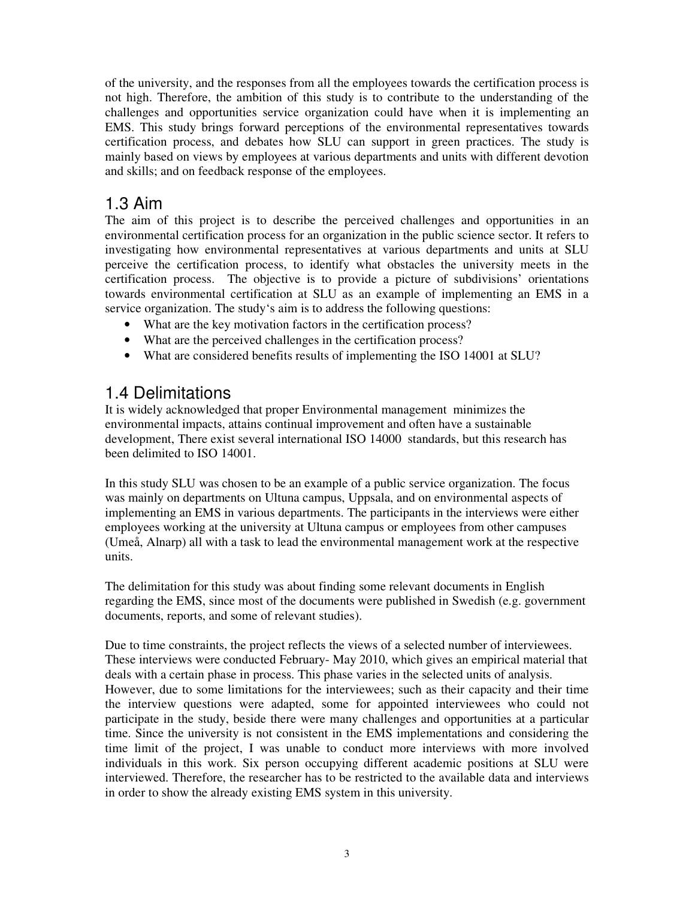of the university, and the responses from all the employees towards the certification process is not high. Therefore, the ambition of this study is to contribute to the understanding of the challenges and opportunities service organization could have when it is implementing an EMS. This study brings forward perceptions of the environmental representatives towards certification process, and debates how SLU can support in green practices. The study is mainly based on views by employees at various departments and units with different devotion and skills; and on feedback response of the employees.

## 1.3 Aim

The aim of this project is to describe the perceived challenges and opportunities in an environmental certification process for an organization in the public science sector. It refers to investigating how environmental representatives at various departments and units at SLU perceive the certification process, to identify what obstacles the university meets in the certification process. The objective is to provide a picture of subdivisions' orientations towards environmental certification at SLU as an example of implementing an EMS in a service organization. The study's aim is to address the following questions:

- What are the key motivation factors in the certification process?
- What are the perceived challenges in the certification process?
- What are considered benefits results of implementing the ISO 14001 at SLU?

## 1.4 Delimitations

It is widely acknowledged that proper Environmental management minimizes the environmental impacts, attains continual improvement and often have a sustainable development, There exist several international ISO 14000 standards, but this research has been delimited to ISO 14001.

In this study SLU was chosen to be an example of a public service organization. The focus was mainly on departments on Ultuna campus, Uppsala, and on environmental aspects of implementing an EMS in various departments. The participants in the interviews were either employees working at the university at Ultuna campus or employees from other campuses (Umeå, Alnarp) all with a task to lead the environmental management work at the respective units.

The delimitation for this study was about finding some relevant documents in English regarding the EMS, since most of the documents were published in Swedish (e.g. government documents, reports, and some of relevant studies).

Due to time constraints, the project reflects the views of a selected number of interviewees. These interviews were conducted February- May 2010, which gives an empirical material that deals with a certain phase in process. This phase varies in the selected units of analysis. However, due to some limitations for the interviewees; such as their capacity and their time the interview questions were adapted, some for appointed interviewees who could not participate in the study, beside there were many challenges and opportunities at a particular time. Since the university is not consistent in the EMS implementations and considering the time limit of the project, I was unable to conduct more interviews with more involved individuals in this work. Six person occupying different academic positions at SLU were interviewed. Therefore, the researcher has to be restricted to the available data and interviews in order to show the already existing EMS system in this university.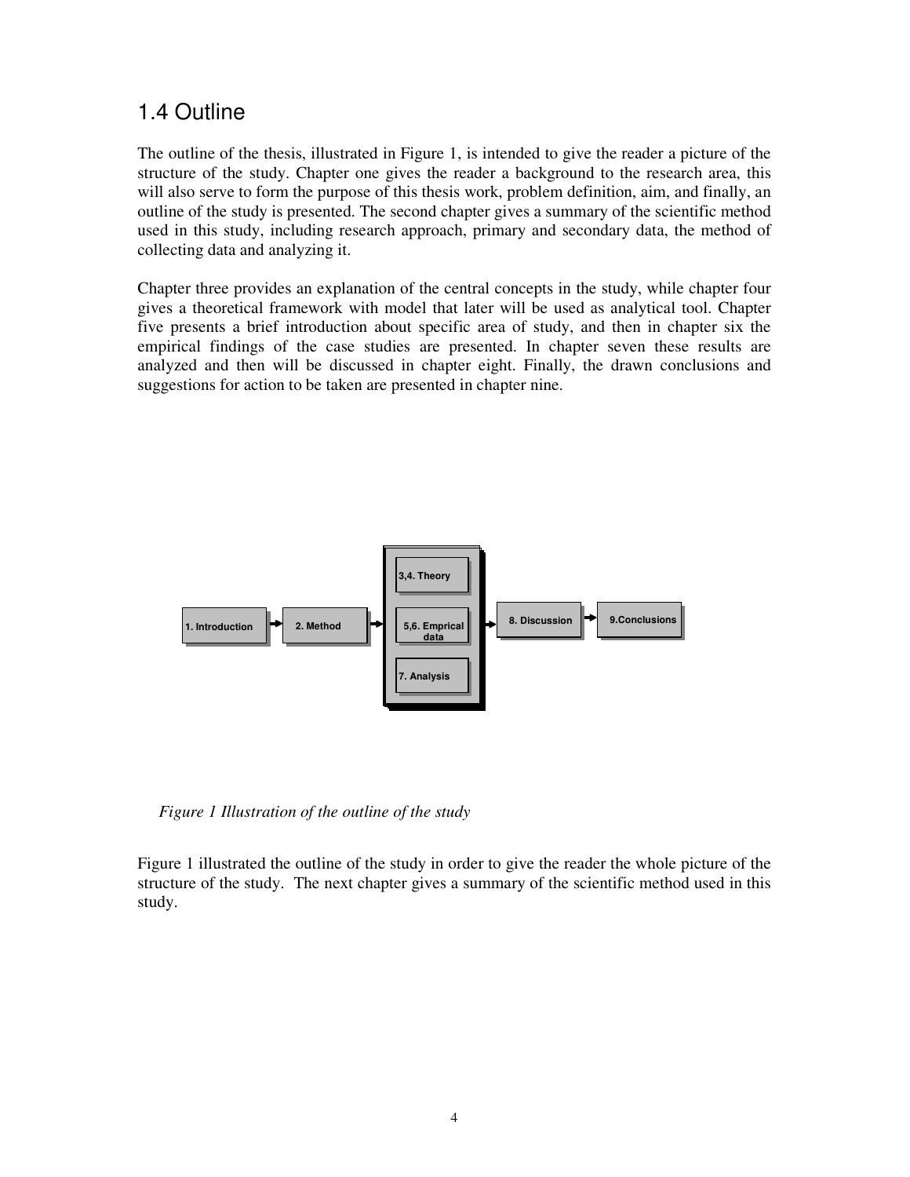## 1.4 Outline

The outline of the thesis, illustrated in Figure 1, is intended to give the reader a picture of the structure of the study. Chapter one gives the reader a background to the research area, this will also serve to form the purpose of this thesis work, problem definition, aim, and finally, an outline of the study is presented. The second chapter gives a summary of the scientific method used in this study, including research approach, primary and secondary data, the method of collecting data and analyzing it.

Chapter three provides an explanation of the central concepts in the study, while chapter four gives a theoretical framework with model that later will be used as analytical tool. Chapter five presents a brief introduction about specific area of study, and then in chapter six the empirical findings of the case studies are presented. In chapter seven these results are analyzed and then will be discussed in chapter eight. Finally, the drawn conclusions and suggestions for action to be taken are presented in chapter nine.

*Figure 1 Illustration of the outline of the study*

Figure 1 illustrated the outline of the study in order to give the reader the whole picture of the structure of the study. The next chapter gives a summary of the scientific method used in this study.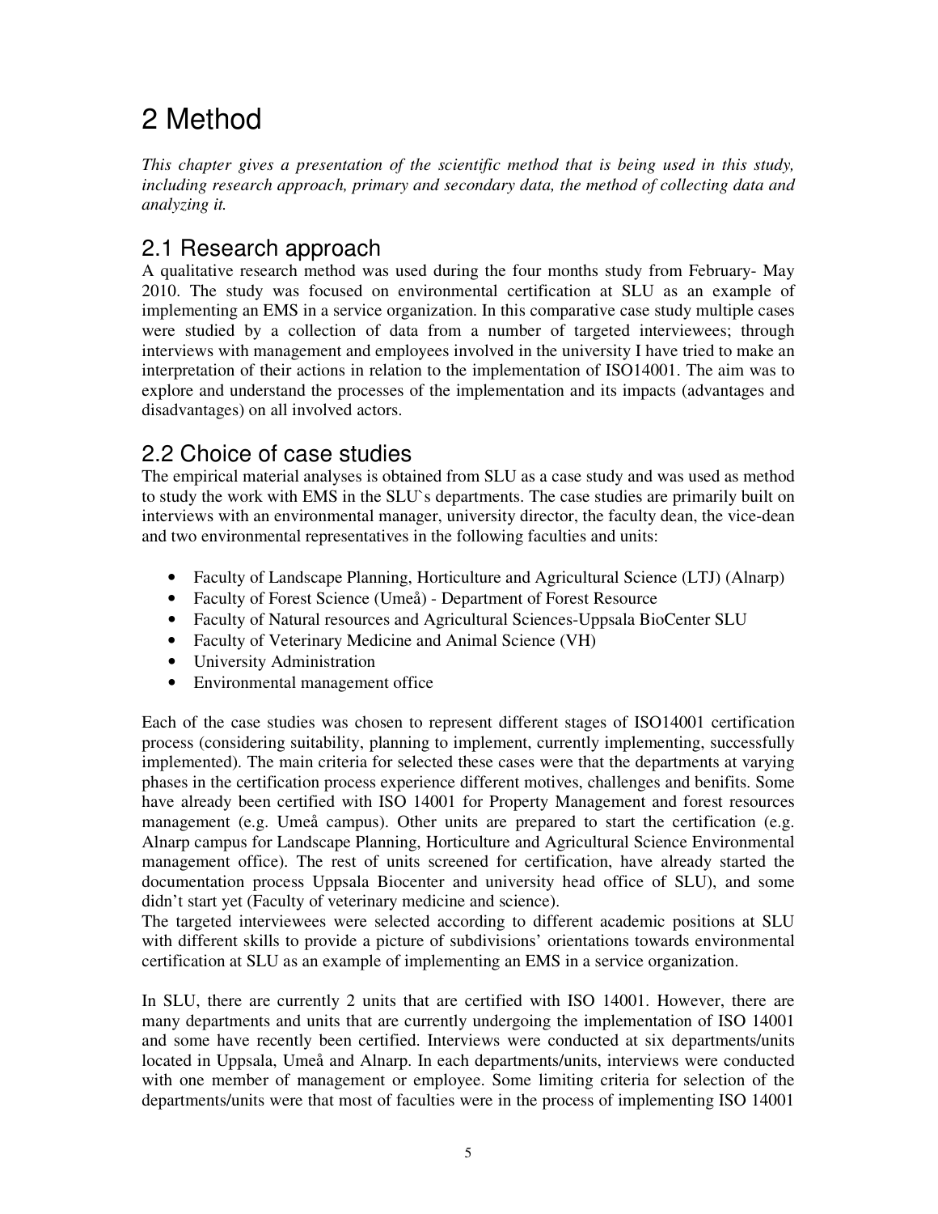# 2 Method

*This chapter gives a presentation of the scientific method that is being used in this study, including research approach, primary and secondary data, the method of collecting data and analyzing it.*

## 2.1 Research approach

A qualitative research method was used during the four months study from February- May 2010. The study was focused on environmental certification at SLU as an example of implementing an EMS in a service organization. In this comparative case study multiple cases were studied by a collection of data from a number of targeted interviewees; through interviews with management and employees involved in the university I have tried to make an interpretation of their actions in relation to the implementation of ISO14001. The aim was to explore and understand the processes of the implementation and its impacts (advantages and disadvantages) on all involved actors.

## 2.2 Choice of case studies

The empirical material analyses is obtained from SLU as a case study and was used as method to study the work with EMS in the SLU`s departments. The case studies are primarily built on interviews with an environmental manager, university director, the faculty dean, the vice-dean and two environmental representatives in the following faculties and units:

- Faculty of Landscape Planning, Horticulture and Agricultural Science (LTJ) (Alnarp)
- Faculty of Forest Science (Umeå) - Department of Forest Resource
- Faculty of Natural resources and Agricultural Sciences-Uppsala BioCenter SLU
- Faculty of Veterinary Medicine and Animal Science (VH)
- University Administration
- Environmental management office

Each of the case studies was chosen to represent different stages of ISO14001 certification process (considering suitability, planning to implement, currently implementing, successfully implemented). The main criteria for selected these cases were that the departments at varying phases in the certification process experience different motives, challenges and benifits. Some have already been certified with ISO 14001 for Property Management and forest resources management (e.g. Umeå campus). Other units are prepared to start the certification (e.g. Alnarp campus for Landscape Planning, Horticulture and Agricultural Science Environmental management office). The rest of units screened for certification, have already started the documentation process Uppsala Biocenter and university head office of SLU), and some didn't start yet (Faculty of veterinary medicine and science).

The targeted interviewees were selected according to different academic positions at SLU with different skills to provide a picture of subdivisions' orientations towards environmental certification at SLU as an example of implementing an EMS in a service organization.

In SLU, there are currently 2 units that are certified with ISO 14001. However, there are many departments and units that are currently undergoing the implementation of ISO 14001 and some have recently been certified. Interviews were conducted at six departments/units located in Uppsala, Umeå and Alnarp. In each departments/units, interviews were conducted with one member of management or employee. Some limiting criteria for selection of the departments/units were that most of faculties were in the process of implementing ISO 14001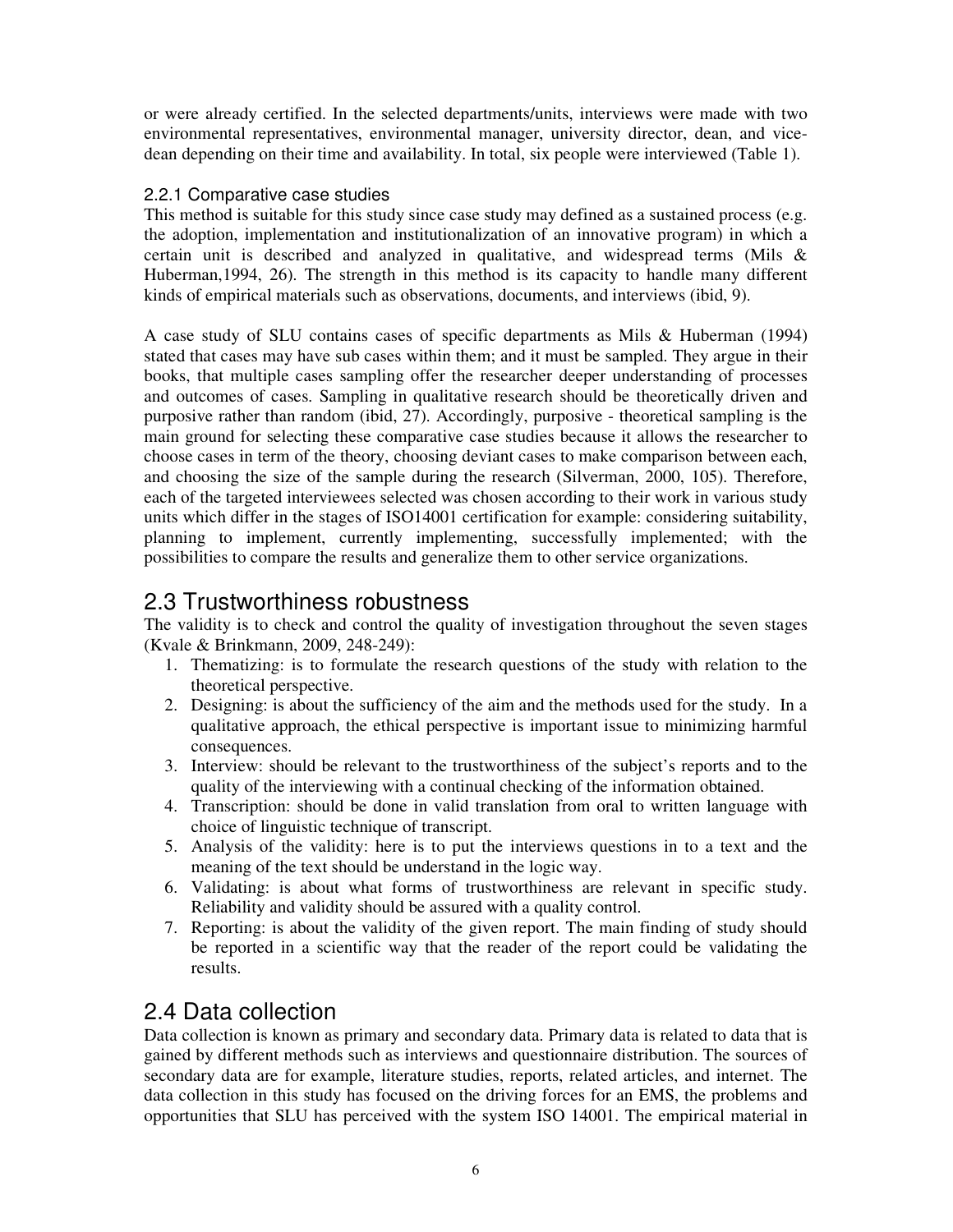or were already certified. In the selected departments/units, interviews were made with two environmental representatives, environmental manager, university director, dean, and vice-dean depending on their time and availability. In total, six people were interviewed (Table 1).

### 2.2.1 Comparative case studies

This method is suitable for this study since case study may defined as a sustained process (e.g. the adoption, implementation and institutionalization of an innovative program) in which a certain unit is described and analyzed in qualitative, and widespread terms (Mils & Huberman,1994, 26). The strength in this method is its capacity to handle many different kinds of empirical materials such as observations, documents, and interviews (ibid, 9).

A case study of SLU contains cases of specific departments as Mils & Huberman (1994) stated that cases may have sub cases within them; and it must be sampled. They argue in their books, that multiple cases sampling offer the researcher deeper understanding of processes and outcomes of cases. Sampling in qualitative research should be theoretically driven and purposive rather than random (ibid, 27). Accordingly, purposive - theoretical sampling is the main ground for selecting these comparative case studies because it allows the researcher to choose cases in term of the theory, choosing deviant cases to make comparison between each, and choosing the size of the sample during the research (Silverman, 2000, 105). Therefore, each of the targeted interviewees selected was chosen according to their work in various study units which differ in the stages of ISO14001 certification for example: considering suitability, planning to implement, currently implementing, successfully implemented; with the possibilities to compare the results and generalize them to other service organizations.

## 2.3 Trustworthiness robustness

The validity is to check and control the quality of investigation throughout the seven stages (Kvale & Brinkmann, 2009, 248-249):

1. Thematizing: is to formulate the research questions of the study with relation to the theoretical perspective.
2. Designing: is about the sufficiency of the aim and the methods used for the study. In a qualitative approach, the ethical perspective is important issue to minimizing harmful consequences.
3. Interview: should be relevant to the trustworthiness of the subject's reports and to the quality of the interviewing with a continual checking of the information obtained.
4. Transcription: should be done in valid translation from oral to written language with choice of linguistic technique of transcript.
5. Analysis of the validity: here is to put the interviews questions in to a text and the meaning of the text should be understand in the logic way.
6. Validating: is about what forms of trustworthiness are relevant in specific study. Reliability and validity should be assured with a quality control.
7. Reporting: is about the validity of the given report. The main finding of study should be reported in a scientific way that the reader of the report could be validating the results.

## 2.4 Data collection

Data collection is known as primary and secondary data. Primary data is related to data that is gained by different methods such as interviews and questionnaire distribution. The sources of secondary data are for example, literature studies, reports, related articles, and internet. The data collection in this study has focused on the driving forces for an EMS, the problems and opportunities that SLU has perceived with the system ISO 14001. The empirical material in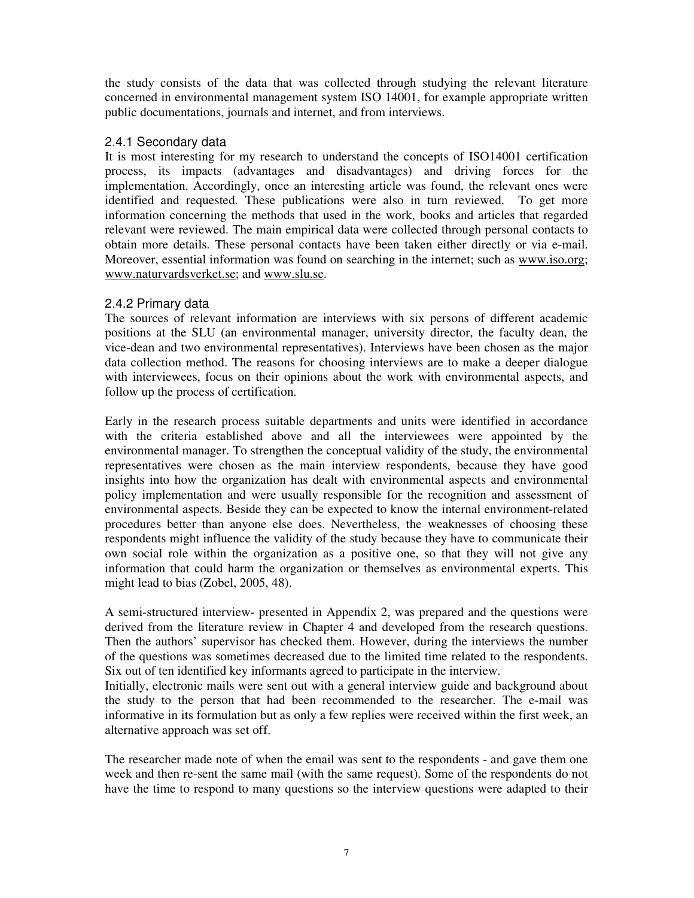the study consists of the data that was collected through studying the relevant literature concerned in environmental management system ISO 14001, for example appropriate written public documentations, journals and internet, and from interviews.

### 2.4.1 Secondary data

It is most interesting for my research to understand the concepts of ISO14001 certification process, its impacts (advantages and disadvantages) and driving forces for the implementation. Accordingly, once an interesting article was found, the relevant ones were identified and requested. These publications were also in turn reviewed. To get more information concerning the methods that used in the work, books and articles that regarded relevant were reviewed. The main empirical data were collected through personal contacts to obtain more details. These personal contacts have been taken either directly or via e-mail. Moreover, essential information was found on searching in the internet; such as www.iso.org; www.naturvardsverket.se; and www.slu.se.

### 2.4.2 Primary data

The sources of relevant information are interviews with six persons of different academic positions at the SLU (an environmental manager, university director, the faculty dean, the vice-dean and two environmental representatives). Interviews have been chosen as the major data collection method. The reasons for choosing interviews are to make a deeper dialogue with interviewees, focus on their opinions about the work with environmental aspects, and follow up the process of certification.

Early in the research process suitable departments and units were identified in accordance with the criteria established above and all the interviewees were appointed by the environmental manager. To strengthen the conceptual validity of the study, the environmental representatives were chosen as the main interview respondents, because they have good insights into how the organization has dealt with environmental aspects and environmental policy implementation and were usually responsible for the recognition and assessment of environmental aspects. Beside they can be expected to know the internal environment-related procedures better than anyone else does. Nevertheless, the weaknesses of choosing these respondents might influence the validity of the study because they have to communicate their own social role within the organization as a positive one, so that they will not give any information that could harm the organization or themselves as environmental experts. This might lead to bias (Zobel, 2005, 48).

A semi-structured interview- presented in Appendix 2, was prepared and the questions were derived from the literature review in Chapter 4 and developed from the research questions. Then the authors' supervisor has checked them. However, during the interviews the number of the questions was sometimes decreased due to the limited time related to the respondents. Six out of ten identified key informants agreed to participate in the interview.
Initially, electronic mails were sent out with a general interview guide and background about the study to the person that had been recommended to the researcher. The e-mail was informative in its formulation but as only a few replies were received within the first week, an alternative approach was set off.

The researcher made note of when the email was sent to the respondents - and gave them one week and then re-sent the same mail (with the same request). Some of the respondents do not have the time to respond to many questions so the interview questions were adapted to their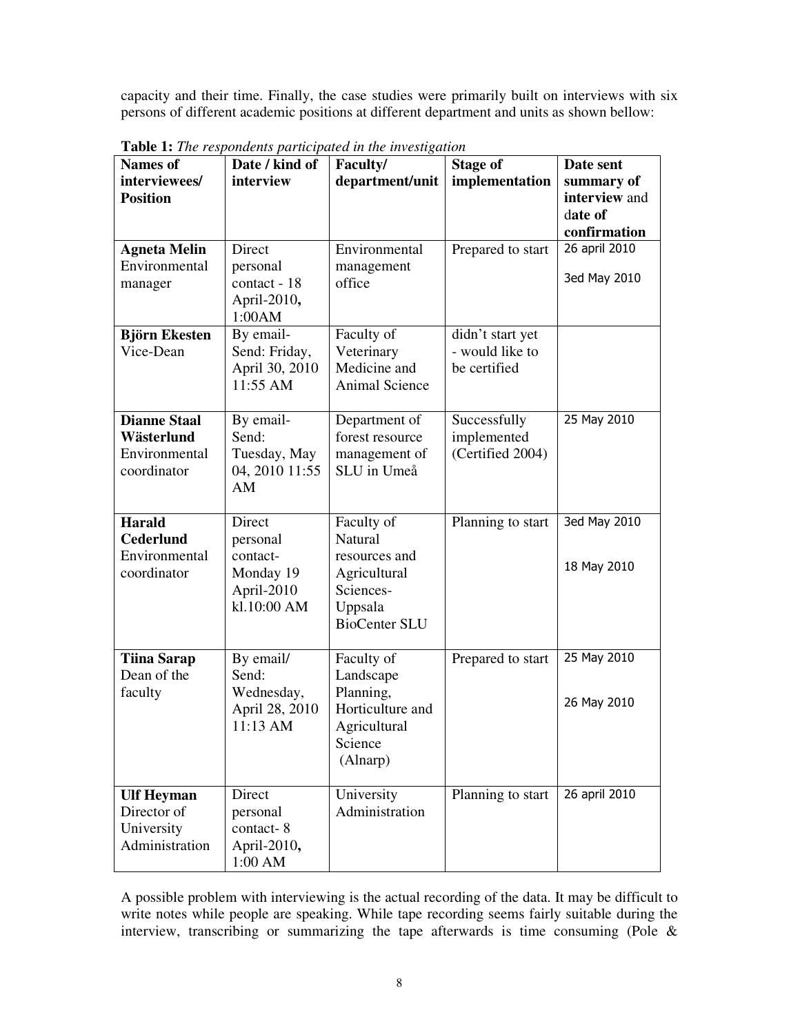capacity and their time. Finally, the case studies were primarily built on interviews with six persons of different academic positions at different department and units as shown bellow:

**Table 1:** *The respondents participated in the investigation*

| **Names of interviewees/ Position** | **Date / kind of interview** | **Faculty/ department/unit** | **Stage of implementation** | **Date sent summary of interview and date of confirmation** |
|---|---|---|---|---|
| **Agneta Melin** Environmental manager | Direct personal contact - 18 April-2010, 1:00AM | Environmental management office | Prepared to start | 26 april 2010<br>3ed May 2010 |
| **Björn Ekesten** Vice-Dean | By email- Send: Friday, April 30, 2010 11:55 AM | Faculty of Veterinary Medicine and Animal Science | didn't start yet - would like to be certified | |
| **Dianne Staal Wästerlund** Environmental coordinator | By email- Send: Tuesday, May 04, 2010 11:55 AM | Department of forest resource management of SLU in Umeå | Successfully implemented (Certified 2004) | 25 May 2010 |
| **Harald Cederlund** Environmental coordinator | Direct personal contact- Monday 19 April-2010 kl.10:00 AM | Faculty of Natural resources and Agricultural Sciences- Uppsala BioCenter SLU | Planning to start | 3ed May 2010<br>18 May 2010 |
| **Tiina Sarap** Dean of the faculty | By email/ Send: Wednesday, April 28, 2010 11:13 AM | Faculty of Landscape Planning, Horticulture and Agricultural Science (Alnarp) | Prepared to start | 25 May 2010<br>26 May 2010 |
| **Ulf Heyman** Director of University Administration | Direct personal contact- 8 April-2010, 1:00 AM | University Administration | Planning to start | 26 april 2010 |

A possible problem with interviewing is the actual recording of the data. It may be difficult to write notes while people are speaking. While tape recording seems fairly suitable during the interview, transcribing or summarizing the tape afterwards is time consuming (Pole &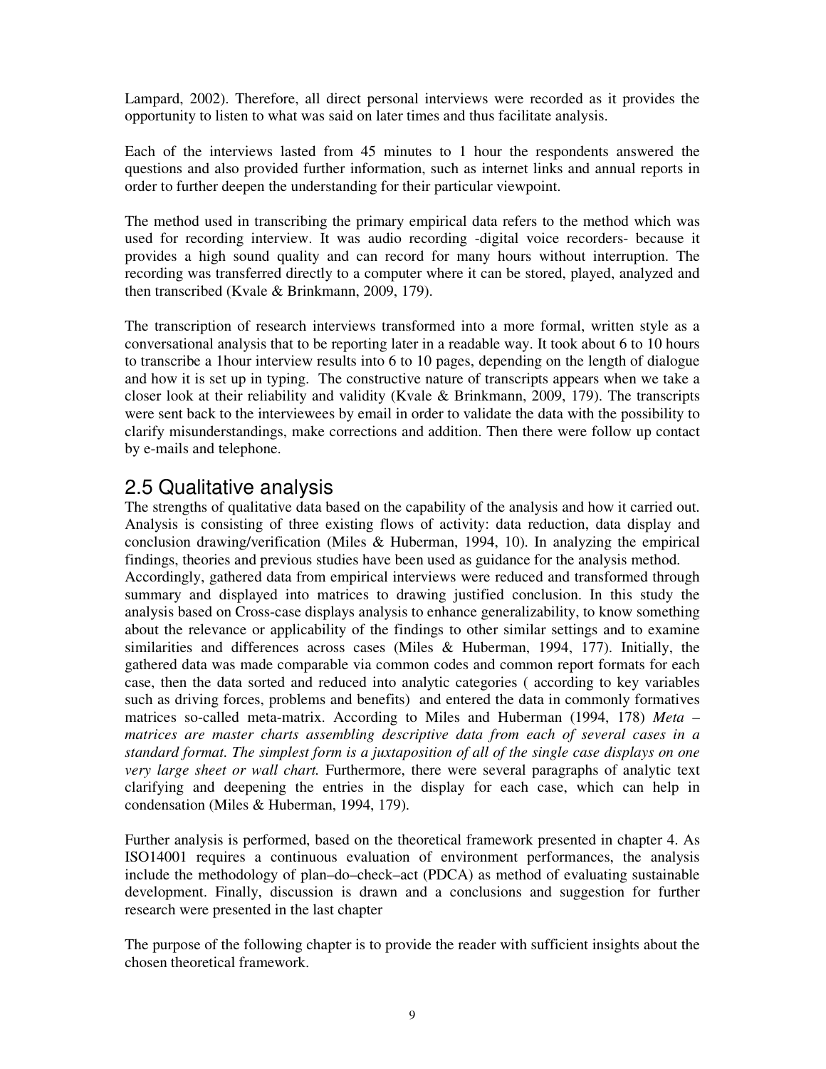Lampard, 2002). Therefore, all direct personal interviews were recorded as it provides the opportunity to listen to what was said on later times and thus facilitate analysis.

Each of the interviews lasted from 45 minutes to 1 hour the respondents answered the questions and also provided further information, such as internet links and annual reports in order to further deepen the understanding for their particular viewpoint.

The method used in transcribing the primary empirical data refers to the method which was used for recording interview. It was audio recording -digital voice recorders- because it provides a high sound quality and can record for many hours without interruption. The recording was transferred directly to a computer where it can be stored, played, analyzed and then transcribed (Kvale & Brinkmann, 2009, 179).

The transcription of research interviews transformed into a more formal, written style as a conversational analysis that to be reporting later in a readable way. It took about 6 to 10 hours to transcribe a 1hour interview results into 6 to 10 pages, depending on the length of dialogue and how it is set up in typing. The constructive nature of transcripts appears when we take a closer look at their reliability and validity (Kvale & Brinkmann, 2009, 179). The transcripts were sent back to the interviewees by email in order to validate the data with the possibility to clarify misunderstandings, make corrections and addition. Then there were follow up contact by e-mails and telephone.

## 2.5 Qualitative analysis

The strengths of qualitative data based on the capability of the analysis and how it carried out. Analysis is consisting of three existing flows of activity: data reduction, data display and conclusion drawing/verification (Miles & Huberman, 1994, 10). In analyzing the empirical findings, theories and previous studies have been used as guidance for the analysis method. Accordingly, gathered data from empirical interviews were reduced and transformed through summary and displayed into matrices to drawing justified conclusion. In this study the analysis based on Cross-case displays analysis to enhance generalizability, to know something about the relevance or applicability of the findings to other similar settings and to examine similarities and differences across cases (Miles & Huberman, 1994, 177). Initially, the gathered data was made comparable via common codes and common report formats for each case, then the data sorted and reduced into analytic categories ( according to key variables such as driving forces, problems and benefits) and entered the data in commonly formatives matrices so-called meta-matrix. According to Miles and Huberman (1994, 178) *Meta – matrices are master charts assembling descriptive data from each of several cases in a standard format. The simplest form is a juxtaposition of all of the single case displays on one very large sheet or wall chart.* Furthermore, there were several paragraphs of analytic text clarifying and deepening the entries in the display for each case, which can help in condensation (Miles & Huberman, 1994, 179).

Further analysis is performed, based on the theoretical framework presented in chapter 4. As ISO14001 requires a continuous evaluation of environment performances, the analysis include the methodology of plan–do–check–act (PDCA) as method of evaluating sustainable development. Finally, discussion is drawn and a conclusions and suggestion for further research were presented in the last chapter

The purpose of the following chapter is to provide the reader with sufficient insights about the chosen theoretical framework.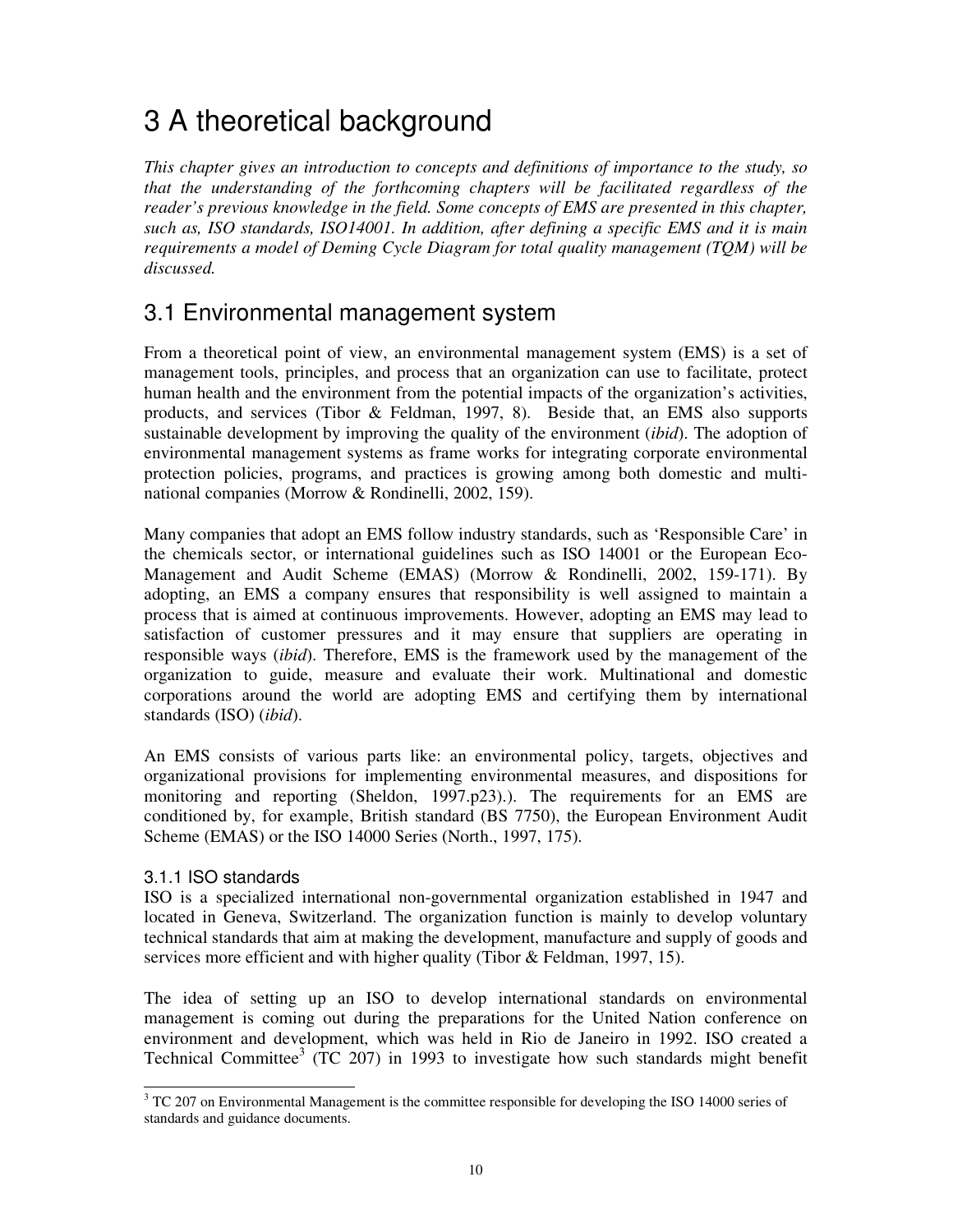# 3 A theoretical background

*This chapter gives an introduction to concepts and definitions of importance to the study, so that the understanding of the forthcoming chapters will be facilitated regardless of the reader's previous knowledge in the field. Some concepts of EMS are presented in this chapter, such as, ISO standards, ISO14001. In addition, after defining a specific EMS and it is main requirements a model of Deming Cycle Diagram for total quality management (TQM) will be discussed.*

## 3.1 Environmental management system

From a theoretical point of view, an environmental management system (EMS) is a set of management tools, principles, and process that an organization can use to facilitate, protect human health and the environment from the potential impacts of the organization's activities, products, and services (Tibor & Feldman, 1997, 8). Beside that, an EMS also supports sustainable development by improving the quality of the environment (*ibid*). The adoption of environmental management systems as frame works for integrating corporate environmental protection policies, programs, and practices is growing among both domestic and multi-national companies (Morrow & Rondinelli, 2002, 159).

Many companies that adopt an EMS follow industry standards, such as 'Responsible Care' in the chemicals sector, or international guidelines such as ISO 14001 or the European Eco-Management and Audit Scheme (EMAS) (Morrow & Rondinelli, 2002, 159-171). By adopting, an EMS a company ensures that responsibility is well assigned to maintain a process that is aimed at continuous improvements. However, adopting an EMS may lead to satisfaction of customer pressures and it may ensure that suppliers are operating in responsible ways (*ibid*). Therefore, EMS is the framework used by the management of the organization to guide, measure and evaluate their work. Multinational and domestic corporations around the world are adopting EMS and certifying them by international standards (ISO) (*ibid*).

An EMS consists of various parts like: an environmental policy, targets, objectives and organizational provisions for implementing environmental measures, and dispositions for monitoring and reporting (Sheldon, 1997.p23).). The requirements for an EMS are conditioned by, for example, British standard (BS 7750), the European Environment Audit Scheme (EMAS) or the ISO 14000 Series (North., 1997, 175).

### 3.1.1 ISO standards

ISO is a specialized international non-governmental organization established in 1947 and located in Geneva, Switzerland. The organization function is mainly to develop voluntary technical standards that aim at making the development, manufacture and supply of goods and services more efficient and with higher quality (Tibor & Feldman, 1997, 15).

The idea of setting up an ISO to develop international standards on environmental management is coming out during the preparations for the United Nation conference on environment and development, which was held in Rio de Janeiro in 1992. ISO created a Technical Committee[3] (TC 207) in 1993 to investigate how such standards might benefit

[3] TC 207 on Environmental Management is the committee responsible for developing the ISO 14000 series of standards and guidance documents.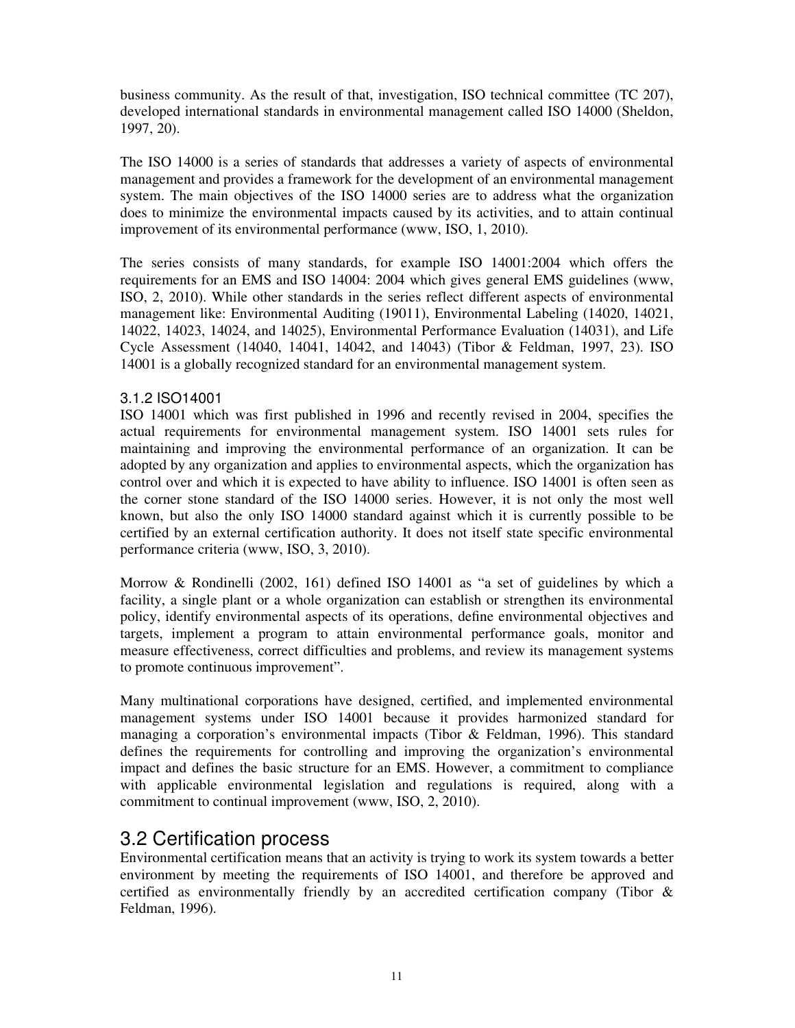business community. As the result of that, investigation, ISO technical committee (TC 207), developed international standards in environmental management called ISO 14000 (Sheldon, 1997, 20).

The ISO 14000 is a series of standards that addresses a variety of aspects of environmental management and provides a framework for the development of an environmental management system. The main objectives of the ISO 14000 series are to address what the organization does to minimize the environmental impacts caused by its activities, and to attain continual improvement of its environmental performance (www, ISO, 1, 2010).

The series consists of many standards, for example ISO 14001:2004 which offers the requirements for an EMS and ISO 14004: 2004 which gives general EMS guidelines (www, ISO, 2, 2010). While other standards in the series reflect different aspects of environmental management like: Environmental Auditing (19011), Environmental Labeling (14020, 14021, 14022, 14023, 14024, and 14025), Environmental Performance Evaluation (14031), and Life Cycle Assessment (14040, 14041, 14042, and 14043) (Tibor & Feldman, 1997, 23). ISO 14001 is a globally recognized standard for an environmental management system.

### 3.1.2 ISO14001

ISO 14001 which was first published in 1996 and recently revised in 2004, specifies the actual requirements for environmental management system. ISO 14001 sets rules for maintaining and improving the environmental performance of an organization. It can be adopted by any organization and applies to environmental aspects, which the organization has control over and which it is expected to have ability to influence. ISO 14001 is often seen as the corner stone standard of the ISO 14000 series. However, it is not only the most well known, but also the only ISO 14000 standard against which it is currently possible to be certified by an external certification authority. It does not itself state specific environmental performance criteria (www, ISO, 3, 2010).

Morrow & Rondinelli (2002, 161) defined ISO 14001 as "a set of guidelines by which a facility, a single plant or a whole organization can establish or strengthen its environmental policy, identify environmental aspects of its operations, define environmental objectives and targets, implement a program to attain environmental performance goals, monitor and measure effectiveness, correct difficulties and problems, and review its management systems to promote continuous improvement".

Many multinational corporations have designed, certified, and implemented environmental management systems under ISO 14001 because it provides harmonized standard for managing a corporation's environmental impacts (Tibor & Feldman, 1996). This standard defines the requirements for controlling and improving the organization's environmental impact and defines the basic structure for an EMS. However, a commitment to compliance with applicable environmental legislation and regulations is required, along with a commitment to continual improvement (www, ISO, 2, 2010).

## 3.2 Certification process

Environmental certification means that an activity is trying to work its system towards a better environment by meeting the requirements of ISO 14001, and therefore be approved and certified as environmentally friendly by an accredited certification company (Tibor & Feldman, 1996).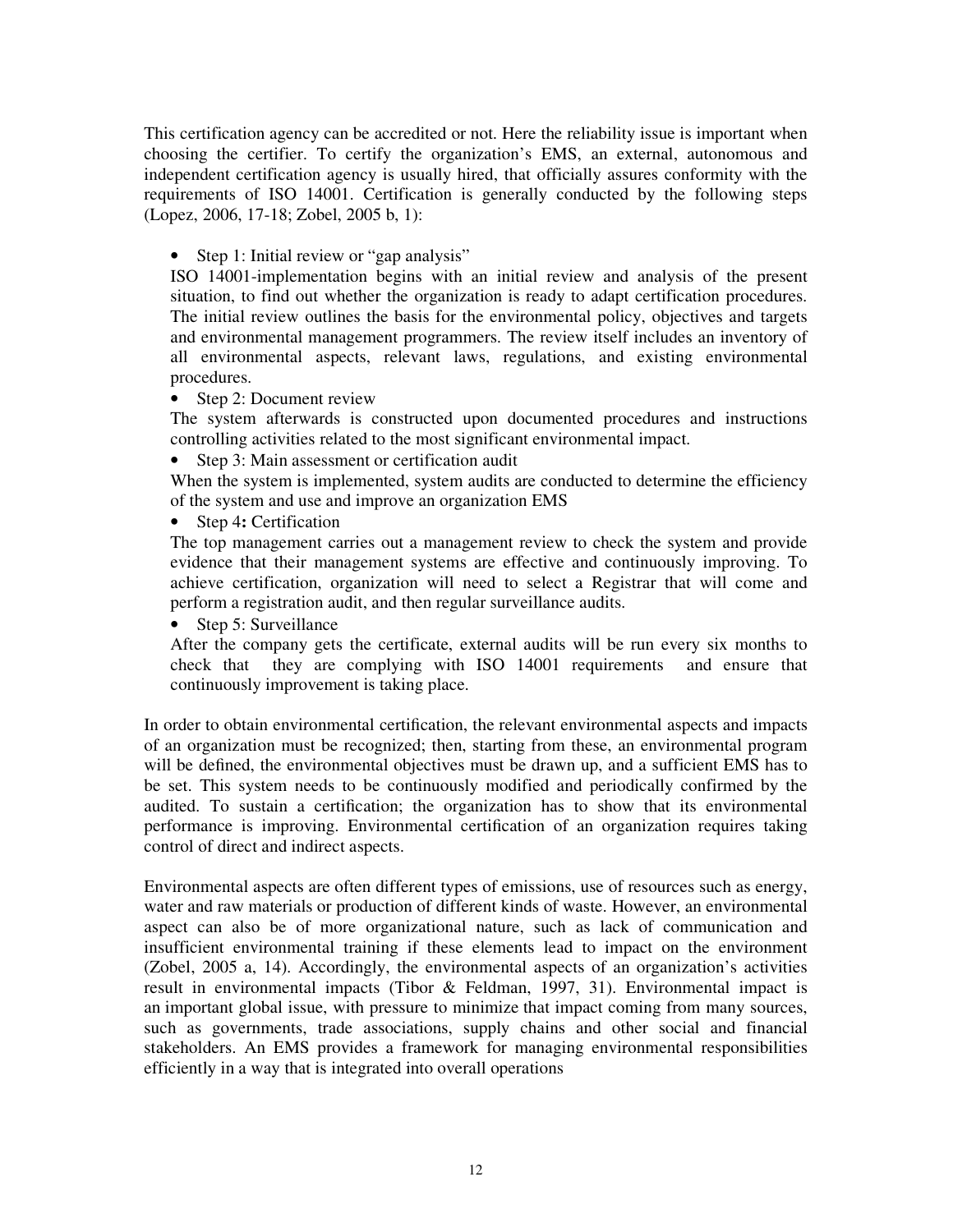This certification agency can be accredited or not. Here the reliability issue is important when choosing the certifier. To certify the organization's EMS, an external, autonomous and independent certification agency is usually hired, that officially assures conformity with the requirements of ISO 14001. Certification is generally conducted by the following steps (Lopez, 2006, 17-18; Zobel, 2005 b, 1):

- Step 1: Initial review or "gap analysis"

  ISO 14001-implementation begins with an initial review and analysis of the present situation, to find out whether the organization is ready to adapt certification procedures. The initial review outlines the basis for the environmental policy, objectives and targets and environmental management programmers. The review itself includes an inventory of all environmental aspects, relevant laws, regulations, and existing environmental procedures.

- Step 2: Document review

  The system afterwards is constructed upon documented procedures and instructions controlling activities related to the most significant environmental impact.

- Step 3: Main assessment or certification audit

  When the system is implemented, system audits are conducted to determine the efficiency of the system and use and improve an organization EMS

- Step 4**:** Certification

  The top management carries out a management review to check the system and provide evidence that their management systems are effective and continuously improving. To achieve certification, organization will need to select a Registrar that will come and perform a registration audit, and then regular surveillance audits.

- Step 5: Surveillance

  After the company gets the certificate, external audits will be run every six months to check that they are complying with ISO 14001 requirements and ensure that continuously improvement is taking place.

In order to obtain environmental certification, the relevant environmental aspects and impacts of an organization must be recognized; then, starting from these, an environmental program will be defined, the environmental objectives must be drawn up, and a sufficient EMS has to be set. This system needs to be continuously modified and periodically confirmed by the audited. To sustain a certification; the organization has to show that its environmental performance is improving. Environmental certification of an organization requires taking control of direct and indirect aspects.

Environmental aspects are often different types of emissions, use of resources such as energy, water and raw materials or production of different kinds of waste. However, an environmental aspect can also be of more organizational nature, such as lack of communication and insufficient environmental training if these elements lead to impact on the environment (Zobel, 2005 a, 14). Accordingly, the environmental aspects of an organization's activities result in environmental impacts (Tibor & Feldman, 1997, 31). Environmental impact is an important global issue, with pressure to minimize that impact coming from many sources, such as governments, trade associations, supply chains and other social and financial stakeholders. An EMS provides a framework for managing environmental responsibilities efficiently in a way that is integrated into overall operations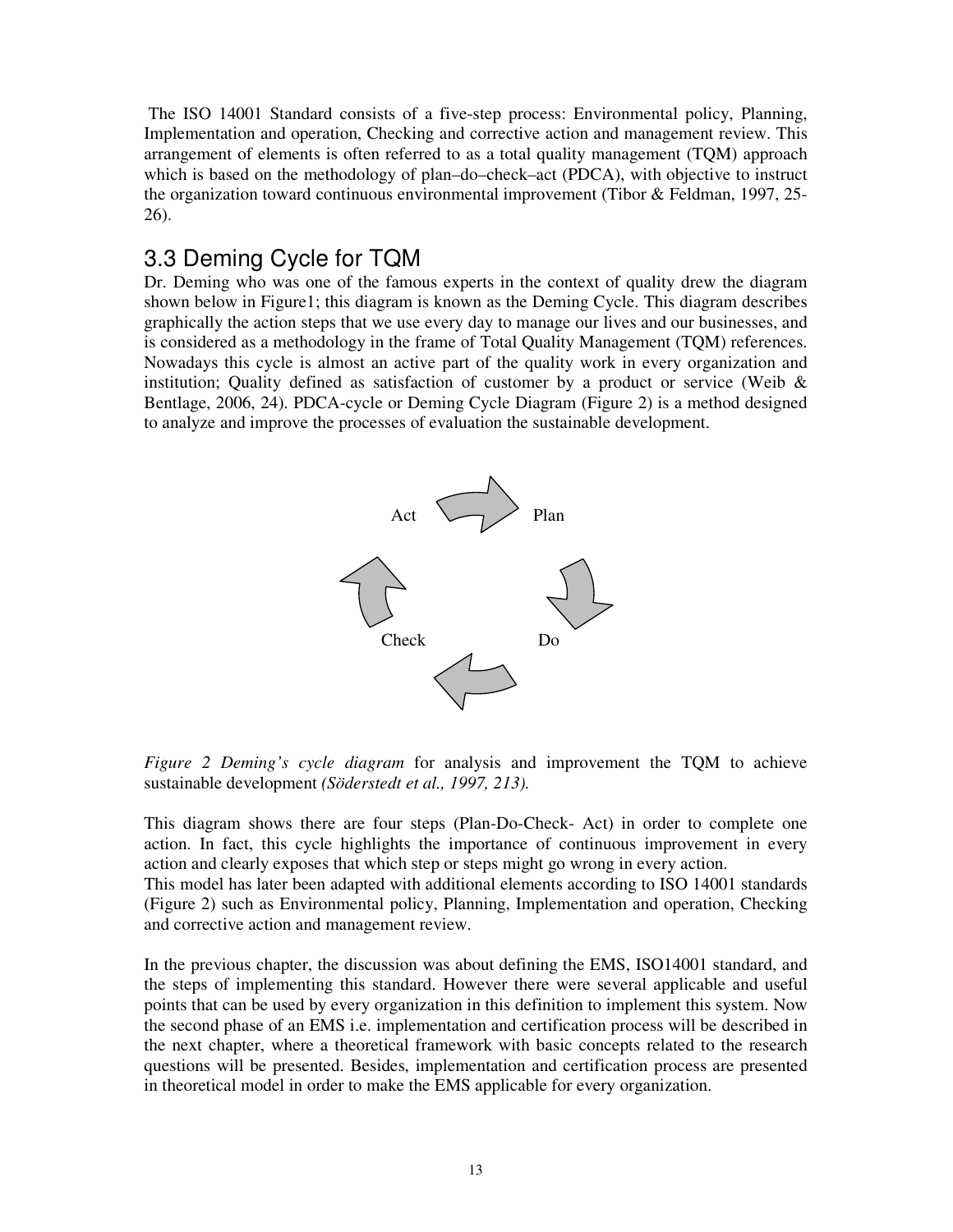The ISO 14001 Standard consists of a five-step process: Environmental policy, Planning, Implementation and operation, Checking and corrective action and management review. This arrangement of elements is often referred to as a total quality management (TQM) approach which is based on the methodology of plan–do–check–act (PDCA), with objective to instruct the organization toward continuous environmental improvement (Tibor & Feldman, 1997, 25-26).

## 3.3 Deming Cycle for TQM

Dr. Deming who was one of the famous experts in the context of quality drew the diagram shown below in Figure1; this diagram is known as the Deming Cycle. This diagram describes graphically the action steps that we use every day to manage our lives and our businesses, and is considered as a methodology in the frame of Total Quality Management (TQM) references. Nowadays this cycle is almost an active part of the quality work in every organization and institution; Quality defined as satisfaction of customer by a product or service (Weib & Bentlage, 2006, 24). PDCA-cycle or Deming Cycle Diagram (Figure 2) is a method designed to analyze and improve the processes of evaluation the sustainable development.

Act Plan

Check Do

*Figure 2 Deming's cycle diagram* for analysis and improvement the TQM to achieve sustainable development *(Söderstedt et al., 1997, 213).*

This diagram shows there are four steps (Plan-Do-Check- Act) in order to complete one action. In fact, this cycle highlights the importance of continuous improvement in every action and clearly exposes that which step or steps might go wrong in every action.
This model has later been adapted with additional elements according to ISO 14001 standards (Figure 2) such as Environmental policy, Planning, Implementation and operation, Checking and corrective action and management review.

In the previous chapter, the discussion was about defining the EMS, ISO14001 standard, and the steps of implementing this standard. However there were several applicable and useful points that can be used by every organization in this definition to implement this system. Now the second phase of an EMS i.e. implementation and certification process will be described in the next chapter, where a theoretical framework with basic concepts related to the research questions will be presented. Besides, implementation and certification process are presented in theoretical model in order to make the EMS applicable for every organization.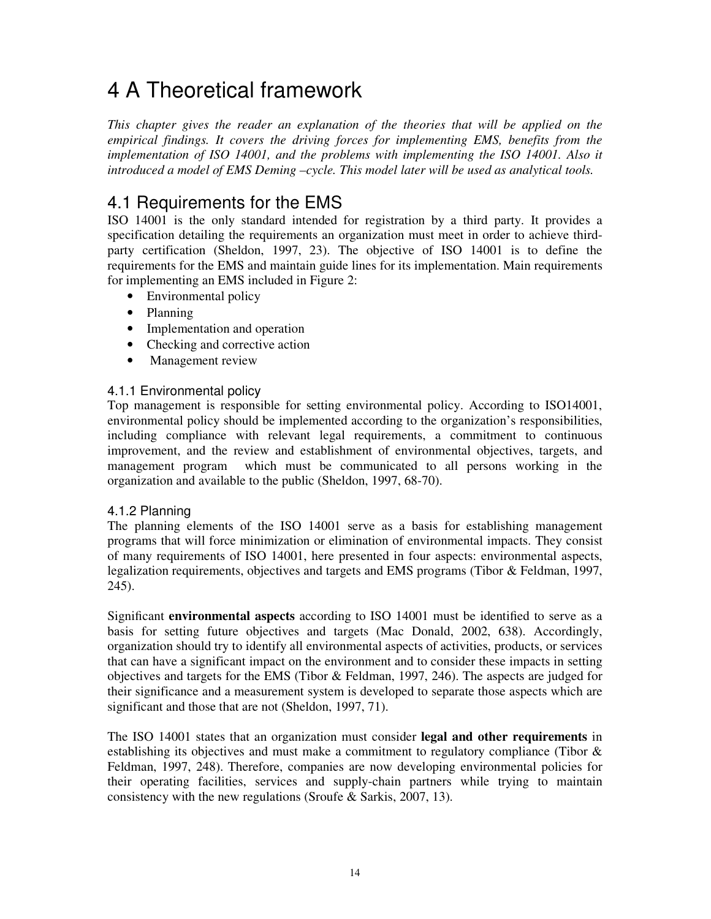# 4 A Theoretical framework

*This chapter gives the reader an explanation of the theories that will be applied on the empirical findings. It covers the driving forces for implementing EMS, benefits from the implementation of ISO 14001, and the problems with implementing the ISO 14001. Also it introduced a model of EMS Deming –cycle. This model later will be used as analytical tools.*

## 4.1 Requirements for the EMS

ISO 14001 is the only standard intended for registration by a third party. It provides a specification detailing the requirements an organization must meet in order to achieve third-party certification (Sheldon, 1997, 23). The objective of ISO 14001 is to define the requirements for the EMS and maintain guide lines for its implementation. Main requirements for implementing an EMS included in Figure 2:

- Environmental policy
- Planning
- Implementation and operation
- Checking and corrective action
- Management review

### 4.1.1 Environmental policy

Top management is responsible for setting environmental policy. According to ISO14001, environmental policy should be implemented according to the organization's responsibilities, including compliance with relevant legal requirements, a commitment to continuous improvement, and the review and establishment of environmental objectives, targets, and management program which must be communicated to all persons working in the organization and available to the public (Sheldon, 1997, 68-70).

### 4.1.2 Planning

The planning elements of the ISO 14001 serve as a basis for establishing management programs that will force minimization or elimination of environmental impacts. They consist of many requirements of ISO 14001, here presented in four aspects: environmental aspects, legalization requirements, objectives and targets and EMS programs (Tibor & Feldman, 1997, 245).

Significant **environmental aspects** according to ISO 14001 must be identified to serve as a basis for setting future objectives and targets (Mac Donald, 2002, 638). Accordingly, organization should try to identify all environmental aspects of activities, products, or services that can have a significant impact on the environment and to consider these impacts in setting objectives and targets for the EMS (Tibor & Feldman, 1997, 246). The aspects are judged for their significance and a measurement system is developed to separate those aspects which are significant and those that are not (Sheldon, 1997, 71).

The ISO 14001 states that an organization must consider **legal and other requirements** in establishing its objectives and must make a commitment to regulatory compliance (Tibor & Feldman, 1997, 248). Therefore, companies are now developing environmental policies for their operating facilities, services and supply-chain partners while trying to maintain consistency with the new regulations (Sroufe & Sarkis, 2007, 13).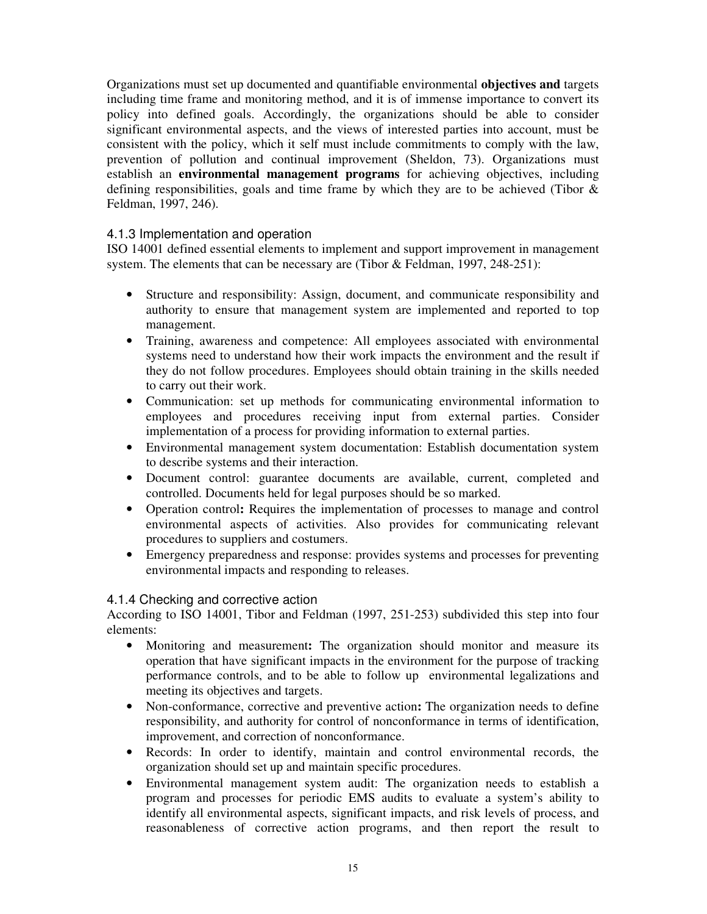Organizations must set up documented and quantifiable environmental **objectives and** targets including time frame and monitoring method, and it is of immense importance to convert its policy into defined goals. Accordingly, the organizations should be able to consider significant environmental aspects, and the views of interested parties into account, must be consistent with the policy, which it self must include commitments to comply with the law, prevention of pollution and continual improvement (Sheldon, 73). Organizations must establish an **environmental management programs** for achieving objectives, including defining responsibilities, goals and time frame by which they are to be achieved (Tibor & Feldman, 1997, 246).

### 4.1.3 Implementation and operation

ISO 14001 defined essential elements to implement and support improvement in management system. The elements that can be necessary are (Tibor & Feldman, 1997, 248-251):

- Structure and responsibility: Assign, document, and communicate responsibility and authority to ensure that management system are implemented and reported to top management.
- Training, awareness and competence: All employees associated with environmental systems need to understand how their work impacts the environment and the result if they do not follow procedures. Employees should obtain training in the skills needed to carry out their work.
- Communication: set up methods for communicating environmental information to employees and procedures receiving input from external parties. Consider implementation of a process for providing information to external parties.
- Environmental management system documentation: Establish documentation system to describe systems and their interaction.
- Document control: guarantee documents are available, current, completed and controlled. Documents held for legal purposes should be so marked.
- Operation control**:** Requires the implementation of processes to manage and control environmental aspects of activities. Also provides for communicating relevant procedures to suppliers and costumers.
- Emergency preparedness and response: provides systems and processes for preventing environmental impacts and responding to releases.

### 4.1.4 Checking and corrective action

According to ISO 14001, Tibor and Feldman (1997, 251-253) subdivided this step into four elements:

- Monitoring and measurement**:** The organization should monitor and measure its operation that have significant impacts in the environment for the purpose of tracking performance controls, and to be able to follow up environmental legalizations and meeting its objectives and targets.
- Non-conformance, corrective and preventive action**:** The organization needs to define responsibility, and authority for control of nonconformance in terms of identification, improvement, and correction of nonconformance.
- Records: In order to identify, maintain and control environmental records, the organization should set up and maintain specific procedures.
- Environmental management system audit: The organization needs to establish a program and processes for periodic EMS audits to evaluate a system's ability to identify all environmental aspects, significant impacts, and risk levels of process, and reasonableness of corrective action programs, and then report the result to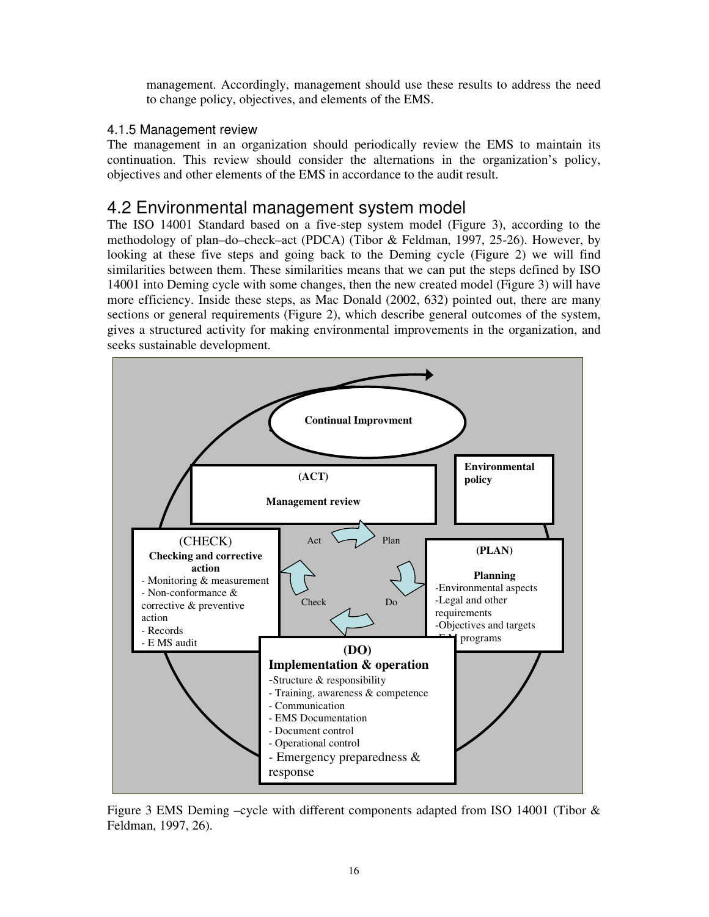management. Accordingly, management should use these results to address the need to change policy, objectives, and elements of the EMS.

### 4.1.5 Management review

The management in an organization should periodically review the EMS to maintain its continuation. This review should consider the alternations in the organization's policy, objectives and other elements of the EMS in accordance to the audit result.

## 4.2 Environmental management system model

The ISO 14001 Standard based on a five-step system model (Figure 3), according to the methodology of plan–do–check–act (PDCA) (Tibor & Feldman, 1997, 25-26). However, by looking at these five steps and going back to the Deming cycle (Figure 2) we will find similarities between them. These similarities means that we can put the steps defined by ISO 14001 into Deming cycle with some changes, then the new created model (Figure 3) will have more efficiency. Inside these steps, as Mac Donald (2002, 632) pointed out, there are many sections or general requirements (Figure 2), which describe general outcomes of the system, gives a structured activity for making environmental improvements in the organization, and seeks sustainable development.

**Continual Improvment**

**(ACT)**

**Management review**

**Environmental policy**

(CHECK)
**Checking and corrective action**
- Monitoring & measurement
- Non-conformance & corrective & preventive action
- Records
- E MS audit

**(PLAN)**

**Planning**
-Environmental aspects
-Legal and other requirements
-Objectives and targets
-EM programs

Act — Plan — Do — Check

**(DO)**
**Implementation & operation**
-Structure & responsibility
- Training, awareness & competence
- Communication
- EMS Documentation
- Document control
- Operational control
- Emergency preparedness & response

Figure 3 EMS Deming –cycle with different components adapted from ISO 14001 (Tibor & Feldman, 1997, 26).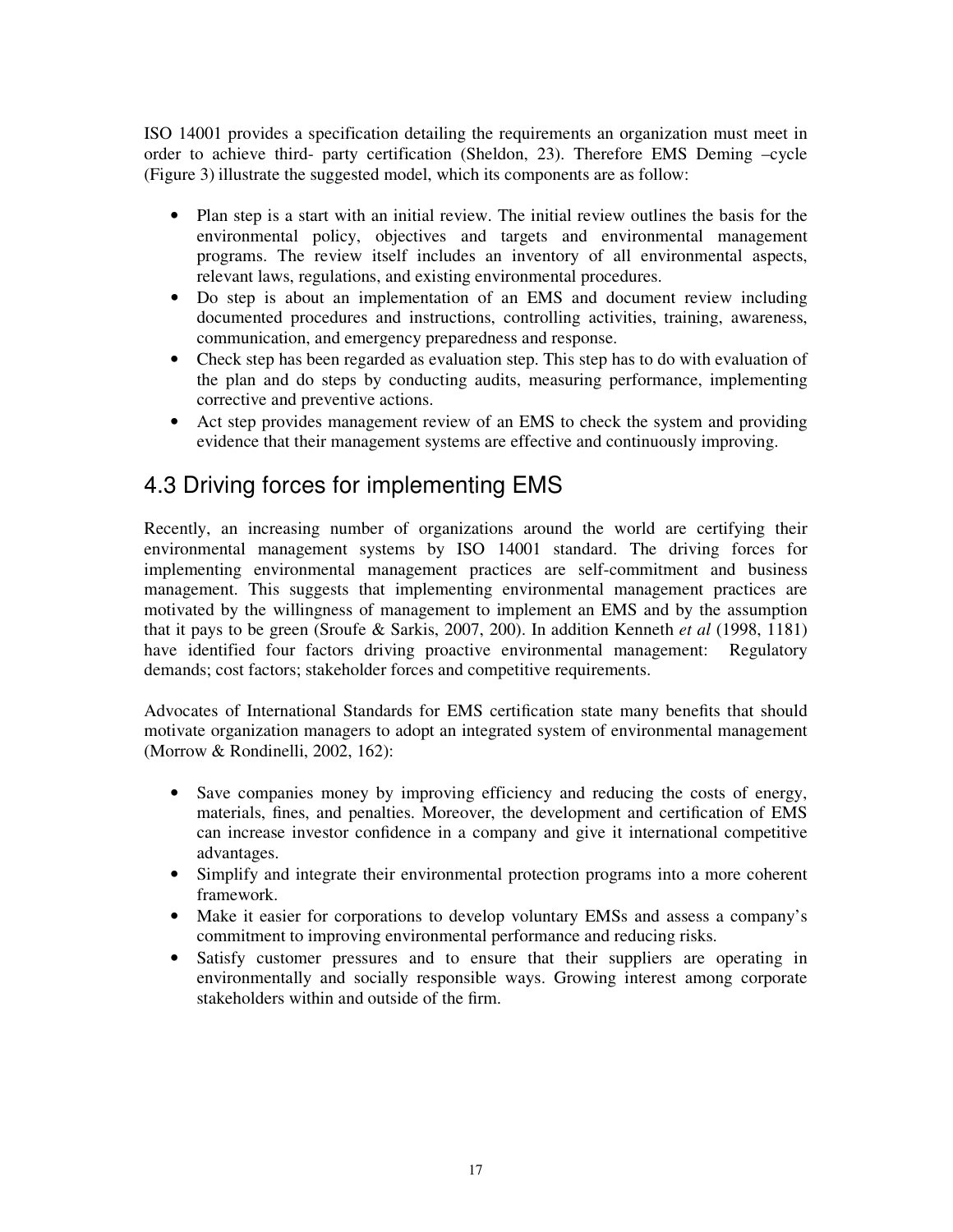ISO 14001 provides a specification detailing the requirements an organization must meet in order to achieve third- party certification (Sheldon, 23). Therefore EMS Deming –cycle (Figure 3) illustrate the suggested model, which its components are as follow:

- Plan step is a start with an initial review. The initial review outlines the basis for the environmental policy, objectives and targets and environmental management programs. The review itself includes an inventory of all environmental aspects, relevant laws, regulations, and existing environmental procedures.
- Do step is about an implementation of an EMS and document review including documented procedures and instructions, controlling activities, training, awareness, communication, and emergency preparedness and response.
- Check step has been regarded as evaluation step. This step has to do with evaluation of the plan and do steps by conducting audits, measuring performance, implementing corrective and preventive actions.
- Act step provides management review of an EMS to check the system and providing evidence that their management systems are effective and continuously improving.

## 4.3 Driving forces for implementing EMS

Recently, an increasing number of organizations around the world are certifying their environmental management systems by ISO 14001 standard. The driving forces for implementing environmental management practices are self-commitment and business management. This suggests that implementing environmental management practices are motivated by the willingness of management to implement an EMS and by the assumption that it pays to be green (Sroufe & Sarkis, 2007, 200). In addition Kenneth *et al* (1998, 1181) have identified four factors driving proactive environmental management: Regulatory demands; cost factors; stakeholder forces and competitive requirements.

Advocates of International Standards for EMS certification state many benefits that should motivate organization managers to adopt an integrated system of environmental management (Morrow & Rondinelli, 2002, 162):

- Save companies money by improving efficiency and reducing the costs of energy, materials, fines, and penalties. Moreover, the development and certification of EMS can increase investor confidence in a company and give it international competitive advantages.
- Simplify and integrate their environmental protection programs into a more coherent framework.
- Make it easier for corporations to develop voluntary EMSs and assess a company's commitment to improving environmental performance and reducing risks.
- Satisfy customer pressures and to ensure that their suppliers are operating in environmentally and socially responsible ways. Growing interest among corporate stakeholders within and outside of the firm.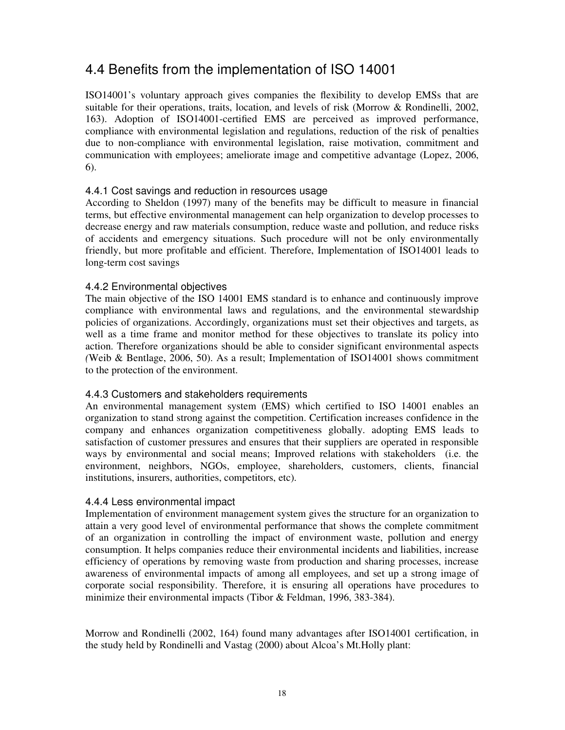## 4.4 Benefits from the implementation of ISO 14001

ISO14001's voluntary approach gives companies the flexibility to develop EMSs that are suitable for their operations, traits, location, and levels of risk (Morrow & Rondinelli, 2002, 163). Adoption of ISO14001-certified EMS are perceived as improved performance, compliance with environmental legislation and regulations, reduction of the risk of penalties due to non-compliance with environmental legislation, raise motivation, commitment and communication with employees; ameliorate image and competitive advantage (Lopez, 2006, 6).

### 4.4.1 Cost savings and reduction in resources usage

According to Sheldon (1997) many of the benefits may be difficult to measure in financial terms, but effective environmental management can help organization to develop processes to decrease energy and raw materials consumption, reduce waste and pollution, and reduce risks of accidents and emergency situations. Such procedure will not be only environmentally friendly, but more profitable and efficient. Therefore, Implementation of ISO14001 leads to long-term cost savings

### 4.4.2 Environmental objectives

The main objective of the ISO 14001 EMS standard is to enhance and continuously improve compliance with environmental laws and regulations, and the environmental stewardship policies of organizations. Accordingly, organizations must set their objectives and targets, as well as a time frame and monitor method for these objectives to translate its policy into action. Therefore organizations should be able to consider significant environmental aspects *(*Weib & Bentlage, 2006, 50). As a result; Implementation of ISO14001 shows commitment to the protection of the environment.

### 4.4.3 Customers and stakeholders requirements

An environmental management system (EMS) which certified to ISO 14001 enables an organization to stand strong against the competition. Certification increases confidence in the company and enhances organization competitiveness globally. adopting EMS leads to satisfaction of customer pressures and ensures that their suppliers are operated in responsible ways by environmental and social means; Improved relations with stakeholders (i.e. the environment, neighbors, NGOs, employee, shareholders, customers, clients, financial institutions, insurers, authorities, competitors, etc).

### 4.4.4 Less environmental impact

Implementation of environment management system gives the structure for an organization to attain a very good level of environmental performance that shows the complete commitment of an organization in controlling the impact of environment waste, pollution and energy consumption. It helps companies reduce their environmental incidents and liabilities, increase efficiency of operations by removing waste from production and sharing processes, increase awareness of environmental impacts of among all employees, and set up a strong image of corporate social responsibility. Therefore, it is ensuring all operations have procedures to minimize their environmental impacts (Tibor & Feldman, 1996, 383-384).

Morrow and Rondinelli (2002, 164) found many advantages after ISO14001 certification, in the study held by Rondinelli and Vastag (2000) about Alcoa's Mt.Holly plant: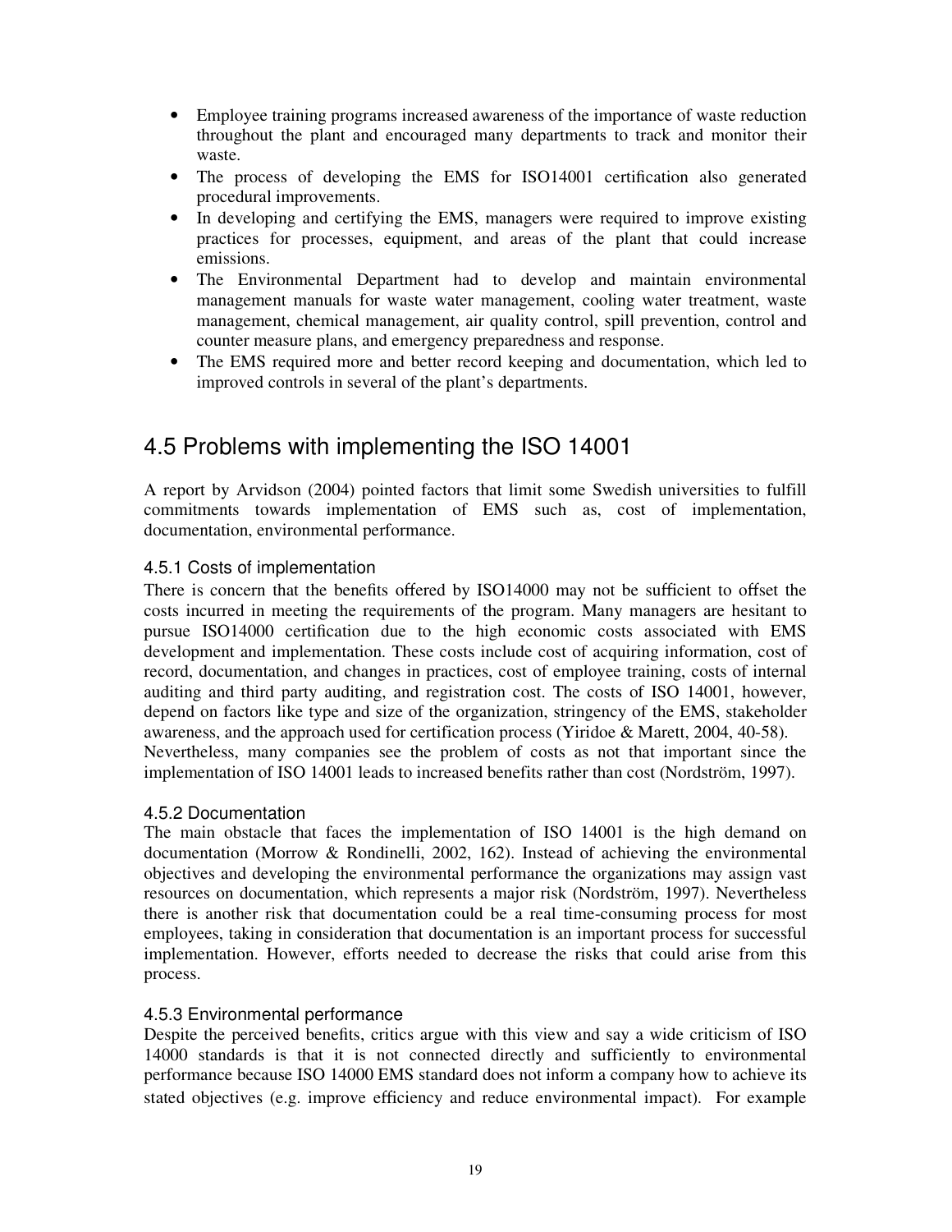- Employee training programs increased awareness of the importance of waste reduction throughout the plant and encouraged many departments to track and monitor their waste.
- The process of developing the EMS for ISO14001 certification also generated procedural improvements.
- In developing and certifying the EMS, managers were required to improve existing practices for processes, equipment, and areas of the plant that could increase emissions.
- The Environmental Department had to develop and maintain environmental management manuals for waste water management, cooling water treatment, waste management, chemical management, air quality control, spill prevention, control and counter measure plans, and emergency preparedness and response.
- The EMS required more and better record keeping and documentation, which led to improved controls in several of the plant's departments.

## 4.5 Problems with implementing the ISO 14001

A report by Arvidson (2004) pointed factors that limit some Swedish universities to fulfill commitments towards implementation of EMS such as, cost of implementation, documentation, environmental performance.

### 4.5.1 Costs of implementation

There is concern that the benefits offered by ISO14000 may not be sufficient to offset the costs incurred in meeting the requirements of the program. Many managers are hesitant to pursue ISO14000 certification due to the high economic costs associated with EMS development and implementation. These costs include cost of acquiring information, cost of record, documentation, and changes in practices, cost of employee training, costs of internal auditing and third party auditing, and registration cost. The costs of ISO 14001, however, depend on factors like type and size of the organization, stringency of the EMS, stakeholder awareness, and the approach used for certification process (Yiridoe & Marett, 2004, 40-58). Nevertheless, many companies see the problem of costs as not that important since the implementation of ISO 14001 leads to increased benefits rather than cost (Nordström, 1997).

### 4.5.2 Documentation

The main obstacle that faces the implementation of ISO 14001 is the high demand on documentation (Morrow & Rondinelli, 2002, 162). Instead of achieving the environmental objectives and developing the environmental performance the organizations may assign vast resources on documentation, which represents a major risk (Nordström, 1997). Nevertheless there is another risk that documentation could be a real time-consuming process for most employees, taking in consideration that documentation is an important process for successful implementation. However, efforts needed to decrease the risks that could arise from this process.

### 4.5.3 Environmental performance

Despite the perceived benefits, critics argue with this view and say a wide criticism of ISO 14000 standards is that it is not connected directly and sufficiently to environmental performance because ISO 14000 EMS standard does not inform a company how to achieve its stated objectives (e.g. improve efficiency and reduce environmental impact). For example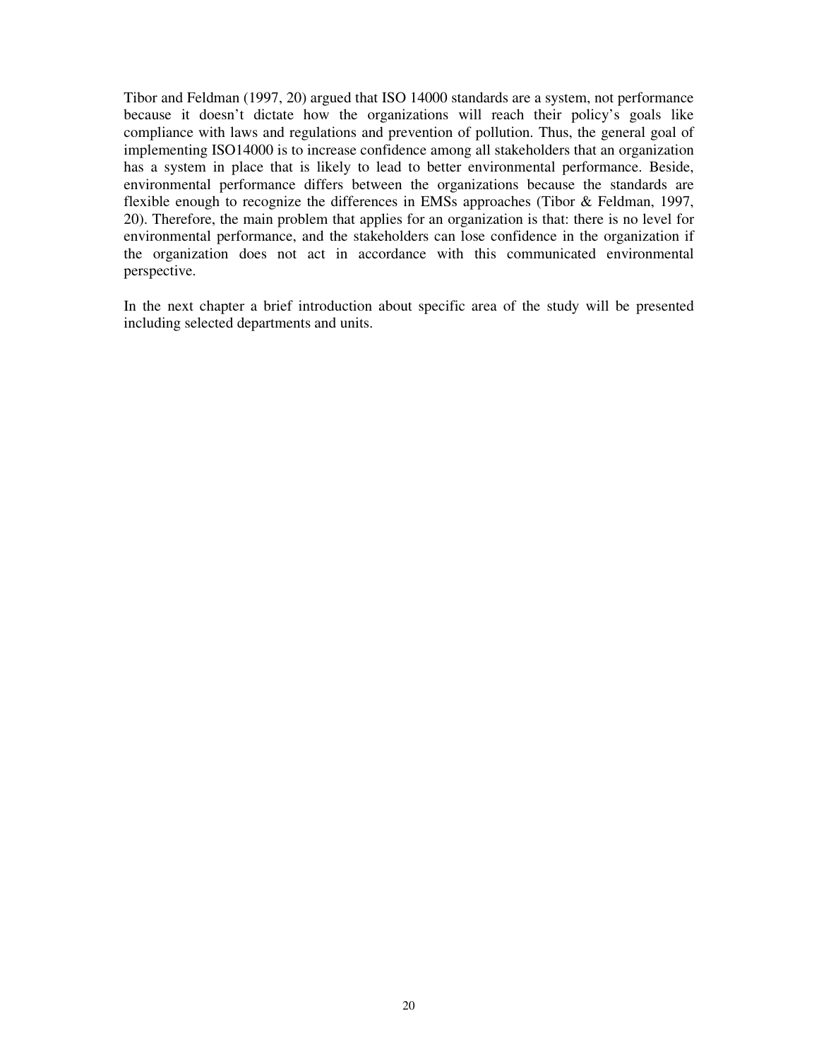Tibor and Feldman (1997, 20) argued that ISO 14000 standards are a system, not performance because it doesn't dictate how the organizations will reach their policy's goals like compliance with laws and regulations and prevention of pollution. Thus, the general goal of implementing ISO14000 is to increase confidence among all stakeholders that an organization has a system in place that is likely to lead to better environmental performance. Beside, environmental performance differs between the organizations because the standards are flexible enough to recognize the differences in EMSs approaches (Tibor & Feldman, 1997, 20). Therefore, the main problem that applies for an organization is that: there is no level for environmental performance, and the stakeholders can lose confidence in the organization if the organization does not act in accordance with this communicated environmental perspective.

In the next chapter a brief introduction about specific area of the study will be presented including selected departments and units.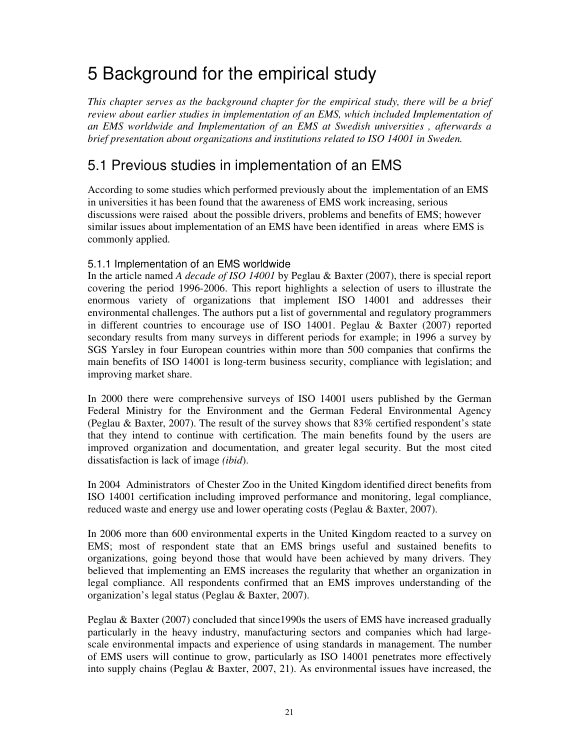# 5 Background for the empirical study

*This chapter serves as the background chapter for the empirical study, there will be a brief review about earlier studies in implementation of an EMS, which included Implementation of an EMS worldwide and Implementation of an EMS at Swedish universities , afterwards a brief presentation about organizations and institutions related to ISO 14001 in Sweden.*

## 5.1 Previous studies in implementation of an EMS

According to some studies which performed previously about the implementation of an EMS in universities it has been found that the awareness of EMS work increasing, serious discussions were raised about the possible drivers, problems and benefits of EMS; however similar issues about implementation of an EMS have been identified in areas where EMS is commonly applied.

### 5.1.1 Implementation of an EMS worldwide

In the article named *A decade of ISO 14001* by Peglau & Baxter (2007), there is special report covering the period 1996-2006. This report highlights a selection of users to illustrate the enormous variety of organizations that implement ISO 14001 and addresses their environmental challenges. The authors put a list of governmental and regulatory programmers in different countries to encourage use of ISO 14001. Peglau & Baxter (2007) reported secondary results from many surveys in different periods for example; in 1996 a survey by SGS Yarsley in four European countries within more than 500 companies that confirms the main benefits of ISO 14001 is long-term business security, compliance with legislation; and improving market share.

In 2000 there were comprehensive surveys of ISO 14001 users published by the German Federal Ministry for the Environment and the German Federal Environmental Agency (Peglau & Baxter, 2007). The result of the survey shows that 83% certified respondent's state that they intend to continue with certification. The main benefits found by the users are improved organization and documentation, and greater legal security. But the most cited dissatisfaction is lack of image *(ibid*).

In 2004 Administrators of Chester Zoo in the United Kingdom identified direct benefits from ISO 14001 certification including improved performance and monitoring, legal compliance, reduced waste and energy use and lower operating costs (Peglau & Baxter, 2007).

In 2006 more than 600 environmental experts in the United Kingdom reacted to a survey on EMS; most of respondent state that an EMS brings useful and sustained benefits to organizations, going beyond those that would have been achieved by many drivers. They believed that implementing an EMS increases the regularity that whether an organization in legal compliance. All respondents confirmed that an EMS improves understanding of the organization's legal status (Peglau & Baxter, 2007).

Peglau & Baxter (2007) concluded that since1990s the users of EMS have increased gradually particularly in the heavy industry, manufacturing sectors and companies which had large-scale environmental impacts and experience of using standards in management. The number of EMS users will continue to grow, particularly as ISO 14001 penetrates more effectively into supply chains (Peglau & Baxter, 2007, 21). As environmental issues have increased, the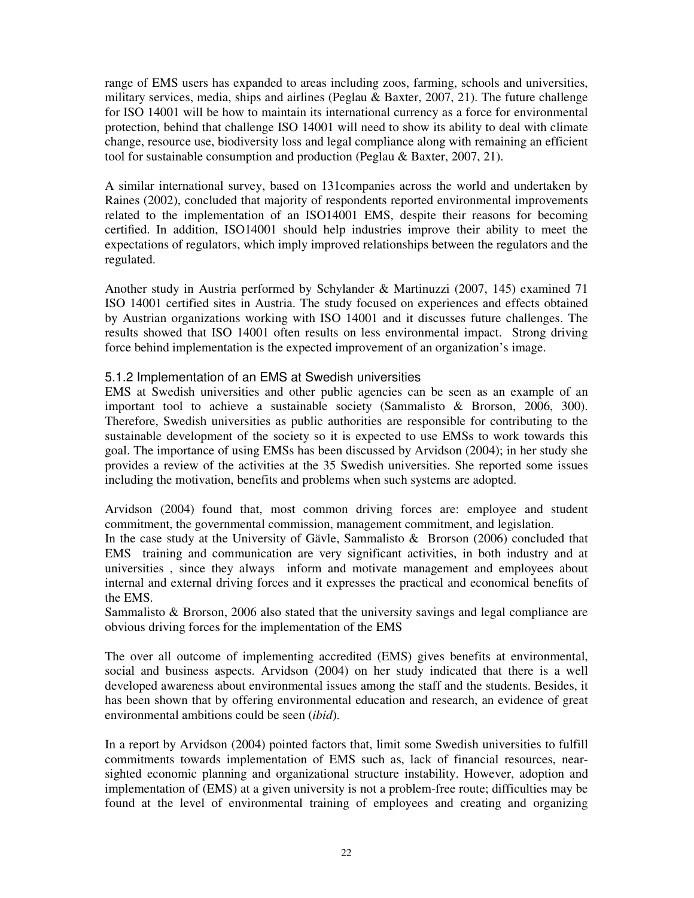range of EMS users has expanded to areas including zoos, farming, schools and universities, military services, media, ships and airlines (Peglau & Baxter, 2007, 21). The future challenge for ISO 14001 will be how to maintain its international currency as a force for environmental protection, behind that challenge ISO 14001 will need to show its ability to deal with climate change, resource use, biodiversity loss and legal compliance along with remaining an efficient tool for sustainable consumption and production (Peglau & Baxter, 2007, 21).

A similar international survey, based on 131companies across the world and undertaken by Raines (2002), concluded that majority of respondents reported environmental improvements related to the implementation of an ISO14001 EMS, despite their reasons for becoming certified. In addition, ISO14001 should help industries improve their ability to meet the expectations of regulators, which imply improved relationships between the regulators and the regulated.

Another study in Austria performed by Schylander & Martinuzzi (2007, 145) examined 71 ISO 14001 certified sites in Austria. The study focused on experiences and effects obtained by Austrian organizations working with ISO 14001 and it discusses future challenges. The results showed that ISO 14001 often results on less environmental impact. Strong driving force behind implementation is the expected improvement of an organization's image.

### 5.1.2 Implementation of an EMS at Swedish universities

EMS at Swedish universities and other public agencies can be seen as an example of an important tool to achieve a sustainable society (Sammalisto & Brorson, 2006, 300). Therefore, Swedish universities as public authorities are responsible for contributing to the sustainable development of the society so it is expected to use EMSs to work towards this goal. The importance of using EMSs has been discussed by Arvidson (2004); in her study she provides a review of the activities at the 35 Swedish universities. She reported some issues including the motivation, benefits and problems when such systems are adopted.

Arvidson (2004) found that, most common driving forces are: employee and student commitment, the governmental commission, management commitment, and legislation.
In the case study at the University of Gävle, Sammalisto & Brorson (2006) concluded that EMS training and communication are very significant activities, in both industry and at universities , since they always inform and motivate management and employees about internal and external driving forces and it expresses the practical and economical benefits of the EMS.
Sammalisto & Brorson, 2006 also stated that the university savings and legal compliance are obvious driving forces for the implementation of the EMS

The over all outcome of implementing accredited (EMS) gives benefits at environmental, social and business aspects. Arvidson (2004) on her study indicated that there is a well developed awareness about environmental issues among the staff and the students. Besides, it has been shown that by offering environmental education and research, an evidence of great environmental ambitions could be seen (*ibid*).

In a report by Arvidson (2004) pointed factors that, limit some Swedish universities to fulfill commitments towards implementation of EMS such as, lack of financial resources, near-sighted economic planning and organizational structure instability. However, adoption and implementation of (EMS) at a given university is not a problem-free route; difficulties may be found at the level of environmental training of employees and creating and organizing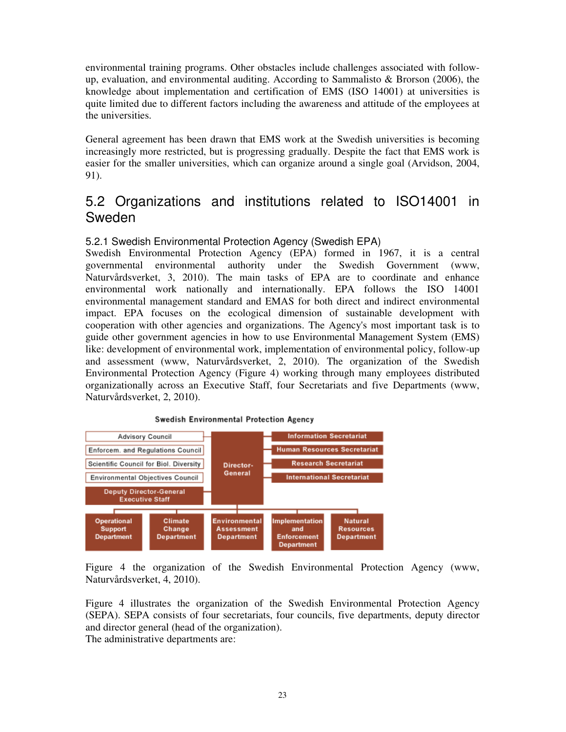environmental training programs. Other obstacles include challenges associated with follow-up, evaluation, and environmental auditing. According to Sammalisto & Brorson (2006), the knowledge about implementation and certification of EMS (ISO 14001) at universities is quite limited due to different factors including the awareness and attitude of the employees at the universities.

General agreement has been drawn that EMS work at the Swedish universities is becoming increasingly more restricted, but is progressing gradually. Despite the fact that EMS work is easier for the smaller universities, which can organize around a single goal (Arvidson, 2004, 91).

## 5.2 Organizations and institutions related to ISO14001 in Sweden

### 5.2.1 Swedish Environmental Protection Agency (Swedish EPA)

Swedish Environmental Protection Agency (EPA) formed in 1967, it is a central governmental environmental authority under the Swedish Government (www, Naturvårdsverket, 3, 2010). The main tasks of EPA are to coordinate and enhance environmental work nationally and internationally. EPA follows the ISO 14001 environmental management standard and EMAS for both direct and indirect environmental impact. EPA focuses on the ecological dimension of sustainable development with cooperation with other agencies and organizations. The Agency's most important task is to guide other government agencies in how to use Environmental Management System (EMS) like: development of environmental work, implementation of environmental policy, follow-up and assessment (www, Naturvårdsverket, 2, 2010). The organization of the Swedish Environmental Protection Agency (Figure 4) working through many employees distributed organizationally across an Executive Staff, four Secretariats and five Departments (www, Naturvårdsverket, 2, 2010).

**Swedish Environmental Protection Agency**

- Director-General
  - Advisory Council
  - Enforcem. and Regulations Council
  - Scientific Council for Biol. Diversity
  - Environmental Objectives Council
  - Deputy Director-General Executive Staff
  - Information Secretariat
  - Human Resources Secretariat
  - Research Secretariat
  - International Secretariat
  - Operational Support Department
  - Climate Change Department
  - Environmental Assessment Department
  - Implementation and Enforcement Department
  - Natural Resources Department

Figure 4 the organization of the Swedish Environmental Protection Agency (www, Naturvårdsverket, 4, 2010).

Figure 4 illustrates the organization of the Swedish Environmental Protection Agency (SEPA). SEPA consists of four secretariats, four councils, five departments, deputy director and director general (head of the organization).

The administrative departments are: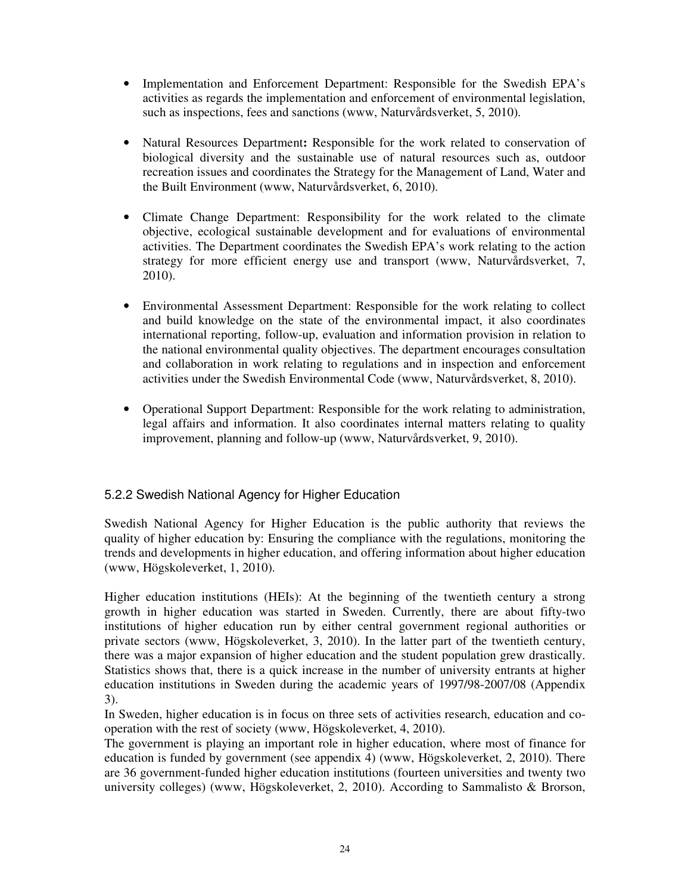- Implementation and Enforcement Department: Responsible for the Swedish EPA's activities as regards the implementation and enforcement of environmental legislation, such as inspections, fees and sanctions (www, Naturvårdsverket, 5, 2010).

- Natural Resources Department**:** Responsible for the work related to conservation of biological diversity and the sustainable use of natural resources such as, outdoor recreation issues and coordinates the Strategy for the Management of Land, Water and the Built Environment (www, Naturvårdsverket, 6, 2010).

- Climate Change Department: Responsibility for the work related to the climate objective, ecological sustainable development and for evaluations of environmental activities. The Department coordinates the Swedish EPA's work relating to the action strategy for more efficient energy use and transport (www, Naturvårdsverket, 7, 2010).

- Environmental Assessment Department: Responsible for the work relating to collect and build knowledge on the state of the environmental impact, it also coordinates international reporting, follow-up, evaluation and information provision in relation to the national environmental quality objectives. The department encourages consultation and collaboration in work relating to regulations and in inspection and enforcement activities under the Swedish Environmental Code (www, Naturvårdsverket, 8, 2010).

- Operational Support Department: Responsible for the work relating to administration, legal affairs and information. It also coordinates internal matters relating to quality improvement, planning and follow-up (www, Naturvårdsverket, 9, 2010).

### 5.2.2 Swedish National Agency for Higher Education

Swedish National Agency for Higher Education is the public authority that reviews the quality of higher education by: Ensuring the compliance with the regulations, monitoring the trends and developments in higher education, and offering information about higher education (www, Högskoleverket, 1, 2010).

Higher education institutions (HEIs): At the beginning of the twentieth century a strong growth in higher education was started in Sweden. Currently, there are about fifty-two institutions of higher education run by either central government regional authorities or private sectors (www, Högskoleverket, 3, 2010). In the latter part of the twentieth century, there was a major expansion of higher education and the student population grew drastically. Statistics shows that, there is a quick increase in the number of university entrants at higher education institutions in Sweden during the academic years of 1997/98-2007/08 (Appendix 3).

In Sweden, higher education is in focus on three sets of activities research, education and co-operation with the rest of society (www, Högskoleverket, 4, 2010).

The government is playing an important role in higher education, where most of finance for education is funded by government (see appendix 4) (www, Högskoleverket, 2, 2010). There are 36 government-funded higher education institutions (fourteen universities and twenty two university colleges) (www, Högskoleverket, 2, 2010). According to Sammalisto & Brorson,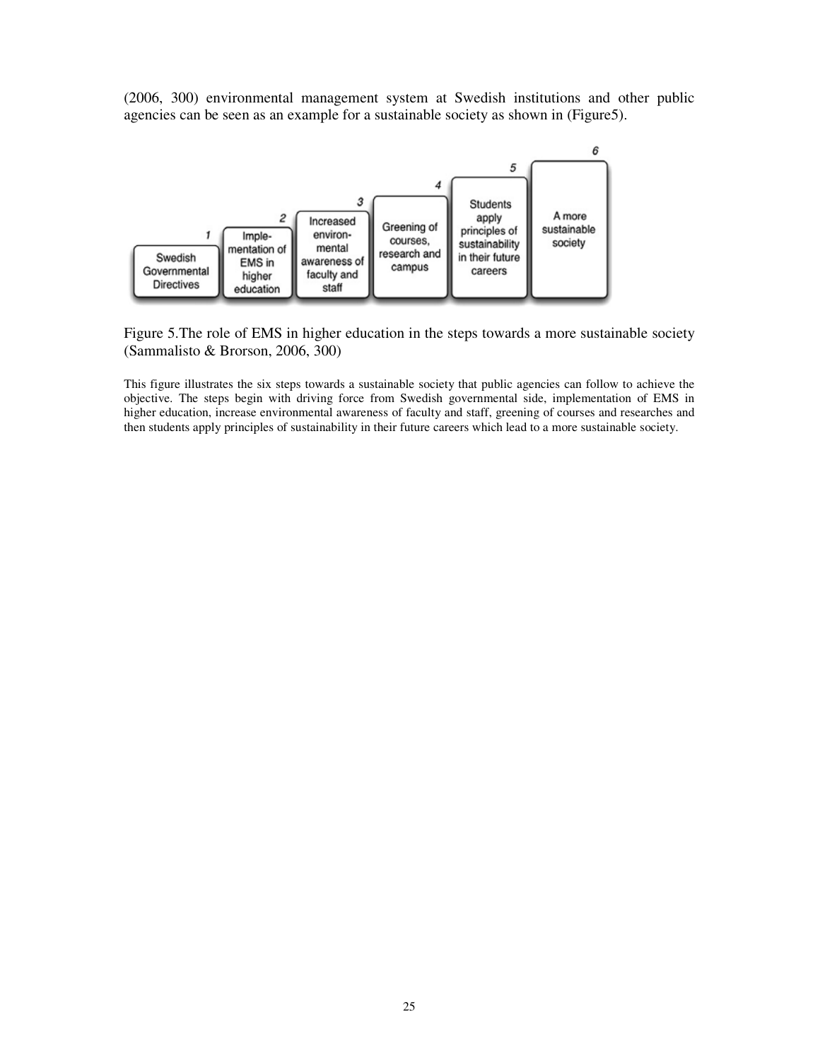(2006, 300) environmental management system at Swedish institutions and other public agencies can be seen as an example for a sustainable society as shown in (Figure5).

| 1 | 2 | 3 | 4 | 5 | 6 |
| --- | --- | --- | --- | --- | --- |
| Swedish Governmental Directives | Imple-mentation of EMS in higher education | Increased environ-mental awareness of faculty and staff | Greening of courses, research and campus | Students apply principles of sustainability in their future careers | A more sustainable society |

Figure 5.The role of EMS in higher education in the steps towards a more sustainable society (Sammalisto & Brorson, 2006, 300)

This figure illustrates the six steps towards a sustainable society that public agencies can follow to achieve the objective. The steps begin with driving force from Swedish governmental side, implementation of EMS in higher education, increase environmental awareness of faculty and staff, greening of courses and researches and then students apply principles of sustainability in their future careers which lead to a more sustainable society.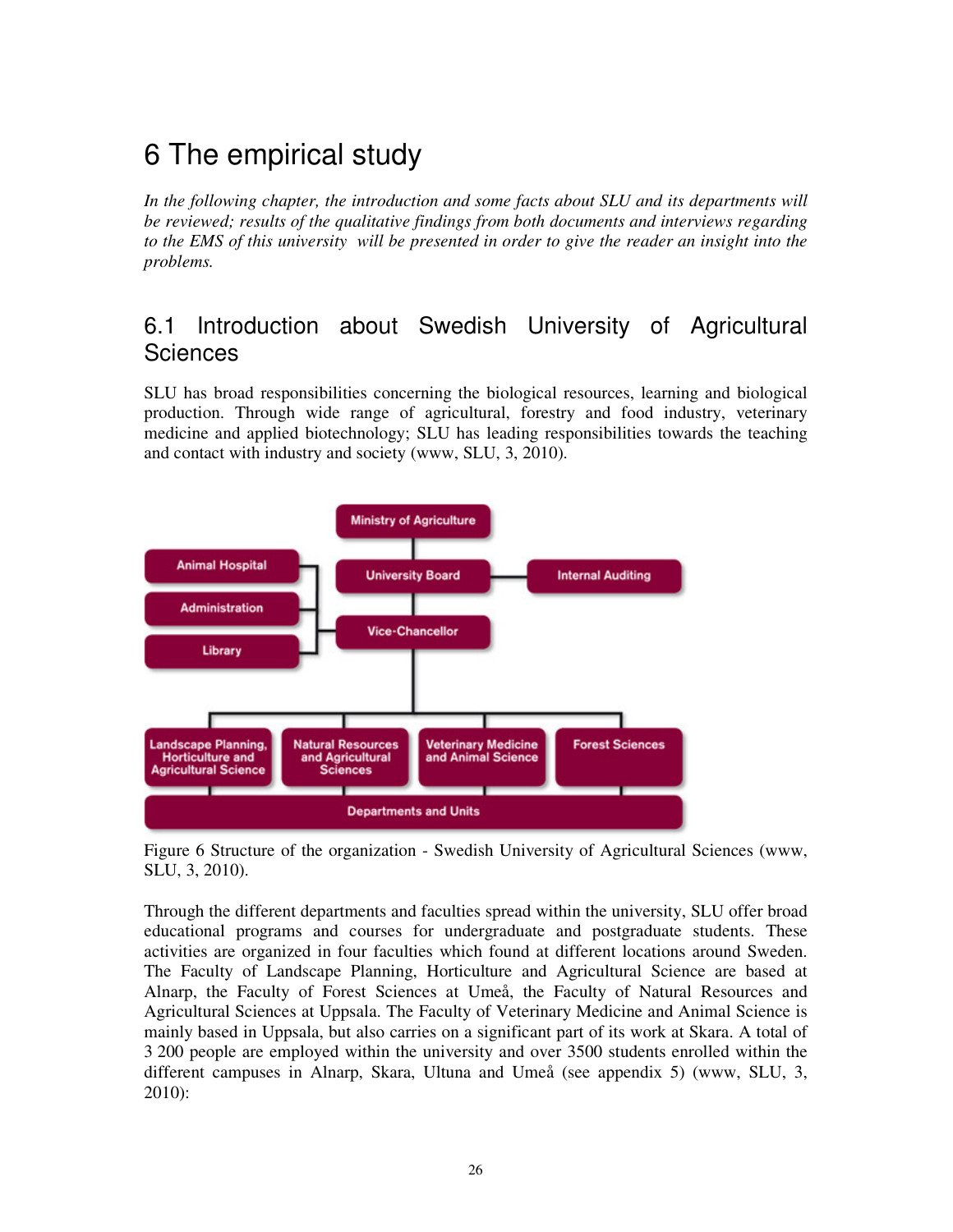# 6 The empirical study

*In the following chapter, the introduction and some facts about SLU and its departments will be reviewed; results of the qualitative findings from both documents and interviews regarding to the EMS of this university will be presented in order to give the reader an insight into the problems.*

## 6.1 Introduction about Swedish University of Agricultural Sciences

SLU has broad responsibilities concerning the biological resources, learning and biological production. Through wide range of agricultural, forestry and food industry, veterinary medicine and applied biotechnology; SLU has leading responsibilities towards the teaching and contact with industry and society (www, SLU, 3, 2010).

Figure 6 Structure of the organization - Swedish University of Agricultural Sciences (www, SLU, 3, 2010).

Through the different departments and faculties spread within the university, SLU offer broad educational programs and courses for undergraduate and postgraduate students. These activities are organized in four faculties which found at different locations around Sweden. The Faculty of Landscape Planning, Horticulture and Agricultural Science are based at Alnarp, the Faculty of Forest Sciences at Umeå, the Faculty of Natural Resources and Agricultural Sciences at Uppsala. The Faculty of Veterinary Medicine and Animal Science is mainly based in Uppsala, but also carries on a significant part of its work at Skara. A total of 3 200 people are employed within the university and over 3500 students enrolled within the different campuses in Alnarp, Skara, Ultuna and Umeå (see appendix 5) (www, SLU, 3, 2010):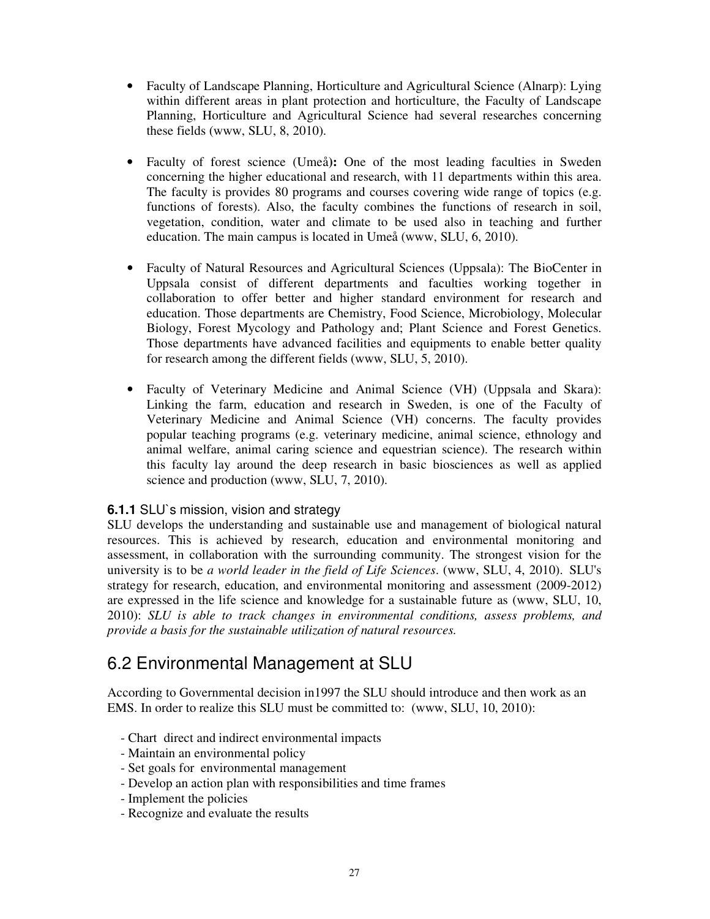- Faculty of Landscape Planning, Horticulture and Agricultural Science (Alnarp): Lying within different areas in plant protection and horticulture, the Faculty of Landscape Planning, Horticulture and Agricultural Science had several researches concerning these fields (www, SLU, 8, 2010).

- Faculty of forest science (Umeå)**:** One of the most leading faculties in Sweden concerning the higher educational and research, with 11 departments within this area. The faculty is provides 80 programs and courses covering wide range of topics (e.g. functions of forests). Also, the faculty combines the functions of research in soil, vegetation, condition, water and climate to be used also in teaching and further education. The main campus is located in Umeå (www, SLU, 6, 2010).

- Faculty of Natural Resources and Agricultural Sciences (Uppsala): The BioCenter in Uppsala consist of different departments and faculties working together in collaboration to offer better and higher standard environment for research and education. Those departments are Chemistry, Food Science, Microbiology, Molecular Biology, Forest Mycology and Pathology and; Plant Science and Forest Genetics. Those departments have advanced facilities and equipments to enable better quality for research among the different fields (www, SLU, 5, 2010).

- Faculty of Veterinary Medicine and Animal Science (VH) (Uppsala and Skara): Linking the farm, education and research in Sweden, is one of the Faculty of Veterinary Medicine and Animal Science (VH) concerns. The faculty provides popular teaching programs (e.g. veterinary medicine, animal science, ethnology and animal welfare, animal caring science and equestrian science). The research within this faculty lay around the deep research in basic biosciences as well as applied science and production (www, SLU, 7, 2010).

### **6.1.1** SLU`s mission, vision and strategy

SLU develops the understanding and sustainable use and management of biological natural resources. This is achieved by research, education and environmental monitoring and assessment, in collaboration with the surrounding community. The strongest vision for the university is to be *a world leader in the field of Life Sciences*. (www, SLU, 4, 2010). SLU's strategy for research, education, and environmental monitoring and assessment (2009-2012) are expressed in the life science and knowledge for a sustainable future as (www, SLU, 10, 2010): *SLU is able to track changes in environmental conditions, assess problems, and provide a basis for the sustainable utilization of natural resources.*

## 6.2 Environmental Management at SLU

According to Governmental decision in1997 the SLU should introduce and then work as an EMS. In order to realize this SLU must be committed to: (www, SLU, 10, 2010):

- Chart direct and indirect environmental impacts
- Maintain an environmental policy
- Set goals for environmental management
- Develop an action plan with responsibilities and time frames
- Implement the policies
- Recognize and evaluate the results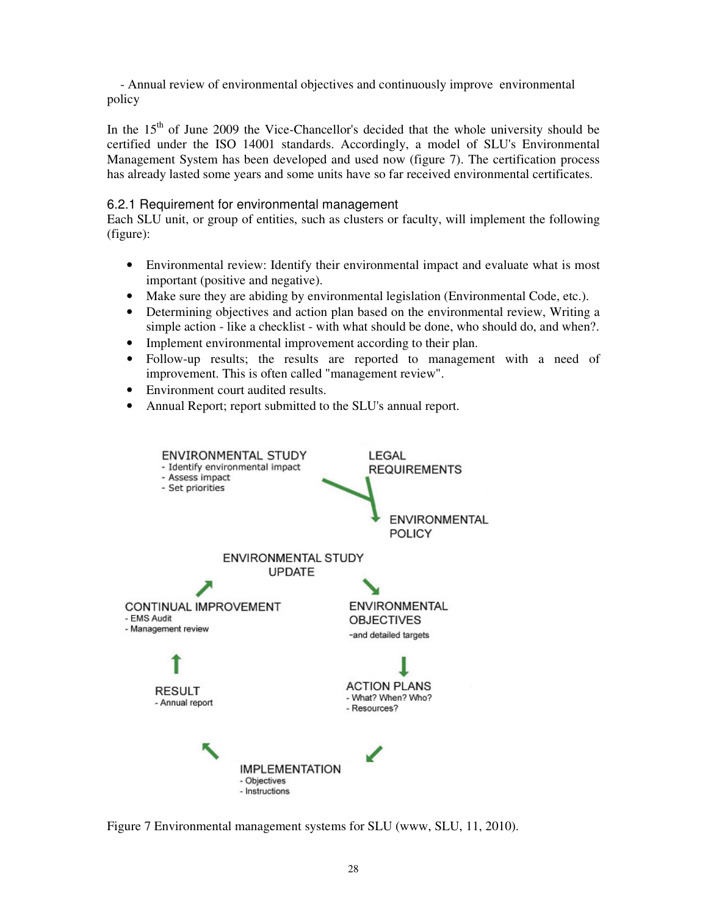- Annual review of environmental objectives and continuously improve environmental policy

In the 15th of June 2009 the Vice-Chancellor's decided that the whole university should be certified under the ISO 14001 standards. Accordingly, a model of SLU's Environmental Management System has been developed and used now (figure 7). The certification process has already lasted some years and some units have so far received environmental certificates.

### 6.2.1 Requirement for environmental management

Each SLU unit, or group of entities, such as clusters or faculty, will implement the following (figure):

- Environmental review: Identify their environmental impact and evaluate what is most important (positive and negative).
- Make sure they are abiding by environmental legislation (Environmental Code, etc.).
- Determining objectives and action plan based on the environmental review, Writing a simple action - like a checklist - with what should be done, who should do, and when?.
- Implement environmental improvement according to their plan.
- Follow-up results; the results are reported to management with a need of improvement. This is often called "management review".
- Environment court audited results.
- Annual Report; report submitted to the SLU's annual report.

ENVIRONMENTAL STUDY
- Identify environmental impact
- Assess impact
- Set priorities

LEGAL REQUIREMENTS

ENVIRONMENTAL POLICY

ENVIRONMENTAL STUDY UPDATE

ENVIRONMENTAL OBJECTIVES
-and detailed targets

ACTION PLANS
- What? When? Who?
- Resources?

IMPLEMENTATION
- Objectives
- Instructions

RESULT
- Annual report

CONTINUAL IMPROVEMENT
- EMS Audit
- Management review

Figure 7 Environmental management systems for SLU (www, SLU, 11, 2010).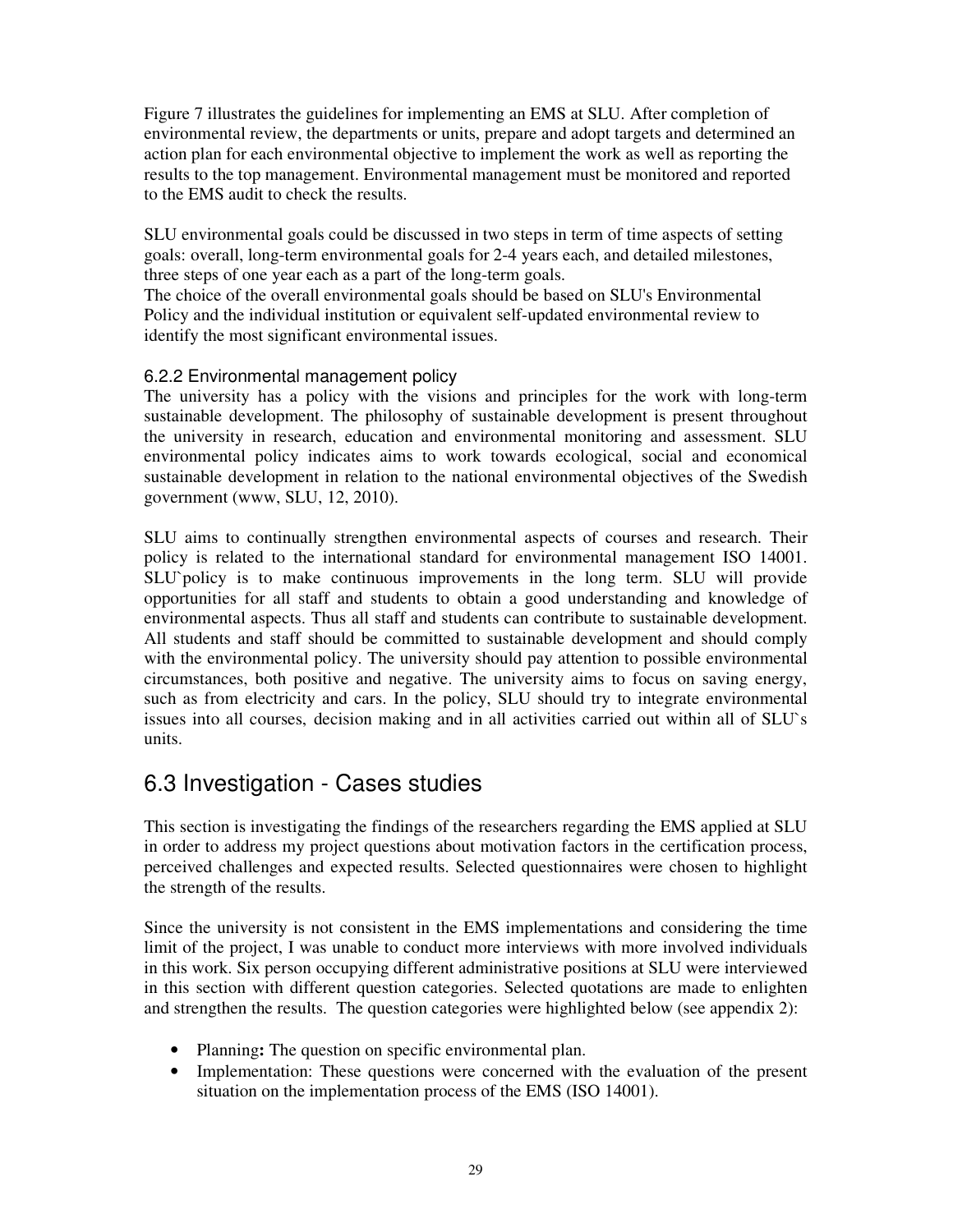Figure 7 illustrates the guidelines for implementing an EMS at SLU. After completion of environmental review, the departments or units, prepare and adopt targets and determined an action plan for each environmental objective to implement the work as well as reporting the results to the top management. Environmental management must be monitored and reported to the EMS audit to check the results.

SLU environmental goals could be discussed in two steps in term of time aspects of setting goals: overall, long-term environmental goals for 2-4 years each, and detailed milestones, three steps of one year each as a part of the long-term goals.
The choice of the overall environmental goals should be based on SLU's Environmental Policy and the individual institution or equivalent self-updated environmental review to identify the most significant environmental issues.

### 6.2.2 Environmental management policy

The university has a policy with the visions and principles for the work with long-term sustainable development. The philosophy of sustainable development is present throughout the university in research, education and environmental monitoring and assessment. SLU environmental policy indicates aims to work towards ecological, social and economical sustainable development in relation to the national environmental objectives of the Swedish government (www, SLU, 12, 2010).

SLU aims to continually strengthen environmental aspects of courses and research. Their policy is related to the international standard for environmental management ISO 14001. SLU`policy is to make continuous improvements in the long term. SLU will provide opportunities for all staff and students to obtain a good understanding and knowledge of environmental aspects. Thus all staff and students can contribute to sustainable development. All students and staff should be committed to sustainable development and should comply with the environmental policy. The university should pay attention to possible environmental circumstances, both positive and negative. The university aims to focus on saving energy, such as from electricity and cars. In the policy, SLU should try to integrate environmental issues into all courses, decision making and in all activities carried out within all of SLU`s units.

## 6.3 Investigation - Cases studies

This section is investigating the findings of the researchers regarding the EMS applied at SLU in order to address my project questions about motivation factors in the certification process, perceived challenges and expected results. Selected questionnaires were chosen to highlight the strength of the results.

Since the university is not consistent in the EMS implementations and considering the time limit of the project, I was unable to conduct more interviews with more involved individuals in this work. Six person occupying different administrative positions at SLU were interviewed in this section with different question categories. Selected quotations are made to enlighten and strengthen the results. The question categories were highlighted below (see appendix 2):

- Planning**:** The question on specific environmental plan.
- Implementation: These questions were concerned with the evaluation of the present situation on the implementation process of the EMS (ISO 14001).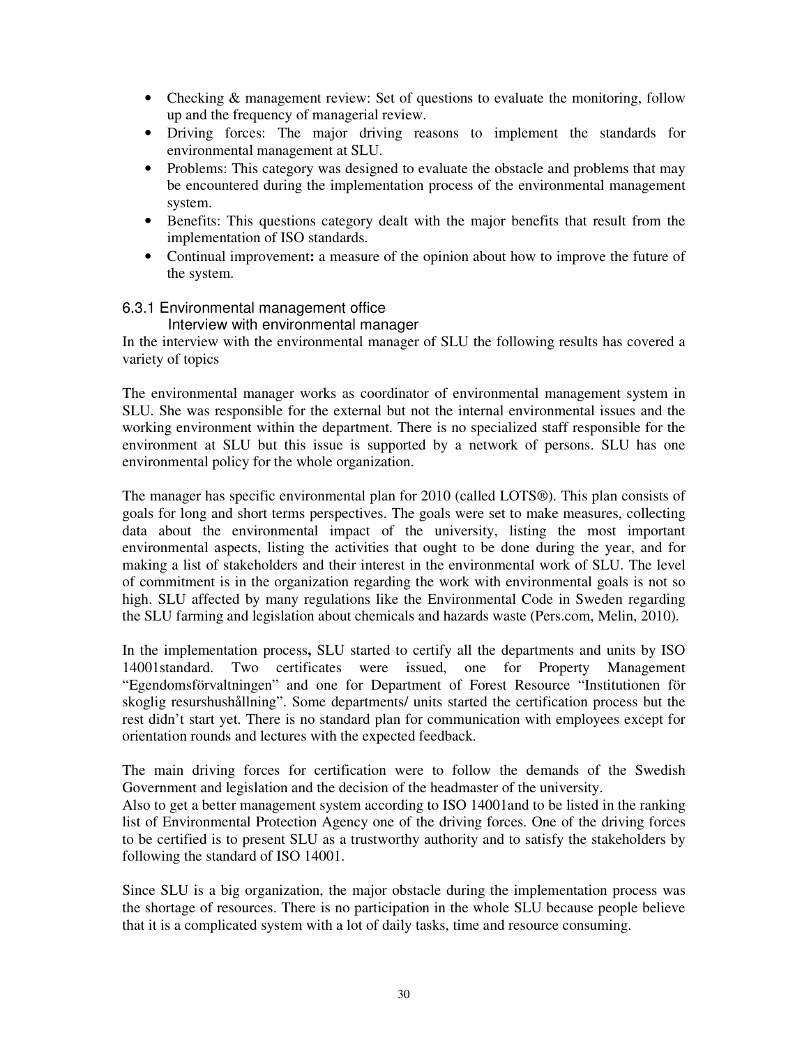- Checking & management review: Set of questions to evaluate the monitoring, follow up and the frequency of managerial review.
- Driving forces: The major driving reasons to implement the standards for environmental management at SLU.
- Problems: This category was designed to evaluate the obstacle and problems that may be encountered during the implementation process of the environmental management system.
- Benefits: This questions category dealt with the major benefits that result from the implementation of ISO standards.
- Continual improvement**:** a measure of the opinion about how to improve the future of the system.

### 6.3.1 Environmental management office

#### Interview with environmental manager

In the interview with the environmental manager of SLU the following results has covered a variety of topics

The environmental manager works as coordinator of environmental management system in SLU. She was responsible for the external but not the internal environmental issues and the working environment within the department. There is no specialized staff responsible for the environment at SLU but this issue is supported by a network of persons. SLU has one environmental policy for the whole organization.

The manager has specific environmental plan for 2010 (called LOTS®). This plan consists of goals for long and short terms perspectives. The goals were set to make measures, collecting data about the environmental impact of the university, listing the most important environmental aspects, listing the activities that ought to be done during the year, and for making a list of stakeholders and their interest in the environmental work of SLU. The level of commitment is in the organization regarding the work with environmental goals is not so high. SLU affected by many regulations like the Environmental Code in Sweden regarding the SLU farming and legislation about chemicals and hazards waste (Pers.com, Melin, 2010).

In the implementation process**,** SLU started to certify all the departments and units by ISO 14001standard. Two certificates were issued, one for Property Management "Egendomsförvaltningen" and one for Department of Forest Resource "Institutionen för skoglig resurshushållning". Some departments/ units started the certification process but the rest didn't start yet. There is no standard plan for communication with employees except for orientation rounds and lectures with the expected feedback.

The main driving forces for certification were to follow the demands of the Swedish Government and legislation and the decision of the headmaster of the university.
Also to get a better management system according to ISO 14001and to be listed in the ranking list of Environmental Protection Agency one of the driving forces. One of the driving forces to be certified is to present SLU as a trustworthy authority and to satisfy the stakeholders by following the standard of ISO 14001.

Since SLU is a big organization, the major obstacle during the implementation process was the shortage of resources. There is no participation in the whole SLU because people believe that it is a complicated system with a lot of daily tasks, time and resource consuming.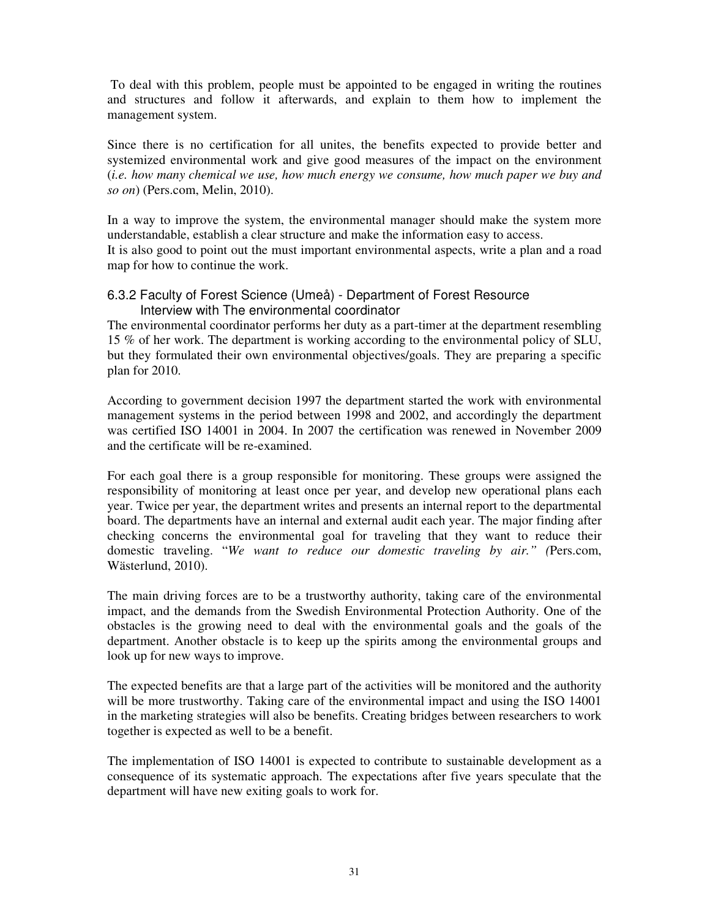To deal with this problem, people must be appointed to be engaged in writing the routines and structures and follow it afterwards, and explain to them how to implement the management system.

Since there is no certification for all unites, the benefits expected to provide better and systemized environmental work and give good measures of the impact on the environment (*i.e. how many chemical we use, how much energy we consume, how much paper we buy and so on*) (Pers.com, Melin, 2010).

In a way to improve the system, the environmental manager should make the system more understandable, establish a clear structure and make the information easy to access.
It is also good to point out the must important environmental aspects, write a plan and a road map for how to continue the work.

### 6.3.2 Faculty of Forest Science (Umeå) - Department of Forest Resource Interview with The environmental coordinator

The environmental coordinator performs her duty as a part-timer at the department resembling 15 % of her work. The department is working according to the environmental policy of SLU, but they formulated their own environmental objectives/goals. They are preparing a specific plan for 2010.

According to government decision 1997 the department started the work with environmental management systems in the period between 1998 and 2002, and accordingly the department was certified ISO 14001 in 2004. In 2007 the certification was renewed in November 2009 and the certificate will be re-examined.

For each goal there is a group responsible for monitoring. These groups were assigned the responsibility of monitoring at least once per year, and develop new operational plans each year. Twice per year, the department writes and presents an internal report to the departmental board. The departments have an internal and external audit each year. The major finding after checking concerns the environmental goal for traveling that they want to reduce their domestic traveling. "*We want to reduce our domestic traveling by air." (*Pers.com, Wästerlund, 2010).

The main driving forces are to be a trustworthy authority, taking care of the environmental impact, and the demands from the Swedish Environmental Protection Authority. One of the obstacles is the growing need to deal with the environmental goals and the goals of the department. Another obstacle is to keep up the spirits among the environmental groups and look up for new ways to improve.

The expected benefits are that a large part of the activities will be monitored and the authority will be more trustworthy. Taking care of the environmental impact and using the ISO 14001 in the marketing strategies will also be benefits. Creating bridges between researchers to work together is expected as well to be a benefit.

The implementation of ISO 14001 is expected to contribute to sustainable development as a consequence of its systematic approach. The expectations after five years speculate that the department will have new exiting goals to work for.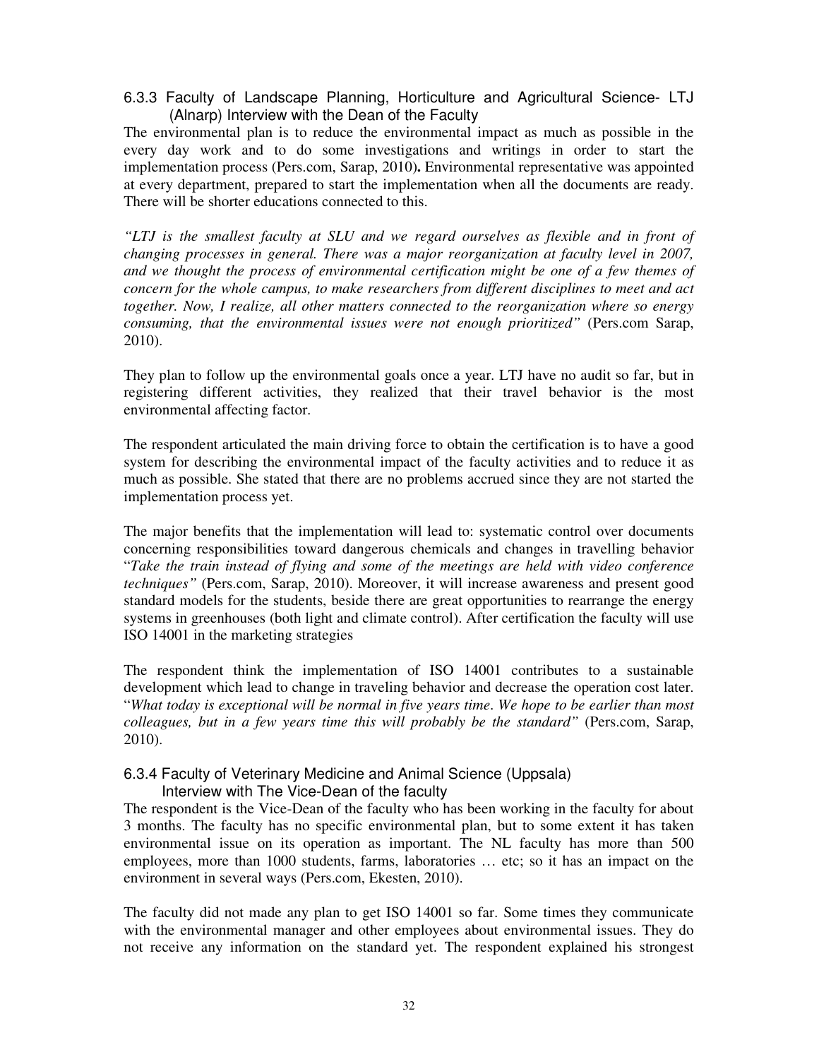### 6.3.3 Faculty of Landscape Planning, Horticulture and Agricultural Science- LTJ (Alnarp) Interview with the Dean of the Faculty

The environmental plan is to reduce the environmental impact as much as possible in the every day work and to do some investigations and writings in order to start the implementation process (Pers.com, Sarap, 2010)**.** Environmental representative was appointed at every department, prepared to start the implementation when all the documents are ready. There will be shorter educations connected to this.

*"LTJ is the smallest faculty at SLU and we regard ourselves as flexible and in front of changing processes in general. There was a major reorganization at faculty level in 2007, and we thought the process of environmental certification might be one of a few themes of concern for the whole campus, to make researchers from different disciplines to meet and act together. Now, I realize, all other matters connected to the reorganization where so energy consuming, that the environmental issues were not enough prioritized"* (Pers.com Sarap, 2010).

They plan to follow up the environmental goals once a year. LTJ have no audit so far, but in registering different activities, they realized that their travel behavior is the most environmental affecting factor.

The respondent articulated the main driving force to obtain the certification is to have a good system for describing the environmental impact of the faculty activities and to reduce it as much as possible. She stated that there are no problems accrued since they are not started the implementation process yet.

The major benefits that the implementation will lead to: systematic control over documents concerning responsibilities toward dangerous chemicals and changes in travelling behavior "*Take the train instead of flying and some of the meetings are held with video conference techniques"* (Pers.com, Sarap, 2010). Moreover, it will increase awareness and present good standard models for the students, beside there are great opportunities to rearrange the energy systems in greenhouses (both light and climate control). After certification the faculty will use ISO 14001 in the marketing strategies

The respondent think the implementation of ISO 14001 contributes to a sustainable development which lead to change in traveling behavior and decrease the operation cost later. "*What today is exceptional will be normal in five years time*. *We hope to be earlier than most colleagues, but in a few years time this will probably be the standard"* (Pers.com, Sarap, 2010).

### 6.3.4 Faculty of Veterinary Medicine and Animal Science (Uppsala) Interview with The Vice-Dean of the faculty

The respondent is the Vice-Dean of the faculty who has been working in the faculty for about 3 months. The faculty has no specific environmental plan, but to some extent it has taken environmental issue on its operation as important. The NL faculty has more than 500 employees, more than 1000 students, farms, laboratories … etc; so it has an impact on the environment in several ways (Pers.com, Ekesten, 2010).

The faculty did not made any plan to get ISO 14001 so far. Some times they communicate with the environmental manager and other employees about environmental issues. They do not receive any information on the standard yet. The respondent explained his strongest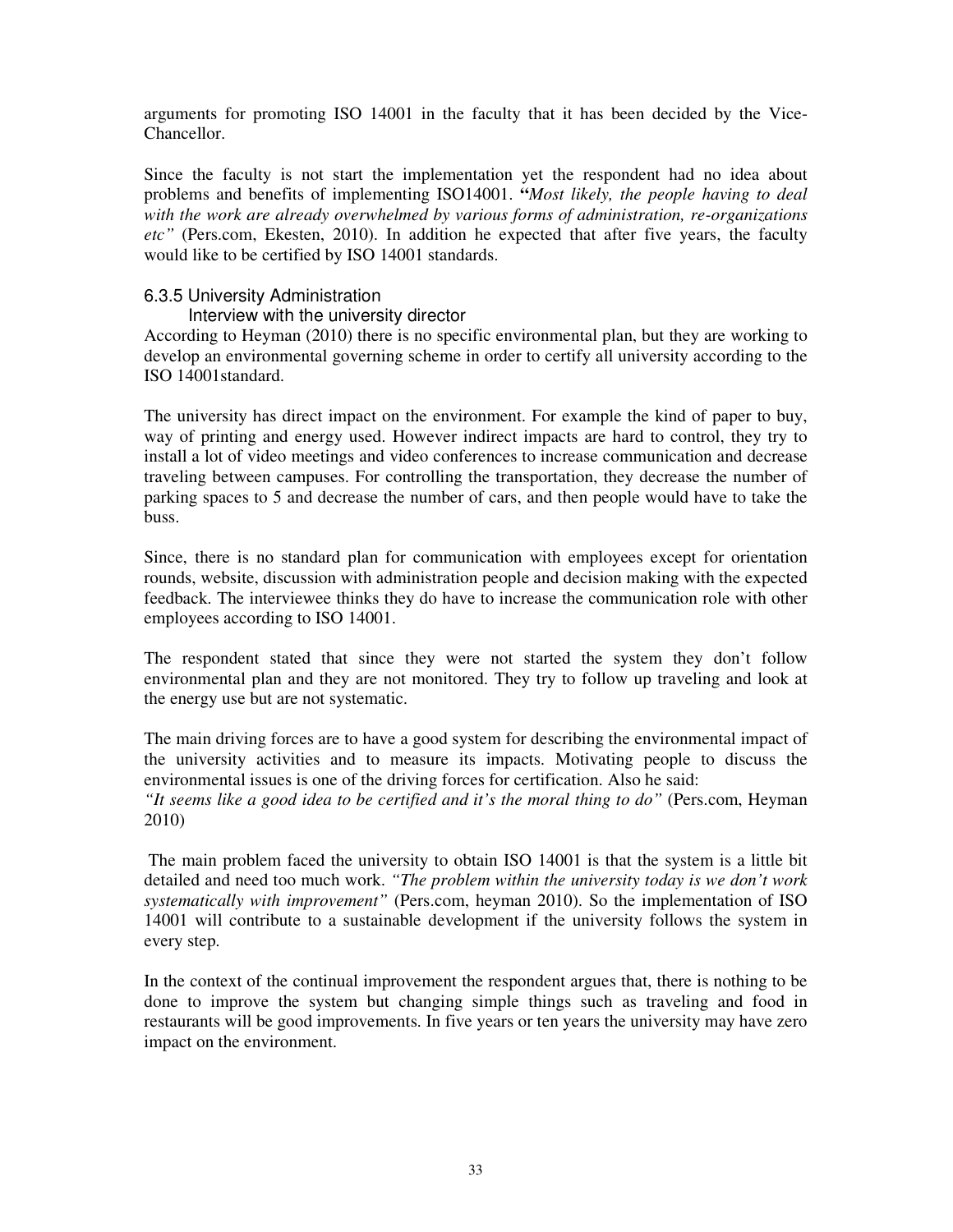arguments for promoting ISO 14001 in the faculty that it has been decided by the Vice-Chancellor.

Since the faculty is not start the implementation yet the respondent had no idea about problems and benefits of implementing ISO14001. **"***Most likely, the people having to deal with the work are already overwhelmed by various forms of administration, re-organizations etc"* (Pers.com, Ekesten, 2010). In addition he expected that after five years, the faculty would like to be certified by ISO 14001 standards.

### 6.3.5 University Administration

#### Interview with the university director

According to Heyman (2010) there is no specific environmental plan, but they are working to develop an environmental governing scheme in order to certify all university according to the ISO 14001standard.

The university has direct impact on the environment. For example the kind of paper to buy, way of printing and energy used. However indirect impacts are hard to control, they try to install a lot of video meetings and video conferences to increase communication and decrease traveling between campuses. For controlling the transportation, they decrease the number of parking spaces to 5 and decrease the number of cars, and then people would have to take the buss.

Since, there is no standard plan for communication with employees except for orientation rounds, website, discussion with administration people and decision making with the expected feedback. The interviewee thinks they do have to increase the communication role with other employees according to ISO 14001.

The respondent stated that since they were not started the system they don't follow environmental plan and they are not monitored. They try to follow up traveling and look at the energy use but are not systematic.

The main driving forces are to have a good system for describing the environmental impact of the university activities and to measure its impacts. Motivating people to discuss the environmental issues is one of the driving forces for certification. Also he said:
*"It seems like a good idea to be certified and it's the moral thing to do"* (Pers.com, Heyman 2010)

The main problem faced the university to obtain ISO 14001 is that the system is a little bit detailed and need too much work. *"The problem within the university today is we don't work systematically with improvement"* (Pers.com, heyman 2010). So the implementation of ISO 14001 will contribute to a sustainable development if the university follows the system in every step.

In the context of the continual improvement the respondent argues that, there is nothing to be done to improve the system but changing simple things such as traveling and food in restaurants will be good improvements. In five years or ten years the university may have zero impact on the environment.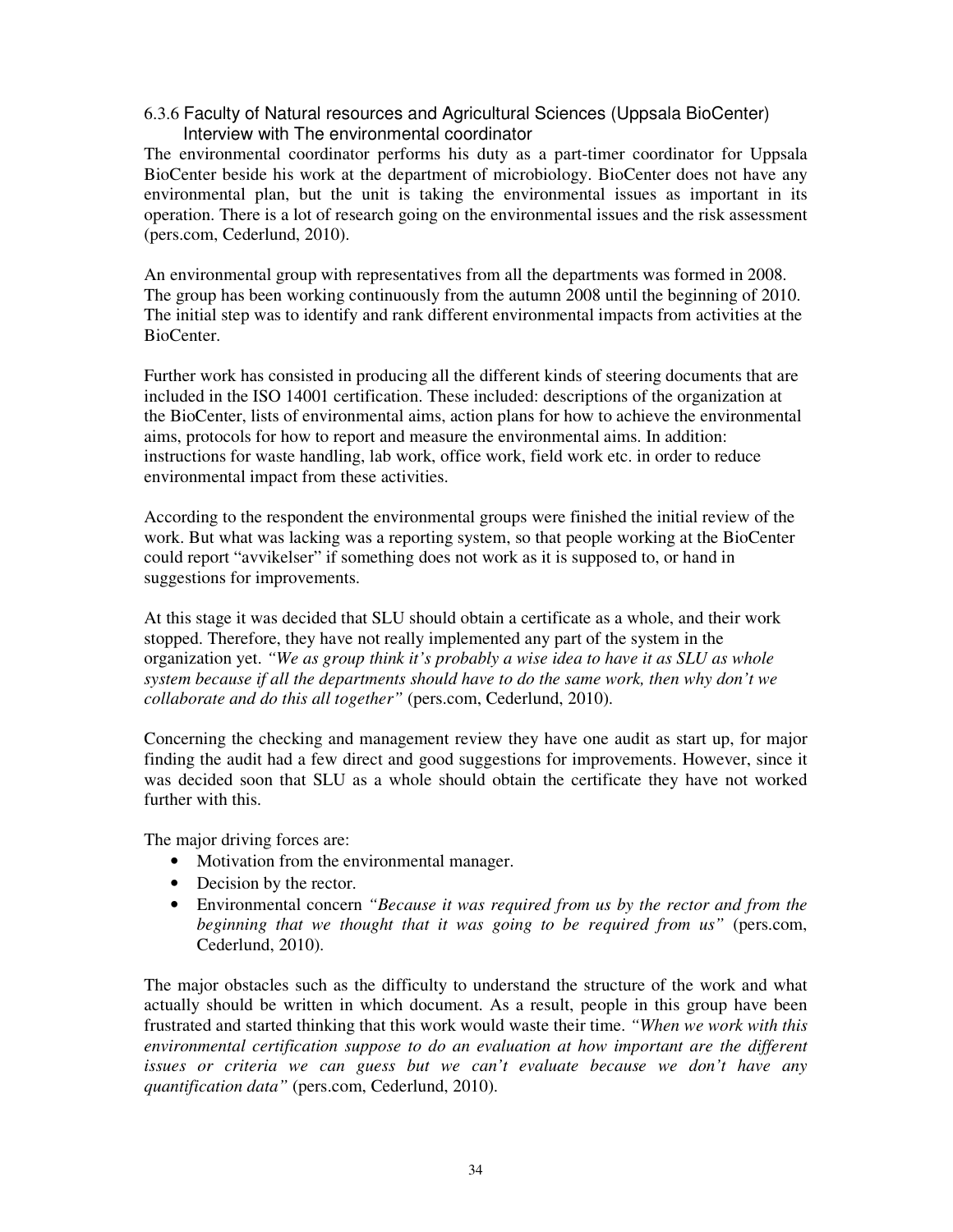### 6.3.6 Faculty of Natural resources and Agricultural Sciences (Uppsala BioCenter) Interview with The environmental coordinator

The environmental coordinator performs his duty as a part-timer coordinator for Uppsala BioCenter beside his work at the department of microbiology. BioCenter does not have any environmental plan, but the unit is taking the environmental issues as important in its operation. There is a lot of research going on the environmental issues and the risk assessment (pers.com, Cederlund, 2010).

An environmental group with representatives from all the departments was formed in 2008. The group has been working continuously from the autumn 2008 until the beginning of 2010. The initial step was to identify and rank different environmental impacts from activities at the BioCenter.

Further work has consisted in producing all the different kinds of steering documents that are included in the ISO 14001 certification. These included: descriptions of the organization at the BioCenter, lists of environmental aims, action plans for how to achieve the environmental aims, protocols for how to report and measure the environmental aims. In addition: instructions for waste handling, lab work, office work, field work etc. in order to reduce environmental impact from these activities.

According to the respondent the environmental groups were finished the initial review of the work. But what was lacking was a reporting system, so that people working at the BioCenter could report "avvikelser" if something does not work as it is supposed to, or hand in suggestions for improvements.

At this stage it was decided that SLU should obtain a certificate as a whole, and their work stopped. Therefore, they have not really implemented any part of the system in the organization yet. *"We as group think it's probably a wise idea to have it as SLU as whole system because if all the departments should have to do the same work, then why don't we collaborate and do this all together"* (pers.com, Cederlund, 2010).

Concerning the checking and management review they have one audit as start up, for major finding the audit had a few direct and good suggestions for improvements. However, since it was decided soon that SLU as a whole should obtain the certificate they have not worked further with this.

The major driving forces are:

- Motivation from the environmental manager.
- Decision by the rector.
- Environmental concern *"Because it was required from us by the rector and from the beginning that we thought that it was going to be required from us"* (pers.com, Cederlund, 2010).

The major obstacles such as the difficulty to understand the structure of the work and what actually should be written in which document. As a result, people in this group have been frustrated and started thinking that this work would waste their time. *"When we work with this environmental certification suppose to do an evaluation at how important are the different issues or criteria we can guess but we can't evaluate because we don't have any quantification data"* (pers.com, Cederlund, 2010).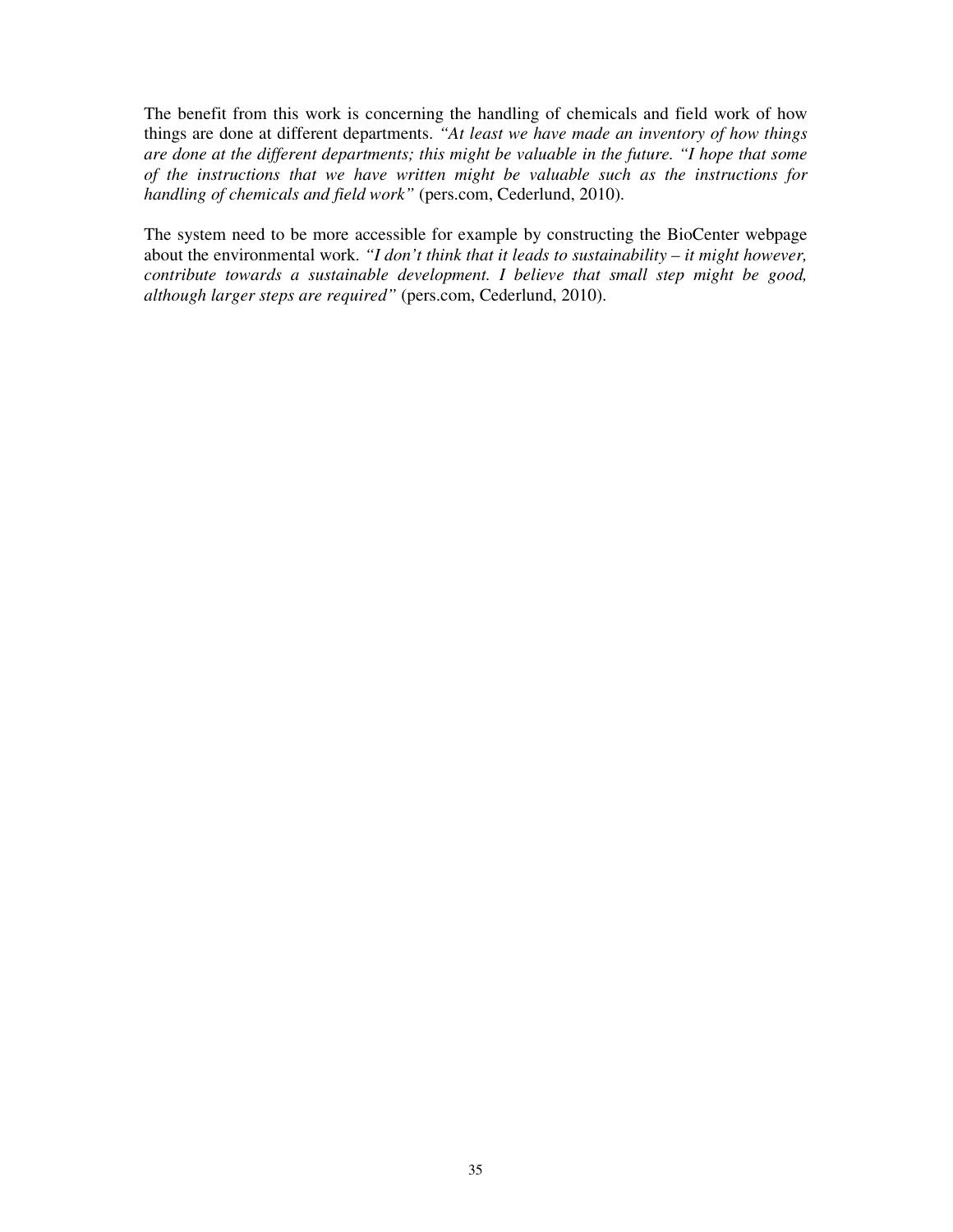The benefit from this work is concerning the handling of chemicals and field work of how things are done at different departments. *“At least we have made an inventory of how things are done at the different departments; this might be valuable in the future. “I hope that some of the instructions that we have written might be valuable such as the instructions for handling of chemicals and field work”* (pers.com, Cederlund, 2010).

The system need to be more accessible for example by constructing the BioCenter webpage about the environmental work. *“I don’t think that it leads to sustainability – it might however, contribute towards a sustainable development. I believe that small step might be good, although larger steps are required”* (pers.com, Cederlund, 2010).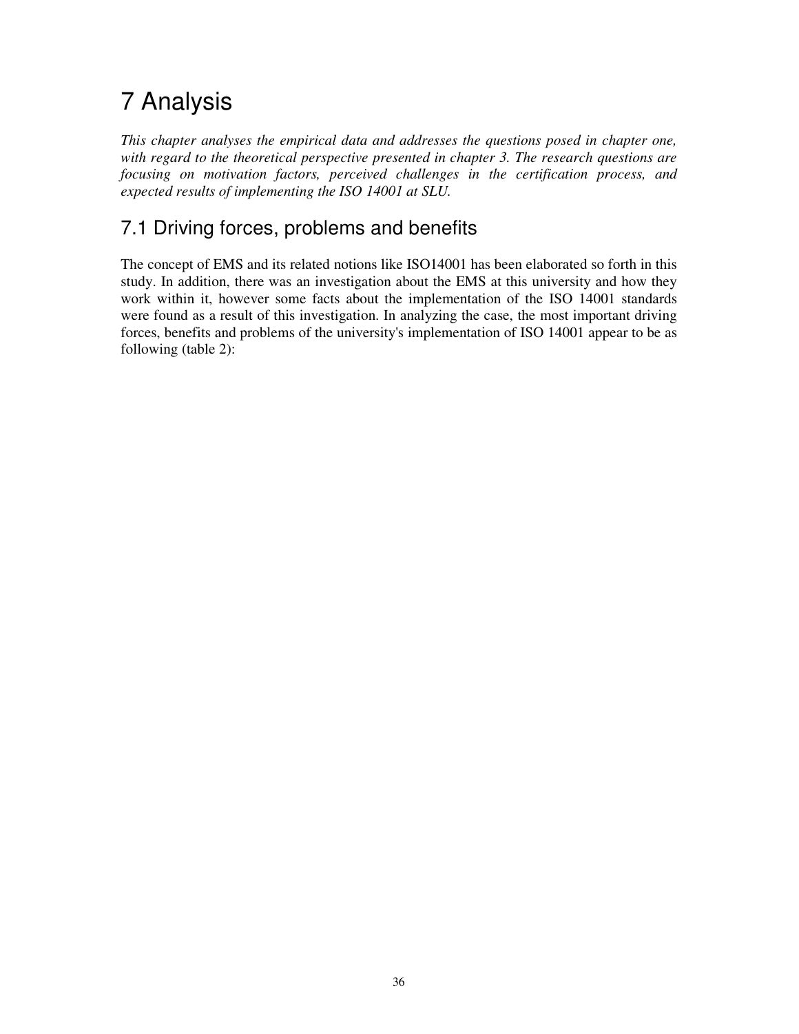# 7 Analysis

*This chapter analyses the empirical data and addresses the questions posed in chapter one, with regard to the theoretical perspective presented in chapter 3. The research questions are focusing on motivation factors, perceived challenges in the certification process, and expected results of implementing the ISO 14001 at SLU.*

## 7.1 Driving forces, problems and benefits

The concept of EMS and its related notions like ISO14001 has been elaborated so forth in this study. In addition, there was an investigation about the EMS at this university and how they work within it, however some facts about the implementation of the ISO 14001 standards were found as a result of this investigation. In analyzing the case, the most important driving forces, benefits and problems of the university's implementation of ISO 14001 appear to be as following (table 2):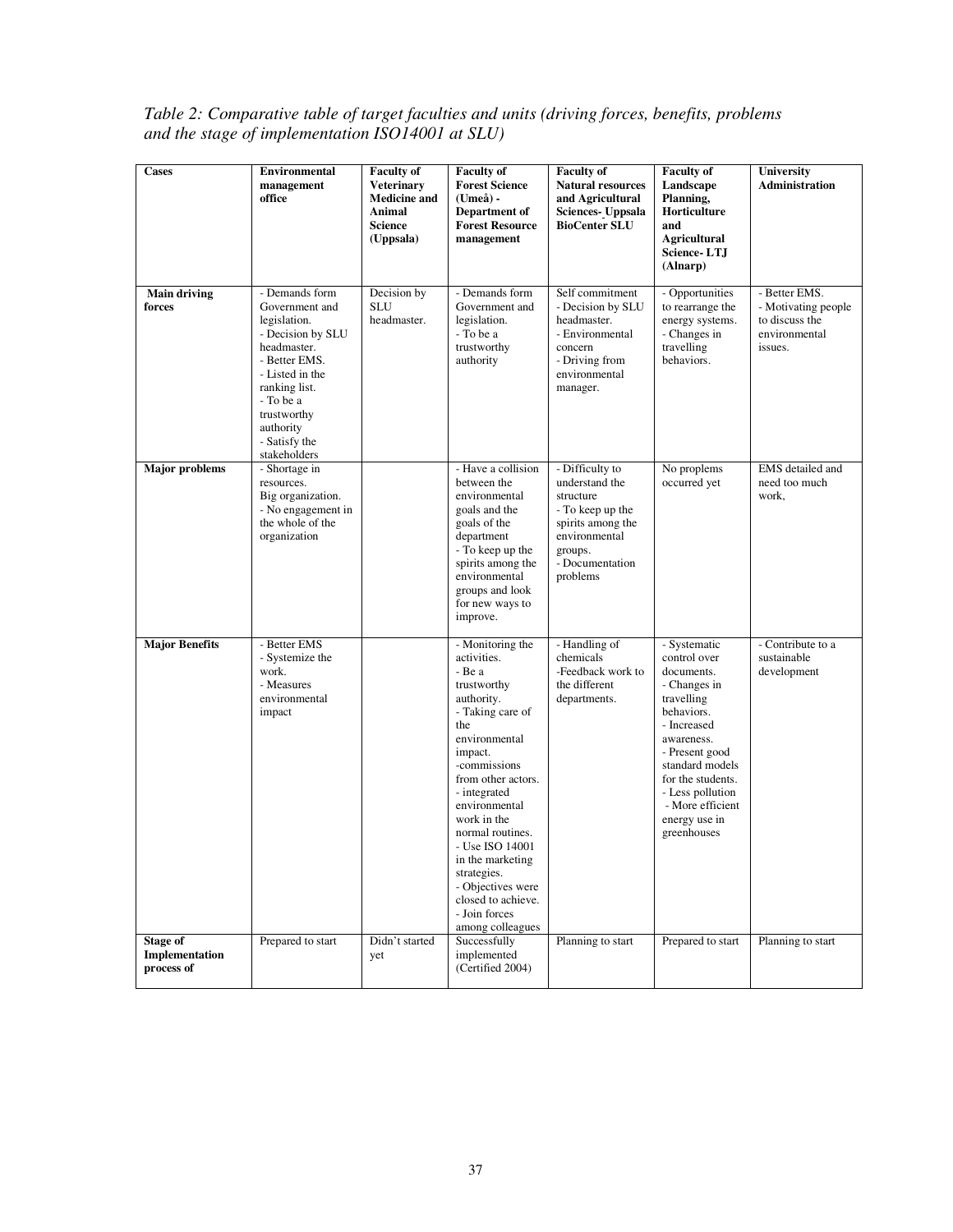*Table 2: Comparative table of target faculties and units (driving forces, benefits, problems and the stage of implementation ISO14001 at SLU)*

| Cases | Environmental management office | Faculty of Veterinary Medicine and Animal Science (Uppsala) | Faculty of Forest Science (Umeå) - Department of Forest Resource management | Faculty of Natural resources and Agricultural Sciences- Uppsala BioCenter SLU | Faculty of Landscape Planning, Horticulture and Agricultural Science- LTJ (Alnarp) | University Administration |
|---|---|---|---|---|---|---|
| **Main driving forces** | - Demands form Government and legislation.<br>- Decision by SLU headmaster.<br>- Better EMS.<br>- Listed in the ranking list.<br>- To be a trustworthy authority<br>- Satisfy the stakeholders | Decision by SLU headmaster. | - Demands form Government and legislation.<br>- To be a trustworthy authority | Self commitment<br>- Decision by SLU headmaster.<br>- Environmental concern<br>- Driving from environmental manager. | - Opportunities to rearrange the energy systems.<br>- Changes in travelling behaviors. | - Better EMS.<br>- Motivating people to discuss the environmental issues. |
| **Major problems** | - Shortage in resources.<br>Big organization.<br>- No engagement in the whole of the organization | | - Have a collision between the environmental goals and the goals of the department<br>- To keep up the spirits among the environmental groups and look for new ways to improve. | - Difficulty to understand the structure<br>- To keep up the spirits among the environmental groups.<br>- Documentation problems | No proplems occurred yet | EMS detailed and need too much work, |
| **Major Benefits** | - Better EMS<br>- Systemize the work.<br>- Measures environmental impact | | - Monitoring the activities.<br>- Be a trustworthy authority.<br>- Taking care of the environmental impact.<br>-commissions from other actors.<br>- integrated environmental work in the normal routines.<br>- Use ISO 14001 in the marketing strategies.<br>- Objectives were closed to achieve.<br>- Join forces among colleagues | - Handling of chemicals<br>-Feedback work to the different departments. | - Systematic control over documents.<br>- Changes in travelling behaviors.<br>- Increased awareness.<br>- Present good standard models for the students.<br>- Less pollution<br>- More efficient energy use in greenhouses | - Contribute to a sustainable development |
| **Stage of Implementation process of** | Prepared to start | Didn't started yet | Successfully implemented (Certified 2004) | Planning to start | Prepared to start | Planning to start |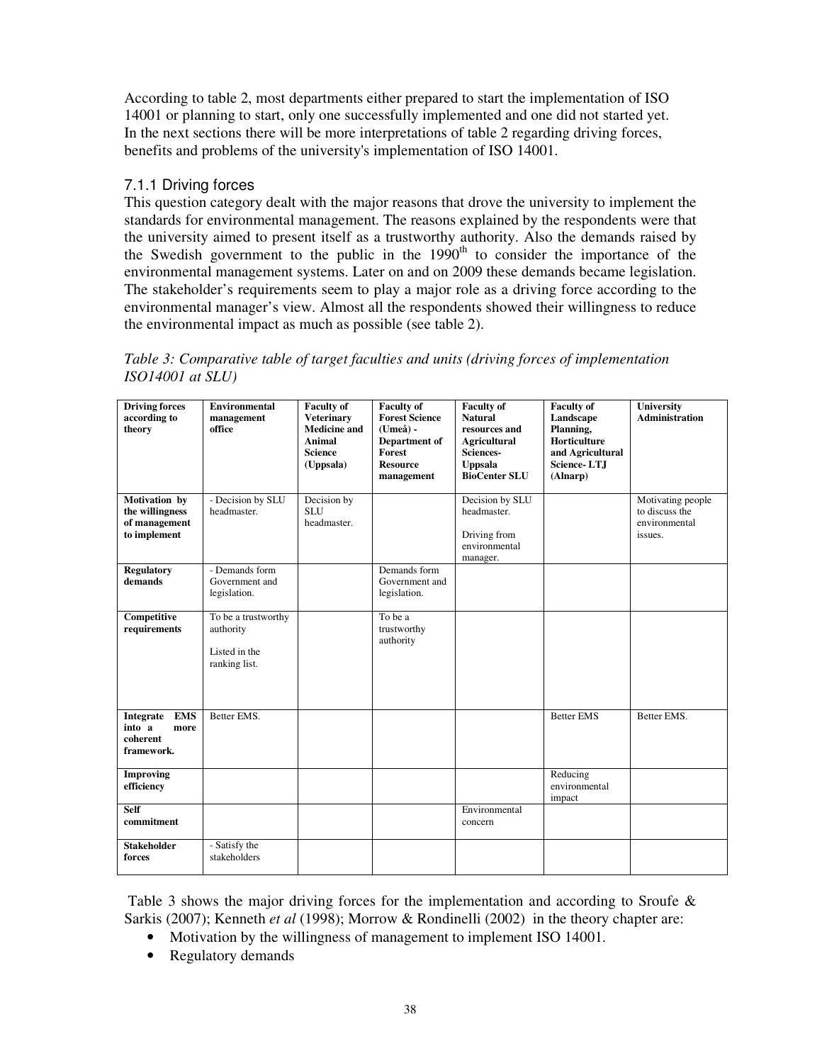According to table 2, most departments either prepared to start the implementation of ISO 14001 or planning to start, only one successfully implemented and one did not started yet. In the next sections there will be more interpretations of table 2 regarding driving forces, benefits and problems of the university's implementation of ISO 14001.

### 7.1.1 Driving forces

This question category dealt with the major reasons that drove the university to implement the standards for environmental management. The reasons explained by the respondents were that the university aimed to present itself as a trustworthy authority. Also the demands raised by the Swedish government to the public in the 1990$^{th}$ to consider the importance of the environmental management systems. Later on and on 2009 these demands became legislation. The stakeholder's requirements seem to play a major role as a driving force according to the environmental manager's view. Almost all the respondents showed their willingness to reduce the environmental impact as much as possible (see table 2).

*Table 3: Comparative table of target faculties and units (driving forces of implementation ISO14001 at SLU)*

| Driving forces according to theory | Environmental management office | Faculty of Veterinary Medicine and Animal Science (Uppsala) | Faculty of Forest Science (Umeå) - Department of Forest Resource management | Faculty of Natural resources and Agricultural Sciences- Uppsala BioCenter SLU | Faculty of Landscape Planning, Horticulture and Agricultural Science- LTJ (Alnarp) | University Administration |
|---|---|---|---|---|---|---|
| **Motivation by the willingness of management to implement** | - Decision by SLU headmaster. | Decision by SLU headmaster. | | Decision by SLU headmaster. Driving from environmental manager. | | Motivating people to discuss the environmental issues. |
| **Regulatory demands** | - Demands form Government and legislation. | | Demands form Government and legislation. | | | |
| **Competitive requirements** | To be a trustworthy authority Listed in the ranking list. | | To be a trustworthy authority | | | |
| **Integrate EMS into a more coherent framework.** | Better EMS. | | | | Better EMS | Better EMS. |
| **Improving efficiency** | | | | | Reducing environmental impact | |
| **Self commitment** | | | | Environmental concern | | |
| **Stakeholder forces** | - Satisfy the stakeholders | | | | | |

Table 3 shows the major driving forces for the implementation and according to Sroufe & Sarkis (2007); Kenneth *et al* (1998); Morrow & Rondinelli (2002) in the theory chapter are:

- Motivation by the willingness of management to implement ISO 14001.
- Regulatory demands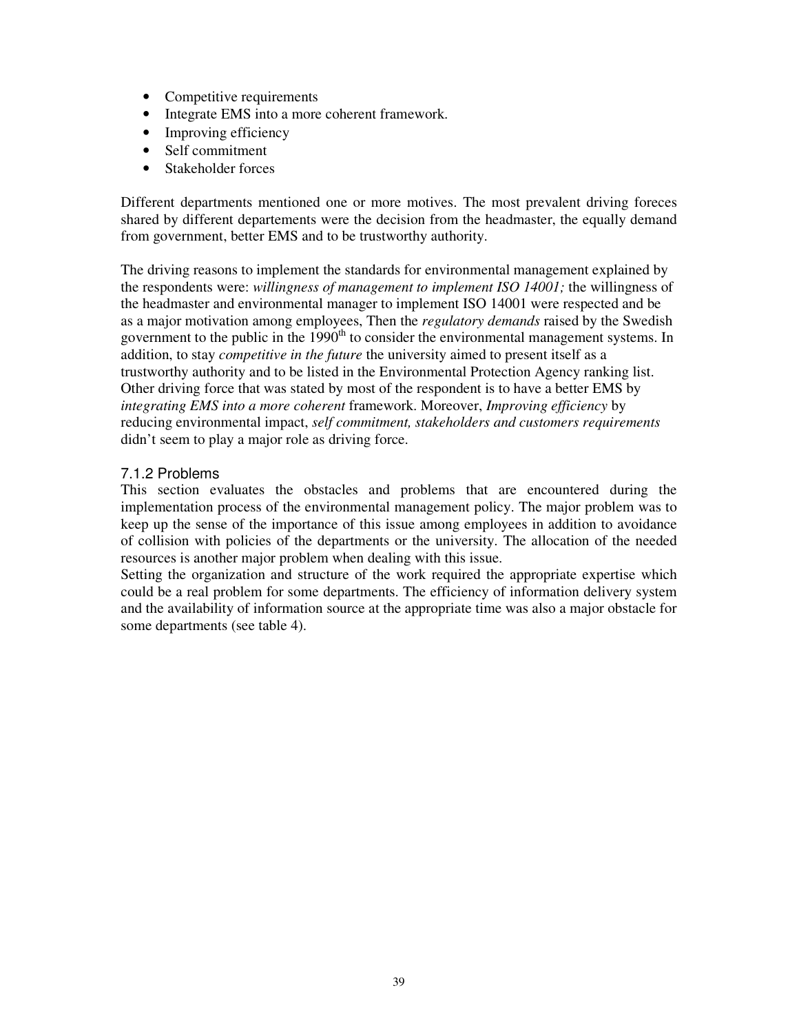- Competitive requirements
- Integrate EMS into a more coherent framework.
- Improving efficiency
- Self commitment
- Stakeholder forces

Different departments mentioned one or more motives. The most prevalent driving foreces shared by different departements were the decision from the headmaster, the equally demand from government, better EMS and to be trustworthy authority.

The driving reasons to implement the standards for environmental management explained by the respondents were: *willingness of management to implement ISO 14001;* the willingness of the headmaster and environmental manager to implement ISO 14001 were respected and be as a major motivation among employees, Then the *regulatory demands* raised by the Swedish government to the public in the 1990$^{th}$ to consider the environmental management systems. In addition, to stay *competitive in the future* the university aimed to present itself as a trustworthy authority and to be listed in the Environmental Protection Agency ranking list. Other driving force that was stated by most of the respondent is to have a better EMS by *integrating EMS into a more coherent* framework. Moreover, *Improving efficiency* by reducing environmental impact, *self commitment, stakeholders and customers requirements* didn't seem to play a major role as driving force.

### 7.1.2 Problems

This section evaluates the obstacles and problems that are encountered during the implementation process of the environmental management policy. The major problem was to keep up the sense of the importance of this issue among employees in addition to avoidance of collision with policies of the departments or the university. The allocation of the needed resources is another major problem when dealing with this issue.

Setting the organization and structure of the work required the appropriate expertise which could be a real problem for some departments. The efficiency of information delivery system and the availability of information source at the appropriate time was also a major obstacle for some departments (see table 4).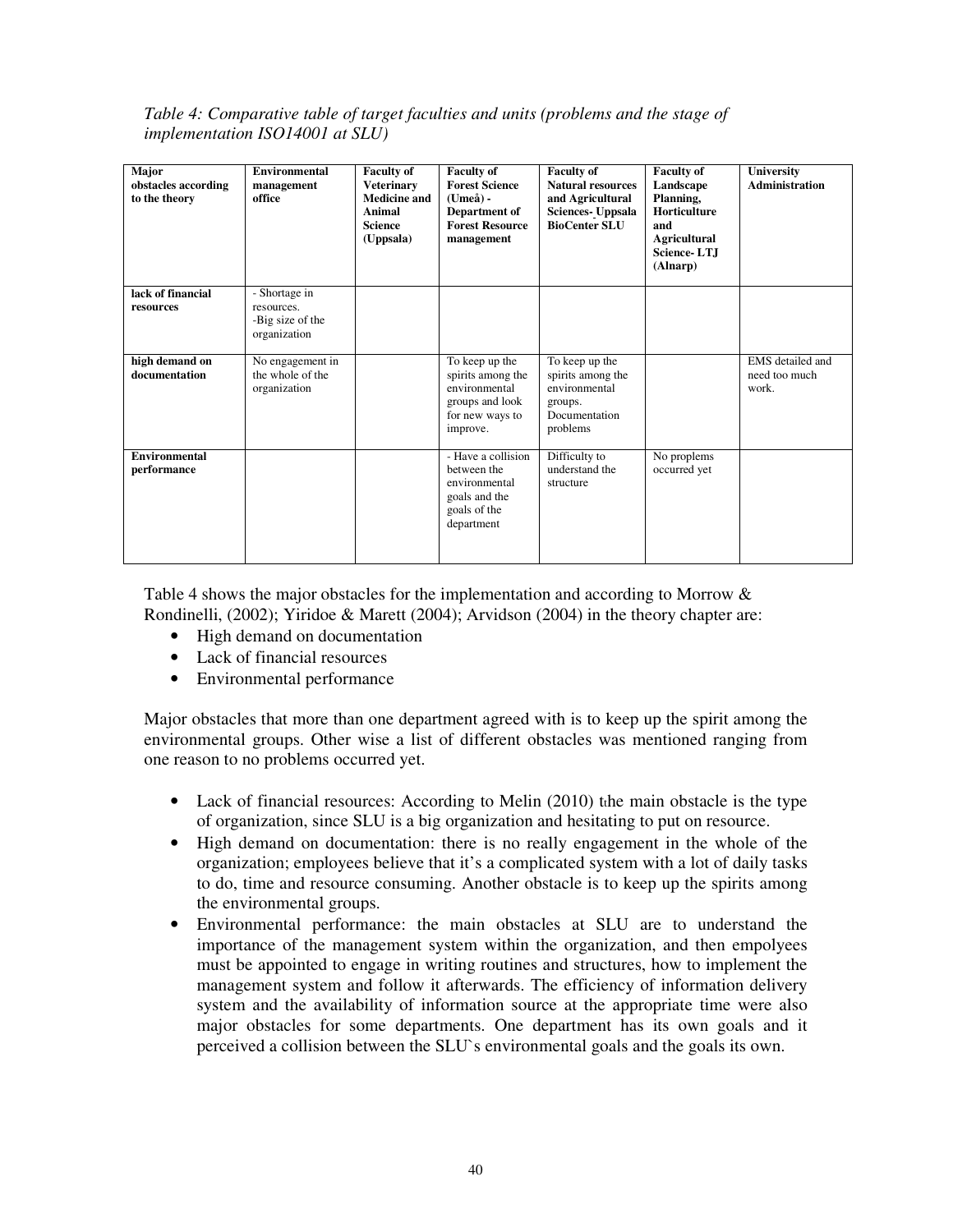*Table 4: Comparative table of target faculties and units (problems and the stage of implementation ISO14001 at SLU)*

| Major obstacles according to the theory | Environmental management office | Faculty of Veterinary Medicine and Animal Science (Uppsala) | Faculty of Forest Science (Umeå) - Department of Forest Resource management | Faculty of Natural resources and Agricultural Sciences- Uppsala BioCenter SLU | Faculty of Landscape Planning, Horticulture and Agricultural Science- LTJ (Alnarp) | University Administration |
|---|---|---|---|---|---|---|
| lack of financial resources | - Shortage in resources. -Big size of the organization | | | | | |
| high demand on documentation | No engagement in the whole of the organization | | To keep up the spirits among the environmental groups and look for new ways to improve. | To keep up the spirits among the environmental groups. Documentation problems | | EMS detailed and need too much work. |
| Environmental performance | | | - Have a collision between the environmental goals and the goals of the department | Difficulty to understand the structure | No proplems occurred yet | |

Table 4 shows the major obstacles for the implementation and according to Morrow & Rondinelli, (2002); Yiridoe & Marett (2004); Arvidson (2004) in the theory chapter are:

- High demand on documentation
- Lack of financial resources
- Environmental performance

Major obstacles that more than one department agreed with is to keep up the spirit among the environmental groups. Other wise a list of different obstacles was mentioned ranging from one reason to no problems occurred yet.

- Lack of financial resources: According to Melin (2010) the main obstacle is the type of organization, since SLU is a big organization and hesitating to put on resource.
- High demand on documentation: there is no really engagement in the whole of the organization; employees believe that it's a complicated system with a lot of daily tasks to do, time and resource consuming. Another obstacle is to keep up the spirits among the environmental groups.
- Environmental performance: the main obstacles at SLU are to understand the importance of the management system within the organization, and then empolyees must be appointed to engage in writing routines and structures, how to implement the management system and follow it afterwards. The efficiency of information delivery system and the availability of information source at the appropriate time were also major obstacles for some departments. One department has its own goals and it perceived a collision between the SLU`s environmental goals and the goals its own.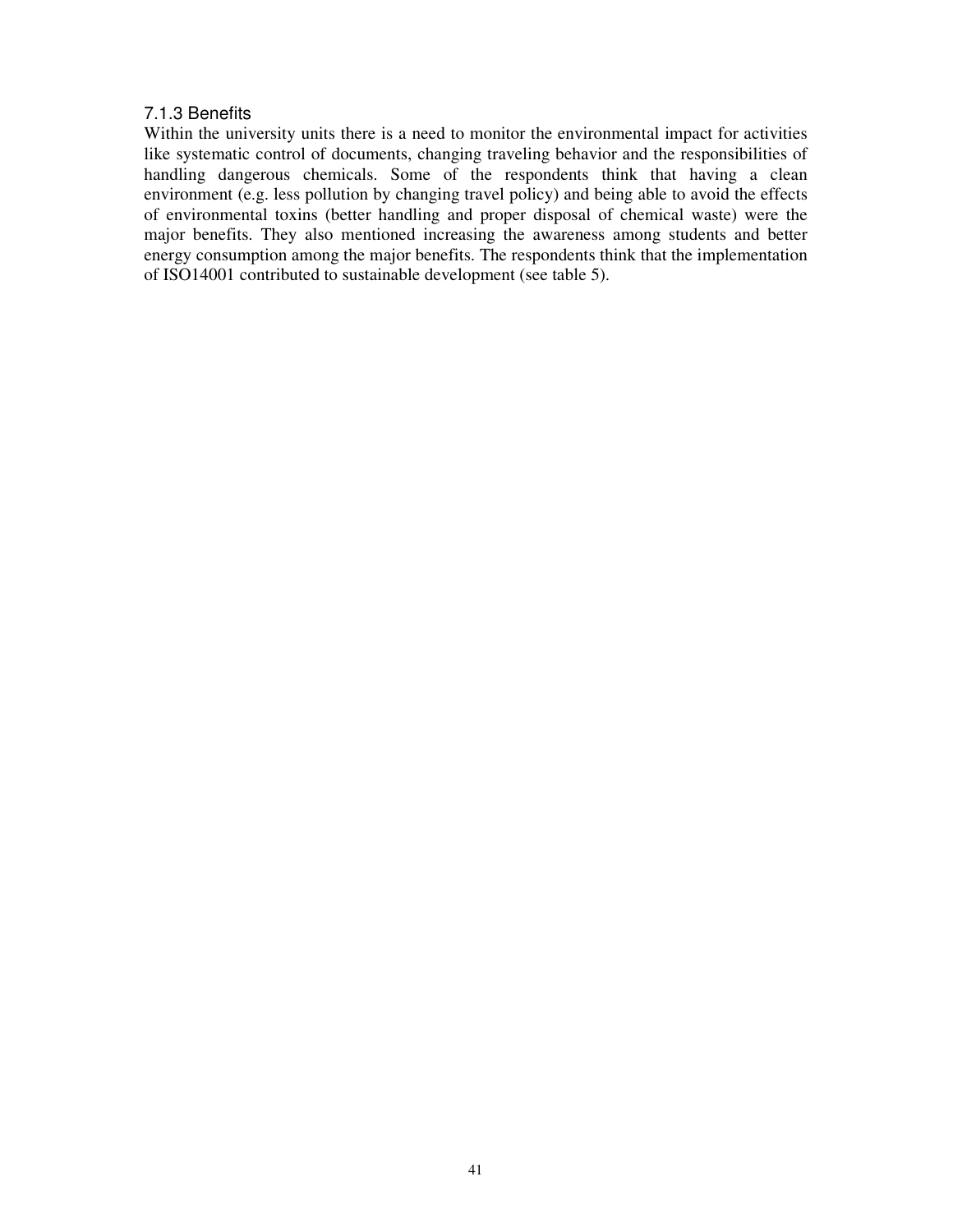### 7.1.3 Benefits

Within the university units there is a need to monitor the environmental impact for activities like systematic control of documents, changing traveling behavior and the responsibilities of handling dangerous chemicals. Some of the respondents think that having a clean environment (e.g. less pollution by changing travel policy) and being able to avoid the effects of environmental toxins (better handling and proper disposal of chemical waste) were the major benefits. They also mentioned increasing the awareness among students and better energy consumption among the major benefits. The respondents think that the implementation of ISO14001 contributed to sustainable development (see table 5).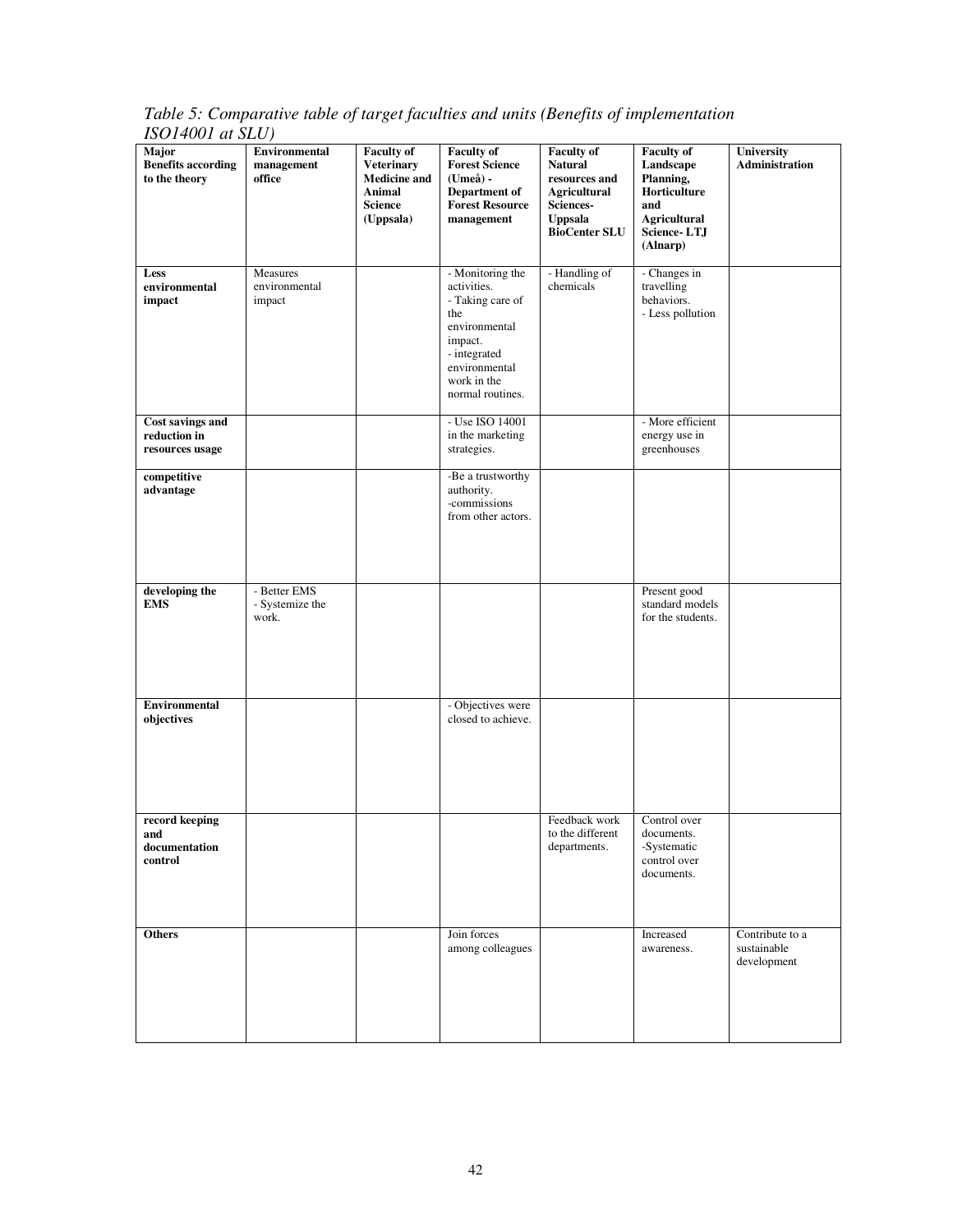*Table 5: Comparative table of target faculties and units (Benefits of implementation ISO14001 at SLU)*

| Major Benefits according to the theory | Environmental management office | Faculty of Veterinary Medicine and Animal Science (Uppsala) | Faculty of Forest Science (Umeå) - Department of Forest Resource management | Faculty of Natural resources and Agricultural Sciences- Uppsala BioCenter SLU | Faculty of Landscape Planning, Horticulture and Agricultural Science- LTJ (Alnarp) | University Administration |
|---|---|---|---|---|---|---|
| **Less environmental impact** | Measures environmental impact | | - Monitoring the activities.<br>- Taking care of the environmental impact.<br>- integrated environmental work in the normal routines. | - Handling of chemicals | - Changes in travelling behaviors.<br>- Less pollution | |
| **Cost savings and reduction in resources usage** | | | - Use ISO 14001 in the marketing strategies. | | - More efficient energy use in greenhouses | |
| **competitive advantage** | | | -Be a trustworthy authority.<br>-commissions from other actors. | | | |
| **developing the EMS** | - Better EMS<br>- Systemize the work. | | | | Present good standard models for the students. | |
| **Environmental objectives** | | | - Objectives were closed to achieve. | | | |
| **record keeping and documentation control** | | | | Feedback work to the different departments. | Control over documents.<br>-Systematic control over documents. | |
| **Others** | | | Join forces among colleagues | | Increased awareness. | Contribute to a sustainable development |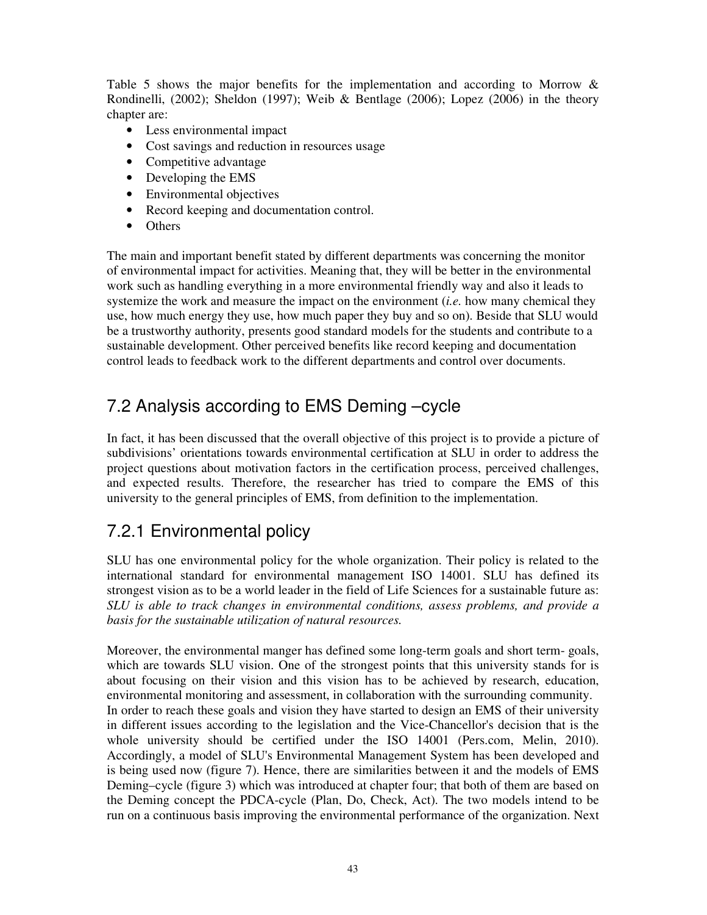Table 5 shows the major benefits for the implementation and according to Morrow & Rondinelli, (2002); Sheldon (1997); Weib & Bentlage (2006); Lopez (2006) in the theory chapter are:

- Less environmental impact
- Cost savings and reduction in resources usage
- Competitive advantage
- Developing the EMS
- Environmental objectives
- Record keeping and documentation control.
- Others

The main and important benefit stated by different departments was concerning the monitor of environmental impact for activities. Meaning that, they will be better in the environmental work such as handling everything in a more environmental friendly way and also it leads to systemize the work and measure the impact on the environment (*i.e.* how many chemical they use, how much energy they use, how much paper they buy and so on). Beside that SLU would be a trustworthy authority, presents good standard models for the students and contribute to a sustainable development. Other perceived benefits like record keeping and documentation control leads to feedback work to the different departments and control over documents.

## 7.2 Analysis according to EMS Deming –cycle

In fact, it has been discussed that the overall objective of this project is to provide a picture of subdivisions' orientations towards environmental certification at SLU in order to address the project questions about motivation factors in the certification process, perceived challenges, and expected results. Therefore, the researcher has tried to compare the EMS of this university to the general principles of EMS, from definition to the implementation.

### 7.2.1 Environmental policy

SLU has one environmental policy for the whole organization. Their policy is related to the international standard for environmental management ISO 14001. SLU has defined its strongest vision as to be a world leader in the field of Life Sciences for a sustainable future as: *SLU is able to track changes in environmental conditions, assess problems, and provide a basis for the sustainable utilization of natural resources.*

Moreover, the environmental manger has defined some long-term goals and short term- goals, which are towards SLU vision. One of the strongest points that this university stands for is about focusing on their vision and this vision has to be achieved by research, education, environmental monitoring and assessment, in collaboration with the surrounding community. In order to reach these goals and vision they have started to design an EMS of their university in different issues according to the legislation and the Vice-Chancellor's decision that is the whole university should be certified under the ISO 14001 (Pers.com, Melin, 2010). Accordingly, a model of SLU's Environmental Management System has been developed and is being used now (figure 7). Hence, there are similarities between it and the models of EMS Deming–cycle (figure 3) which was introduced at chapter four; that both of them are based on the Deming concept the PDCA-cycle (Plan, Do, Check, Act). The two models intend to be run on a continuous basis improving the environmental performance of the organization. Next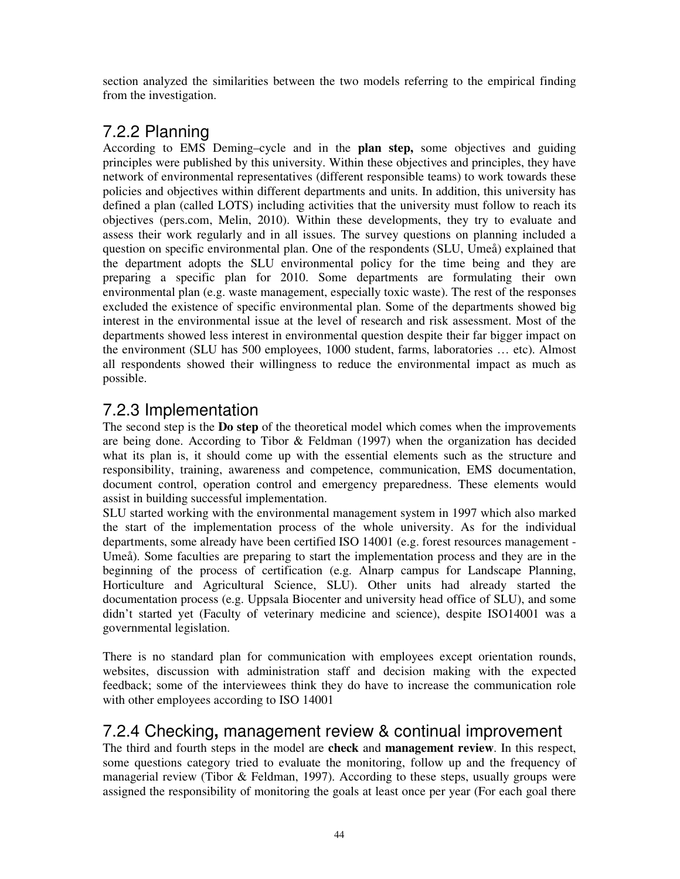section analyzed the similarities between the two models referring to the empirical finding from the investigation.

## 7.2.2 Planning

According to EMS Deming–cycle and in the **plan step,** some objectives and guiding principles were published by this university. Within these objectives and principles, they have network of environmental representatives (different responsible teams) to work towards these policies and objectives within different departments and units. In addition, this university has defined a plan (called LOTS) including activities that the university must follow to reach its objectives (pers.com, Melin, 2010). Within these developments, they try to evaluate and assess their work regularly and in all issues. The survey questions on planning included a question on specific environmental plan. One of the respondents (SLU, Umeå) explained that the department adopts the SLU environmental policy for the time being and they are preparing a specific plan for 2010. Some departments are formulating their own environmental plan (e.g. waste management, especially toxic waste). The rest of the responses excluded the existence of specific environmental plan. Some of the departments showed big interest in the environmental issue at the level of research and risk assessment. Most of the departments showed less interest in environmental question despite their far bigger impact on the environment (SLU has 500 employees, 1000 student, farms, laboratories … etc). Almost all respondents showed their willingness to reduce the environmental impact as much as possible.

## 7.2.3 Implementation

The second step is the **Do step** of the theoretical model which comes when the improvements are being done. According to Tibor & Feldman (1997) when the organization has decided what its plan is, it should come up with the essential elements such as the structure and responsibility, training, awareness and competence, communication, EMS documentation, document control, operation control and emergency preparedness. These elements would assist in building successful implementation.

SLU started working with the environmental management system in 1997 which also marked the start of the implementation process of the whole university. As for the individual departments, some already have been certified ISO 14001 (e.g. forest resources management - Umeå). Some faculties are preparing to start the implementation process and they are in the beginning of the process of certification (e.g. Alnarp campus for Landscape Planning, Horticulture and Agricultural Science, SLU). Other units had already started the documentation process (e.g. Uppsala Biocenter and university head office of SLU), and some didn't started yet (Faculty of veterinary medicine and science), despite ISO14001 was a governmental legislation.

There is no standard plan for communication with employees except orientation rounds, websites, discussion with administration staff and decision making with the expected feedback; some of the interviewees think they do have to increase the communication role with other employees according to ISO 14001

## 7.2.4 Checking, management review & continual improvement

The third and fourth steps in the model are **check** and **management review**. In this respect, some questions category tried to evaluate the monitoring, follow up and the frequency of managerial review (Tibor & Feldman, 1997). According to these steps, usually groups were assigned the responsibility of monitoring the goals at least once per year (For each goal there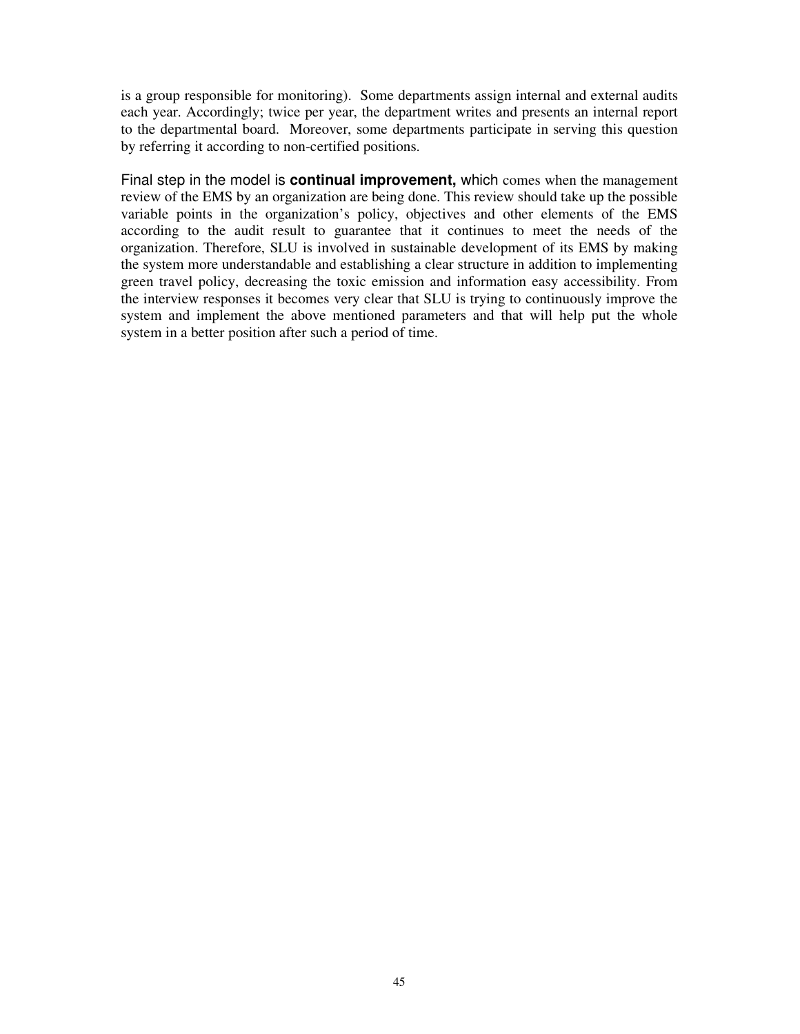is a group responsible for monitoring). Some departments assign internal and external audits each year. Accordingly; twice per year, the department writes and presents an internal report to the departmental board. Moreover, some departments participate in serving this question by referring it according to non-certified positions.

Final step in the model is **continual improvement,** which comes when the management review of the EMS by an organization are being done. This review should take up the possible variable points in the organization's policy, objectives and other elements of the EMS according to the audit result to guarantee that it continues to meet the needs of the organization. Therefore, SLU is involved in sustainable development of its EMS by making the system more understandable and establishing a clear structure in addition to implementing green travel policy, decreasing the toxic emission and information easy accessibility. From the interview responses it becomes very clear that SLU is trying to continuously improve the system and implement the above mentioned parameters and that will help put the whole system in a better position after such a period of time.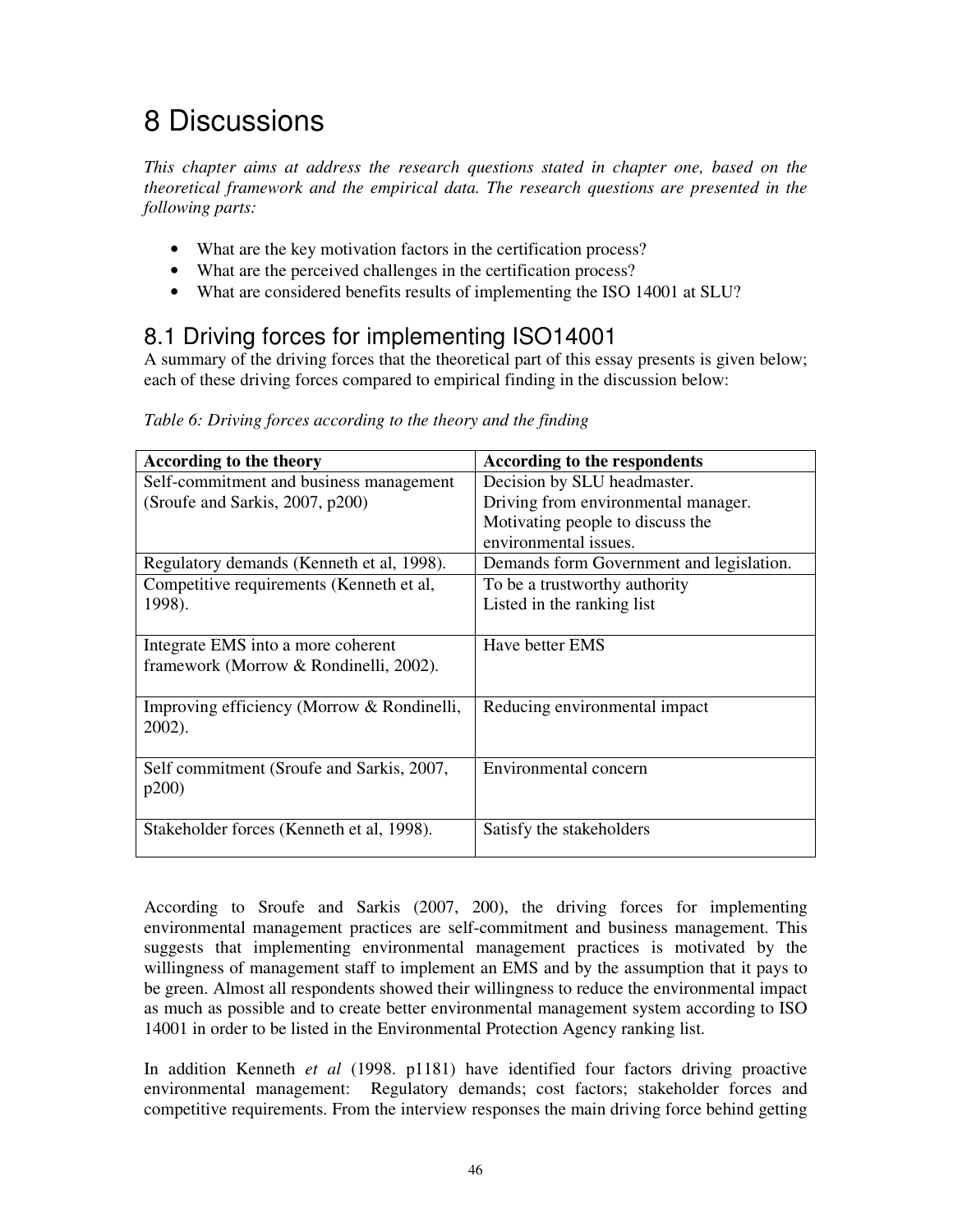# 8 Discussions

*This chapter aims at address the research questions stated in chapter one, based on the theoretical framework and the empirical data. The research questions are presented in the following parts:*

- What are the key motivation factors in the certification process?
- What are the perceived challenges in the certification process?
- What are considered benefits results of implementing the ISO 14001 at SLU?

## 8.1 Driving forces for implementing ISO14001

A summary of the driving forces that the theoretical part of this essay presents is given below; each of these driving forces compared to empirical finding in the discussion below:

*Table 6: Driving forces according to the theory and the finding*

| According to the theory | According to the respondents |
|---|---|
| Self-commitment and business management (Sroufe and Sarkis, 2007, p200) | Decision by SLU headmaster.<br>Driving from environmental manager.<br>Motivating people to discuss the environmental issues. |
| Regulatory demands (Kenneth et al, 1998). | Demands form Government and legislation. |
| Competitive requirements (Kenneth et al, 1998). | To be a trustworthy authority<br>Listed in the ranking list |
| Integrate EMS into a more coherent framework (Morrow & Rondinelli, 2002). | Have better EMS |
| Improving efficiency (Morrow & Rondinelli, 2002). | Reducing environmental impact |
| Self commitment (Sroufe and Sarkis, 2007, p200) | Environmental concern |
| Stakeholder forces (Kenneth et al, 1998). | Satisfy the stakeholders |

According to Sroufe and Sarkis (2007, 200), the driving forces for implementing environmental management practices are self-commitment and business management. This suggests that implementing environmental management practices is motivated by the willingness of management staff to implement an EMS and by the assumption that it pays to be green. Almost all respondents showed their willingness to reduce the environmental impact as much as possible and to create better environmental management system according to ISO 14001 in order to be listed in the Environmental Protection Agency ranking list.

In addition Kenneth *et al* (1998. p1181) have identified four factors driving proactive environmental management: Regulatory demands; cost factors; stakeholder forces and competitive requirements. From the interview responses the main driving force behind getting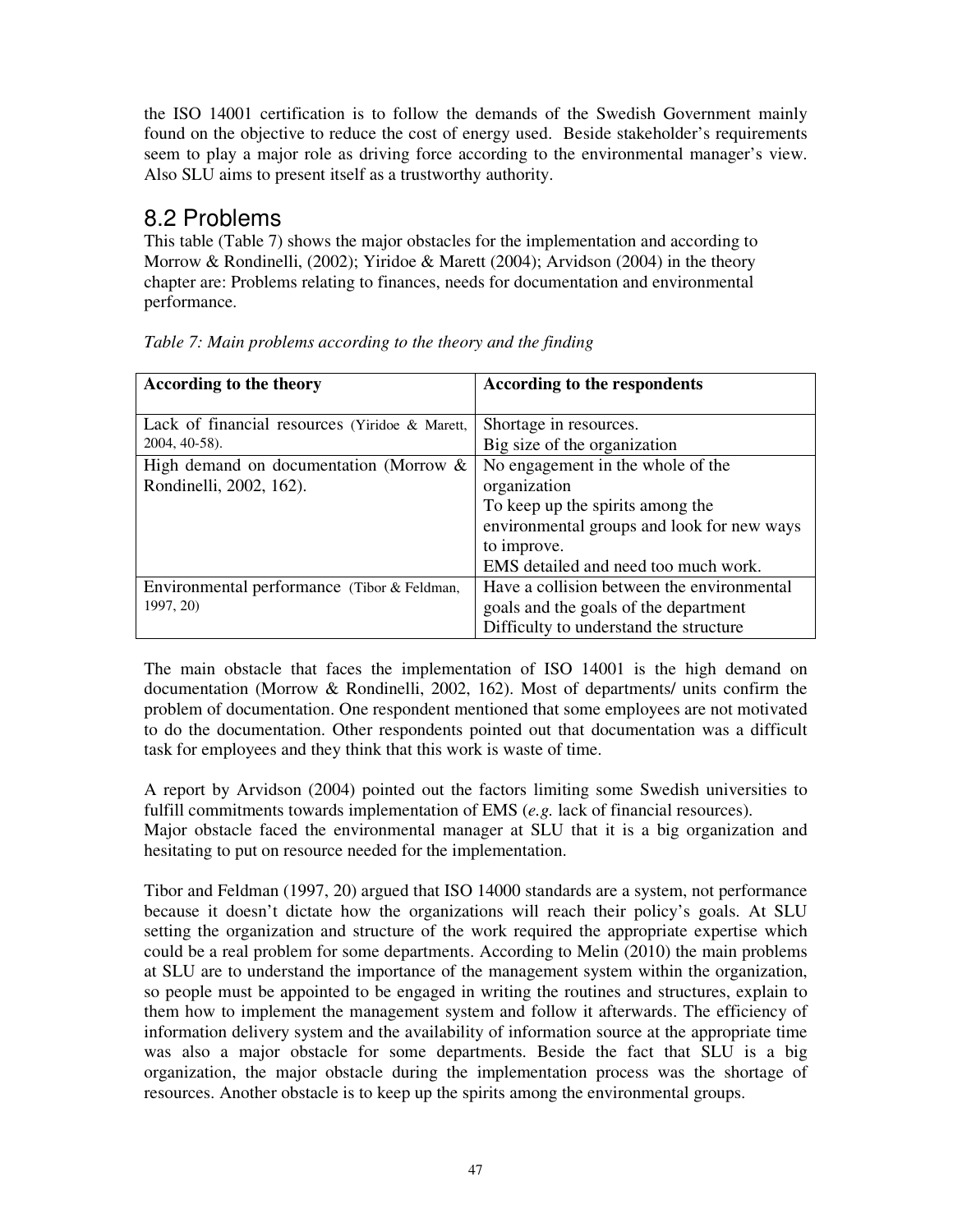the ISO 14001 certification is to follow the demands of the Swedish Government mainly found on the objective to reduce the cost of energy used. Beside stakeholder's requirements seem to play a major role as driving force according to the environmental manager's view. Also SLU aims to present itself as a trustworthy authority.

## 8.2 Problems

This table (Table 7) shows the major obstacles for the implementation and according to Morrow & Rondinelli, (2002); Yiridoe & Marett (2004); Arvidson (2004) in the theory chapter are: Problems relating to finances, needs for documentation and environmental performance.

*Table 7: Main problems according to the theory and the finding*

| According to the theory | According to the respondents |
|---|---|
| Lack of financial resources (Yiridoe & Marett, 2004, 40-58). | Shortage in resources.<br>Big size of the organization |
| High demand on documentation (Morrow & Rondinelli, 2002, 162). | No engagement in the whole of the organization<br>To keep up the spirits among the environmental groups and look for new ways to improve.<br>EMS detailed and need too much work. |
| Environmental performance (Tibor & Feldman, 1997, 20) | Have a collision between the environmental goals and the goals of the department<br>Difficulty to understand the structure |

The main obstacle that faces the implementation of ISO 14001 is the high demand on documentation (Morrow & Rondinelli, 2002, 162). Most of departments/ units confirm the problem of documentation. One respondent mentioned that some employees are not motivated to do the documentation. Other respondents pointed out that documentation was a difficult task for employees and they think that this work is waste of time.

A report by Arvidson (2004) pointed out the factors limiting some Swedish universities to fulfill commitments towards implementation of EMS (*e.g.* lack of financial resources).
Major obstacle faced the environmental manager at SLU that it is a big organization and hesitating to put on resource needed for the implementation.

Tibor and Feldman (1997, 20) argued that ISO 14000 standards are a system, not performance because it doesn't dictate how the organizations will reach their policy's goals. At SLU setting the organization and structure of the work required the appropriate expertise which could be a real problem for some departments. According to Melin (2010) the main problems at SLU are to understand the importance of the management system within the organization, so people must be appointed to be engaged in writing the routines and structures, explain to them how to implement the management system and follow it afterwards. The efficiency of information delivery system and the availability of information source at the appropriate time was also a major obstacle for some departments. Beside the fact that SLU is a big organization, the major obstacle during the implementation process was the shortage of resources. Another obstacle is to keep up the spirits among the environmental groups.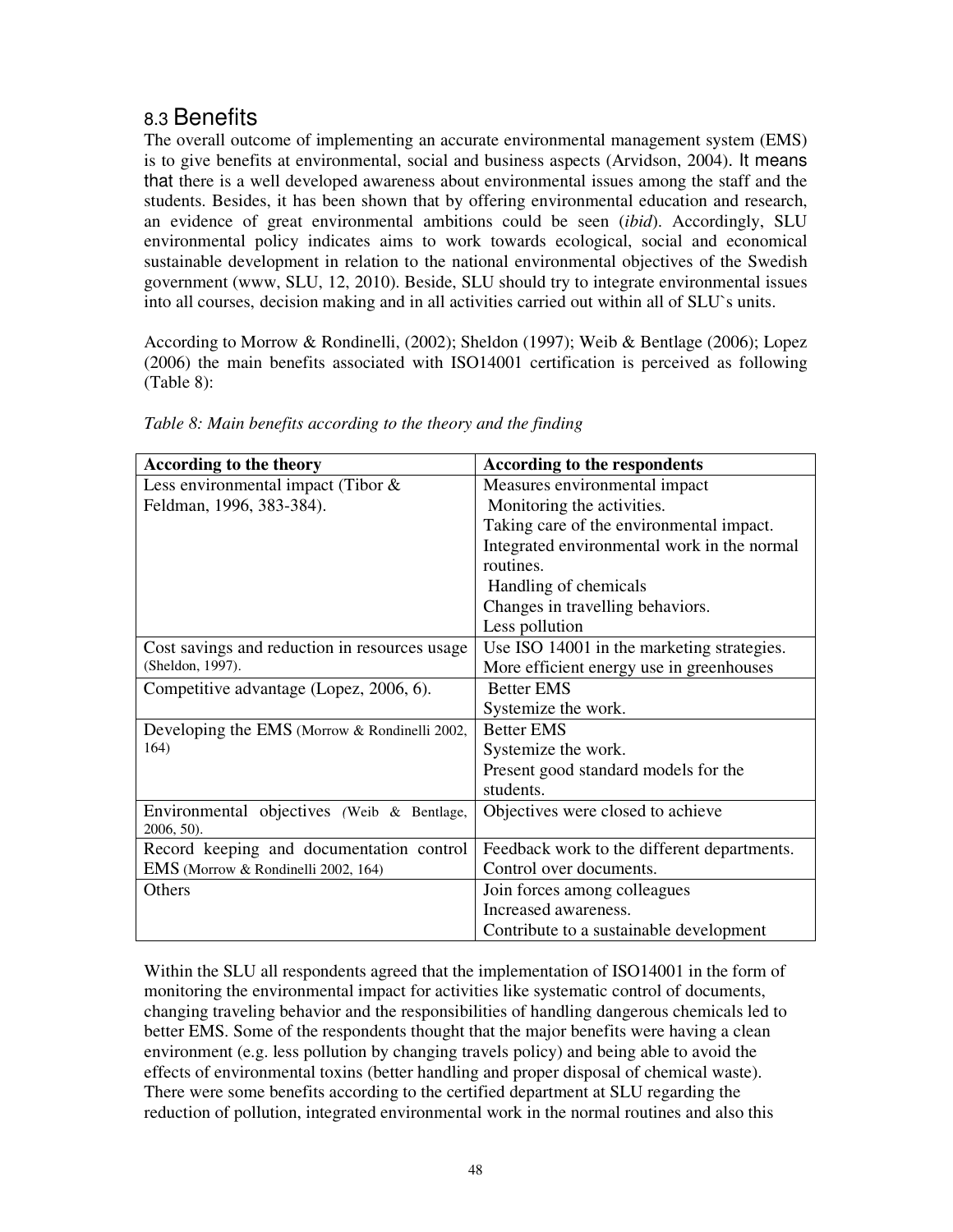## 8.3 Benefits

The overall outcome of implementing an accurate environmental management system (EMS) is to give benefits at environmental, social and business aspects (Arvidson, 2004). It means that there is a well developed awareness about environmental issues among the staff and the students. Besides, it has been shown that by offering environmental education and research, an evidence of great environmental ambitions could be seen (*ibid*). Accordingly, SLU environmental policy indicates aims to work towards ecological, social and economical sustainable development in relation to the national environmental objectives of the Swedish government (www, SLU, 12, 2010). Beside, SLU should try to integrate environmental issues into all courses, decision making and in all activities carried out within all of SLU`s units.

According to Morrow & Rondinelli, (2002); Sheldon (1997); Weib & Bentlage (2006); Lopez (2006) the main benefits associated with ISO14001 certification is perceived as following (Table 8):

*Table 8: Main benefits according to the theory and the finding*

| According to the theory | According to the respondents |
|---|---|
| Less environmental impact (Tibor & Feldman, 1996, 383-384). | Measures environmental impact<br>Monitoring the activities.<br>Taking care of the environmental impact.<br>Integrated environmental work in the normal routines.<br>Handling of chemicals<br>Changes in travelling behaviors.<br>Less pollution |
| Cost savings and reduction in resources usage (Sheldon, 1997). | Use ISO 14001 in the marketing strategies.<br>More efficient energy use in greenhouses |
| Competitive advantage (Lopez, 2006, 6). | Better EMS<br>Systemize the work. |
| Developing the EMS (Morrow & Rondinelli 2002, 164) | Better EMS<br>Systemize the work.<br>Present good standard models for the students. |
| Environmental objectives (Weib & Bentlage, 2006, 50). | Objectives were closed to achieve |
| Record keeping and documentation control EMS (Morrow & Rondinelli 2002, 164) | Feedback work to the different departments.<br>Control over documents. |
| Others | Join forces among colleagues<br>Increased awareness.<br>Contribute to a sustainable development |

Within the SLU all respondents agreed that the implementation of ISO14001 in the form of monitoring the environmental impact for activities like systematic control of documents, changing traveling behavior and the responsibilities of handling dangerous chemicals led to better EMS. Some of the respondents thought that the major benefits were having a clean environment (e.g. less pollution by changing travels policy) and being able to avoid the effects of environmental toxins (better handling and proper disposal of chemical waste). There were some benefits according to the certified department at SLU regarding the reduction of pollution, integrated environmental work in the normal routines and also this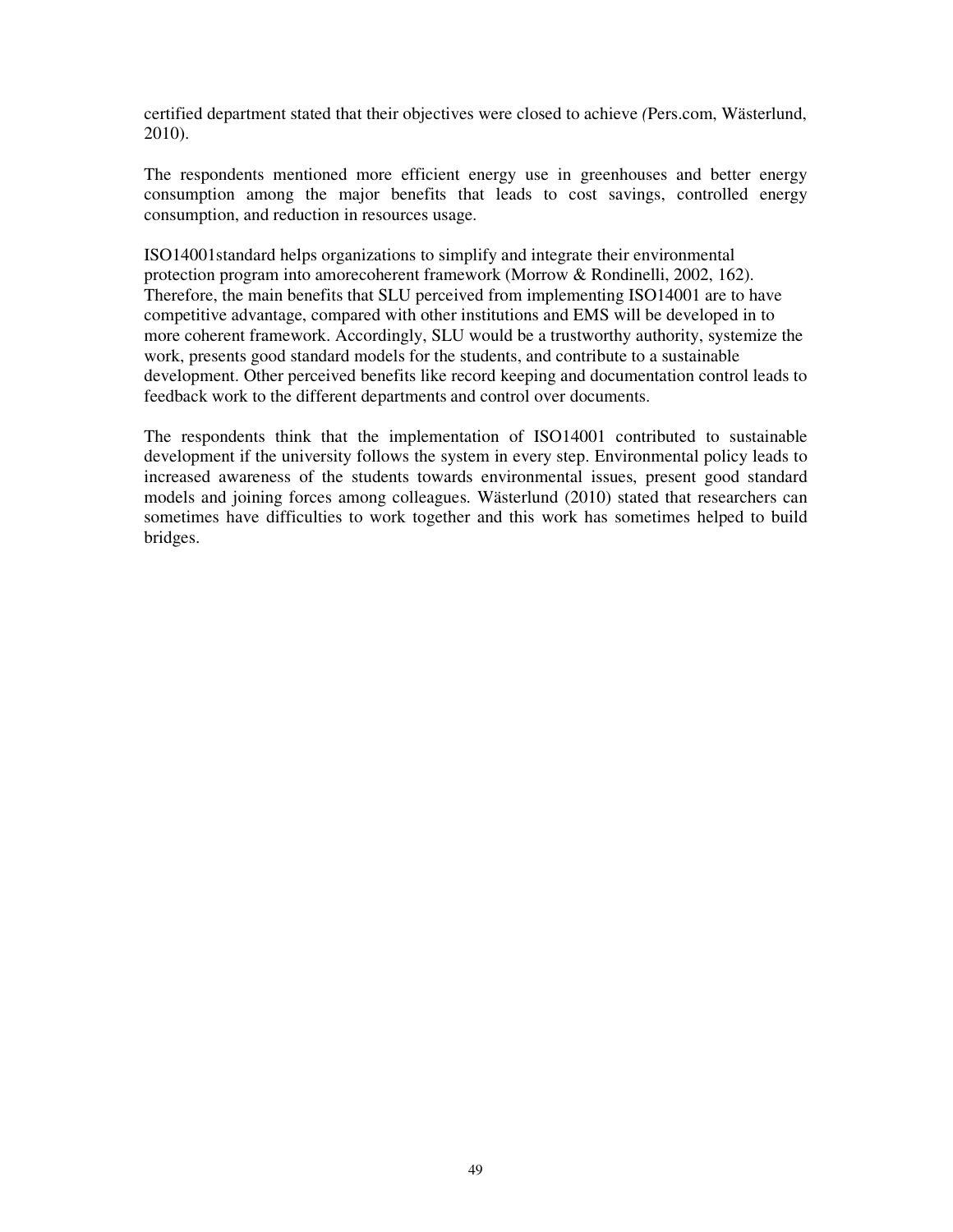certified department stated that their objectives were closed to achieve (Pers.com, Wästerlund, 2010).

The respondents mentioned more efficient energy use in greenhouses and better energy consumption among the major benefits that leads to cost savings, controlled energy consumption, and reduction in resources usage.

ISO14001standard helps organizations to simplify and integrate their environmental protection program into amorecoherent framework (Morrow & Rondinelli, 2002, 162). Therefore, the main benefits that SLU perceived from implementing ISO14001 are to have competitive advantage, compared with other institutions and EMS will be developed in to more coherent framework. Accordingly, SLU would be a trustworthy authority, systemize the work, presents good standard models for the students, and contribute to a sustainable development. Other perceived benefits like record keeping and documentation control leads to feedback work to the different departments and control over documents.

The respondents think that the implementation of ISO14001 contributed to sustainable development if the university follows the system in every step. Environmental policy leads to increased awareness of the students towards environmental issues, present good standard models and joining forces among colleagues. Wästerlund (2010) stated that researchers can sometimes have difficulties to work together and this work has sometimes helped to build bridges.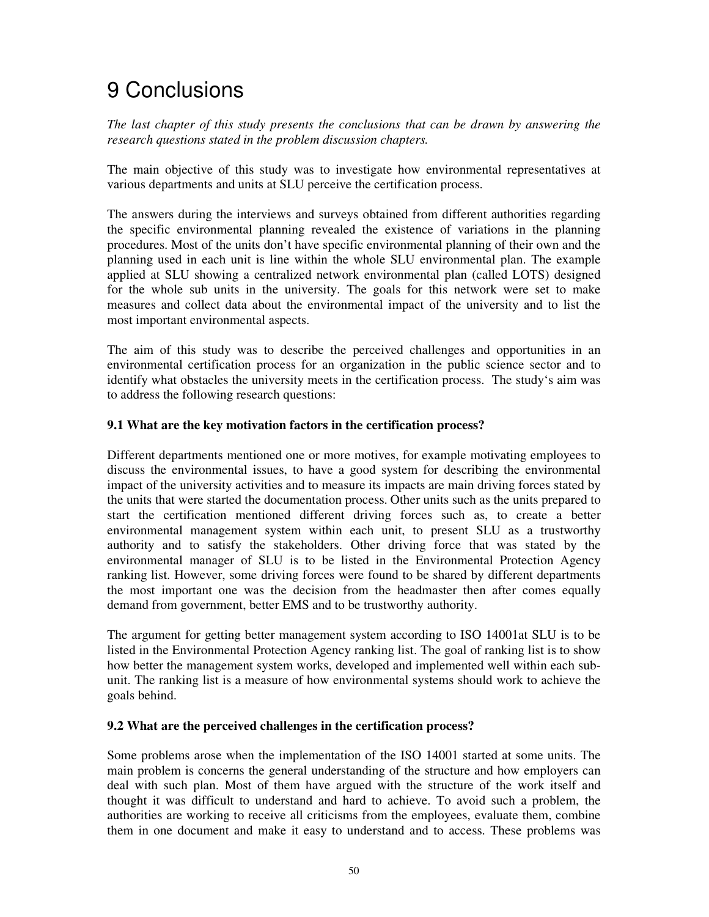# 9 Conclusions

*The last chapter of this study presents the conclusions that can be drawn by answering the research questions stated in the problem discussion chapters.*

The main objective of this study was to investigate how environmental representatives at various departments and units at SLU perceive the certification process.

The answers during the interviews and surveys obtained from different authorities regarding the specific environmental planning revealed the existence of variations in the planning procedures. Most of the units don't have specific environmental planning of their own and the planning used in each unit is line within the whole SLU environmental plan. The example applied at SLU showing a centralized network environmental plan (called LOTS) designed for the whole sub units in the university. The goals for this network were set to make measures and collect data about the environmental impact of the university and to list the most important environmental aspects.

The aim of this study was to describe the perceived challenges and opportunities in an environmental certification process for an organization in the public science sector and to identify what obstacles the university meets in the certification process. The study's aim was to address the following research questions:

### 9.1 What are the key motivation factors in the certification process?

Different departments mentioned one or more motives, for example motivating employees to discuss the environmental issues, to have a good system for describing the environmental impact of the university activities and to measure its impacts are main driving forces stated by the units that were started the documentation process. Other units such as the units prepared to start the certification mentioned different driving forces such as, to create a better environmental management system within each unit, to present SLU as a trustworthy authority and to satisfy the stakeholders. Other driving force that was stated by the environmental manager of SLU is to be listed in the Environmental Protection Agency ranking list. However, some driving forces were found to be shared by different departments the most important one was the decision from the headmaster then after comes equally demand from government, better EMS and to be trustworthy authority.

The argument for getting better management system according to ISO 14001at SLU is to be listed in the Environmental Protection Agency ranking list. The goal of ranking list is to show how better the management system works, developed and implemented well within each sub-unit. The ranking list is a measure of how environmental systems should work to achieve the goals behind.

### 9.2 What are the perceived challenges in the certification process?

Some problems arose when the implementation of the ISO 14001 started at some units. The main problem is concerns the general understanding of the structure and how employers can deal with such plan. Most of them have argued with the structure of the work itself and thought it was difficult to understand and hard to achieve. To avoid such a problem, the authorities are working to receive all criticisms from the employees, evaluate them, combine them in one document and make it easy to understand and to access. These problems was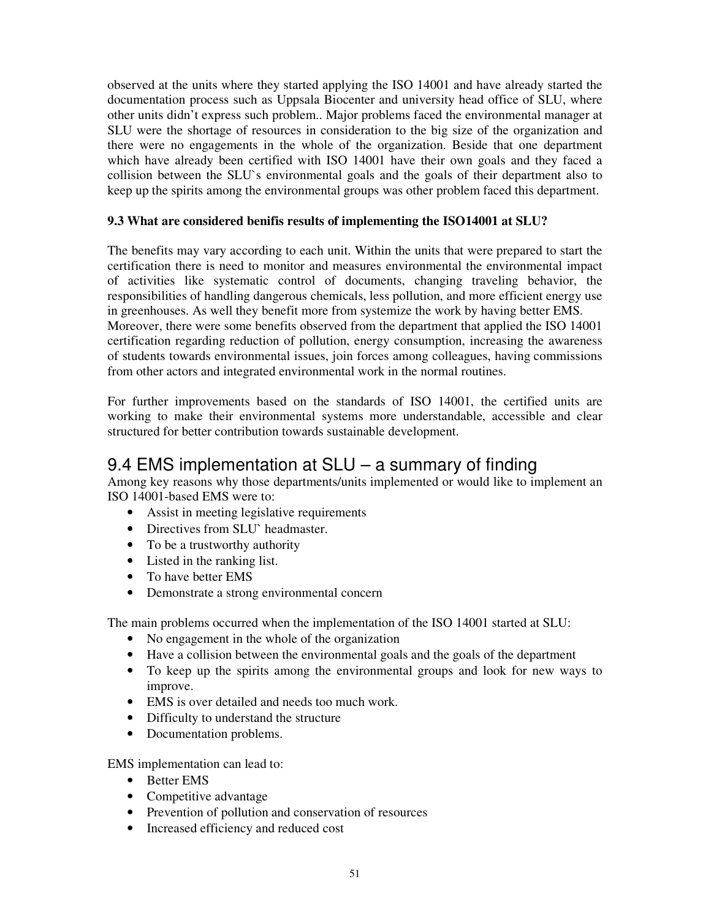observed at the units where they started applying the ISO 14001 and have already started the documentation process such as Uppsala Biocenter and university head office of SLU, where other units didn't express such problem.. Major problems faced the environmental manager at SLU were the shortage of resources in consideration to the big size of the organization and there were no engagements in the whole of the organization. Beside that one department which have already been certified with ISO 14001 have their own goals and they faced a collision between the SLU`s environmental goals and the goals of their department also to keep up the spirits among the environmental groups was other problem faced this department.

**9.3 What are considered benifis results of implementing the ISO14001 at SLU?**

The benefits may vary according to each unit. Within the units that were prepared to start the certification there is need to monitor and measures environmental the environmental impact of activities like systematic control of documents, changing traveling behavior, the responsibilities of handling dangerous chemicals, less pollution, and more efficient energy use in greenhouses. As well they benefit more from systemize the work by having better EMS.
Moreover, there were some benefits observed from the department that applied the ISO 14001 certification regarding reduction of pollution, energy consumption, increasing the awareness of students towards environmental issues, join forces among colleagues, having commissions from other actors and integrated environmental work in the normal routines.

For further improvements based on the standards of ISO 14001, the certified units are working to make their environmental systems more understandable, accessible and clear structured for better contribution towards sustainable development.

## 9.4 EMS implementation at SLU – a summary of finding

Among key reasons why those departments/units implemented or would like to implement an ISO 14001-based EMS were to:

- Assist in meeting legislative requirements
- Directives from SLU` headmaster.
- To be a trustworthy authority
- Listed in the ranking list.
- To have better EMS
- Demonstrate a strong environmental concern

The main problems occurred when the implementation of the ISO 14001 started at SLU:

- No engagement in the whole of the organization
- Have a collision between the environmental goals and the goals of the department
- To keep up the spirits among the environmental groups and look for new ways to improve.
- EMS is over detailed and needs too much work.
- Difficulty to understand the structure
- Documentation problems.

EMS implementation can lead to:

- Better EMS
- Competitive advantage
- Prevention of pollution and conservation of resources
- Increased efficiency and reduced cost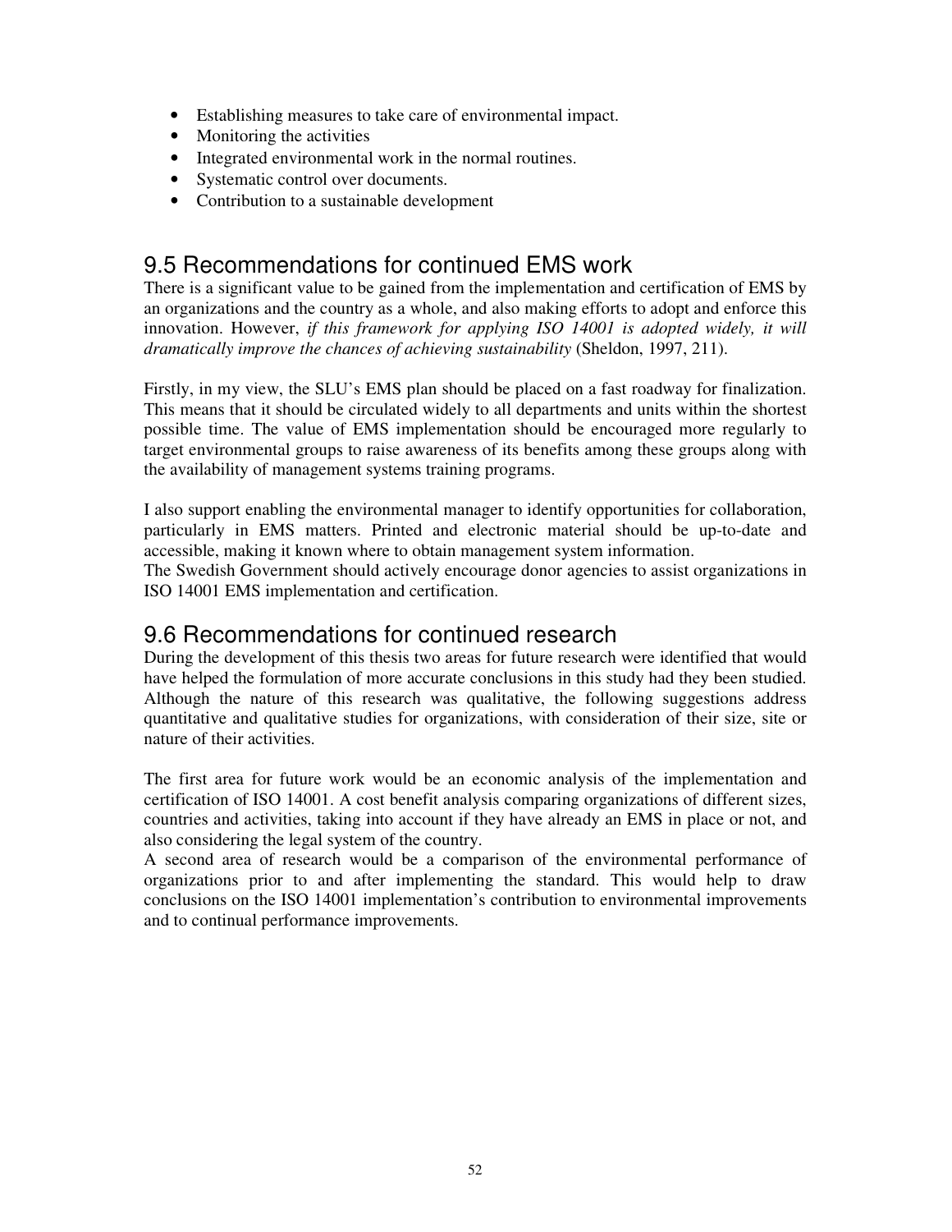- Establishing measures to take care of environmental impact.
- Monitoring the activities
- Integrated environmental work in the normal routines.
- Systematic control over documents.
- Contribution to a sustainable development

## 9.5 Recommendations for continued EMS work

There is a significant value to be gained from the implementation and certification of EMS by an organizations and the country as a whole, and also making efforts to adopt and enforce this innovation. However, *if this framework for applying ISO 14001 is adopted widely, it will dramatically improve the chances of achieving sustainability* (Sheldon, 1997, 211).

Firstly, in my view, the SLU's EMS plan should be placed on a fast roadway for finalization. This means that it should be circulated widely to all departments and units within the shortest possible time. The value of EMS implementation should be encouraged more regularly to target environmental groups to raise awareness of its benefits among these groups along with the availability of management systems training programs.

I also support enabling the environmental manager to identify opportunities for collaboration, particularly in EMS matters. Printed and electronic material should be up-to-date and accessible, making it known where to obtain management system information.
The Swedish Government should actively encourage donor agencies to assist organizations in ISO 14001 EMS implementation and certification.

## 9.6 Recommendations for continued research

During the development of this thesis two areas for future research were identified that would have helped the formulation of more accurate conclusions in this study had they been studied. Although the nature of this research was qualitative, the following suggestions address quantitative and qualitative studies for organizations, with consideration of their size, site or nature of their activities.

The first area for future work would be an economic analysis of the implementation and certification of ISO 14001. A cost benefit analysis comparing organizations of different sizes, countries and activities, taking into account if they have already an EMS in place or not, and also considering the legal system of the country.
A second area of research would be a comparison of the environmental performance of organizations prior to and after implementing the standard. This would help to draw conclusions on the ISO 14001 implementation's contribution to environmental improvements and to continual performance improvements.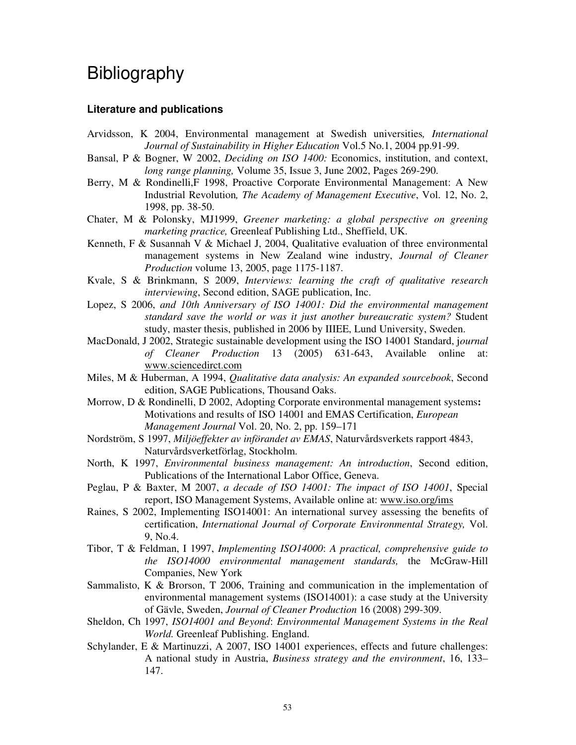# Bibliography

### Literature and publications

Arvidsson, K 2004, Environmental management at Swedish universities*, International Journal of Sustainability in Higher Education* Vol.5 No.1, 2004 pp.91-99.

Bansal, P & Bogner, W 2002, *Deciding on ISO 1400:* Economics, institution, and context, *long range planning,* Volume 35, Issue 3, June 2002, Pages 269-290.

Berry, M & Rondinelli,F 1998, Proactive Corporate Environmental Management: A New Industrial Revolution*, The Academy of Management Executive*, Vol. 12, No. 2, 1998, pp. 38-50.

Chater, M & Polonsky, MJ1999, *Greener marketing: a global perspective on greening marketing practice,* Greenleaf Publishing Ltd., Sheffield, UK.

Kenneth, F & Susannah V & Michael J, 2004, Qualitative evaluation of three environmental management systems in New Zealand wine industry, *Journal of Cleaner Production* volume 13, 2005, page 1175-1187.

Kvale, S & Brinkmann, S 2009, *Interviews: learning the craft of qualitative research interviewing*, Second edition, SAGE publication, Inc.

Lopez, S 2006, *and 10th Anniversary of ISO 14001: Did the environmental management standard save the world or was it just another bureaucratic system?* Student study, master thesis, published in 2006 by IIIEE, Lund University, Sweden.

MacDonald, J 2002, Strategic sustainable development using the ISO 14001 Standard, j*ournal of Cleaner Production* 13 (2005) 631-643, Available online at: www.sciencedirct.com

Miles, M & Huberman, A 1994, *Qualitative data analysis: An expanded sourcebook*, Second edition, SAGE Publications, Thousand Oaks.

Morrow, D & Rondinelli, D 2002, Adopting Corporate environmental management systems**:** Motivations and results of ISO 14001 and EMAS Certification, *European Management Journal* Vol. 20, No. 2, pp. 159–171

Nordström, S 1997, *Miljöeffekter av införandet av EMAS*, Naturvårdsverkets rapport 4843, Naturvårdsverketförlag, Stockholm.

North, K 1997, *Environmental business management: An introduction*, Second edition, Publications of the International Labor Office, Geneva.

Peglau, P & Baxter, M 2007, *a decade of ISO 14001: The impact of ISO 14001*, Special report, ISO Management Systems, Available online at: www.iso.org/ims

Raines, S 2002, Implementing ISO14001: An international survey assessing the benefits of certification, *International Journal of Corporate Environmental Strategy,* Vol. 9, No.4.

Tibor, T & Feldman, I 1997, *Implementing ISO14000*: *A practical, comprehensive guide to the ISO14000 environmental management standards,* the McGraw-Hill Companies, New York

Sammalisto, K & Brorson, T 2006, Training and communication in the implementation of environmental management systems (ISO14001): a case study at the University of Gävle, Sweden, *Journal of Cleaner Production* 16 (2008) 299-309.

Sheldon, Ch 1997, *ISO14001 and Beyond*: *Environmental Management Systems in the Real World.* Greenleaf Publishing. England.

Schylander, E & Martinuzzi, A 2007, ISO 14001 experiences, effects and future challenges: A national study in Austria, *Business strategy and the environment*, 16, 133–147.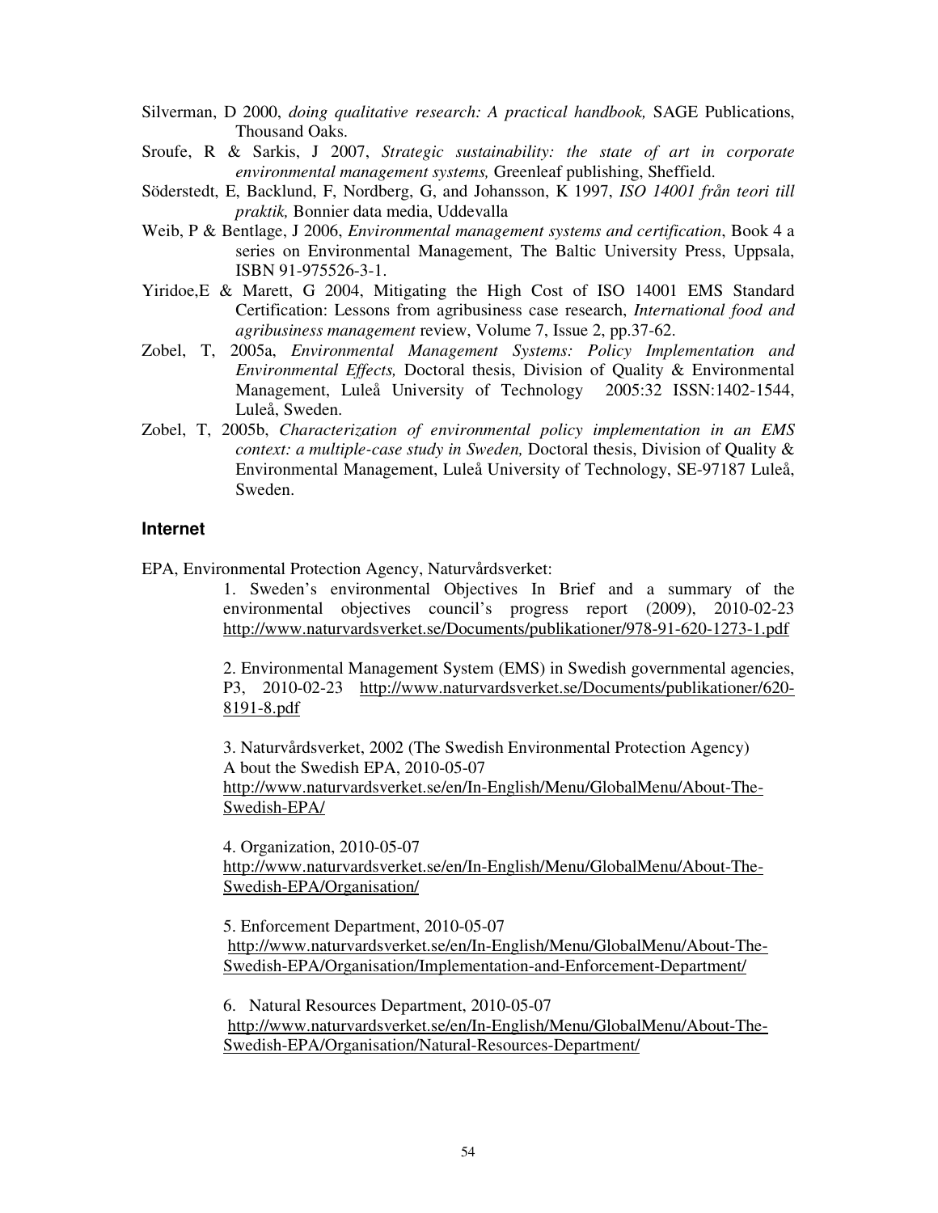Silverman, D 2000, *doing qualitative research: A practical handbook,* SAGE Publications, Thousand Oaks.

Sroufe, R & Sarkis, J 2007, *Strategic sustainability: the state of art in corporate environmental management systems,* Greenleaf publishing, Sheffield.

Söderstedt, E, Backlund, F, Nordberg, G, and Johansson, K 1997, *ISO 14001 från teori till praktik,* Bonnier data media, Uddevalla

Weib, P & Bentlage, J 2006, *Environmental management systems and certification*, Book 4 a series on Environmental Management, The Baltic University Press, Uppsala, ISBN 91-975526-3-1.

Yiridoe,E & Marett, G 2004, Mitigating the High Cost of ISO 14001 EMS Standard Certification: Lessons from agribusiness case research, *International food and agribusiness management* review, Volume 7, Issue 2, pp.37-62.

Zobel, T, 2005a, *Environmental Management Systems: Policy Implementation and Environmental Effects,* Doctoral thesis, Division of Quality & Environmental Management, Luleå University of Technology 2005:32 ISSN:1402-1544, Luleå, Sweden.

Zobel, T, 2005b, *Characterization of environmental policy implementation in an EMS context: a multiple-case study in Sweden,* Doctoral thesis, Division of Quality & Environmental Management, Luleå University of Technology, SE-97187 Luleå, Sweden.

### Internet

EPA, Environmental Protection Agency, Naturvårdsverket:

1. Sweden's environmental Objectives In Brief and a summary of the environmental objectives council's progress report (2009), 2010-02-23 http://www.naturvardsverket.se/Documents/publikationer/978-91-620-1273-1.pdf

2. Environmental Management System (EMS) in Swedish governmental agencies, P3, 2010-02-23 http://www.naturvardsverket.se/Documents/publikationer/620-8191-8.pdf

3. Naturvårdsverket, 2002 (The Swedish Environmental Protection Agency) A bout the Swedish EPA, 2010-05-07 http://www.naturvardsverket.se/en/In-English/Menu/GlobalMenu/About-The-Swedish-EPA/

4. Organization, 2010-05-07 http://www.naturvardsverket.se/en/In-English/Menu/GlobalMenu/About-The-Swedish-EPA/Organisation/

5. Enforcement Department, 2010-05-07 http://www.naturvardsverket.se/en/In-English/Menu/GlobalMenu/About-The-Swedish-EPA/Organisation/Implementation-and-Enforcement-Department/

6. Natural Resources Department, 2010-05-07 http://www.naturvardsverket.se/en/In-English/Menu/GlobalMenu/About-The-Swedish-EPA/Organisation/Natural-Resources-Department/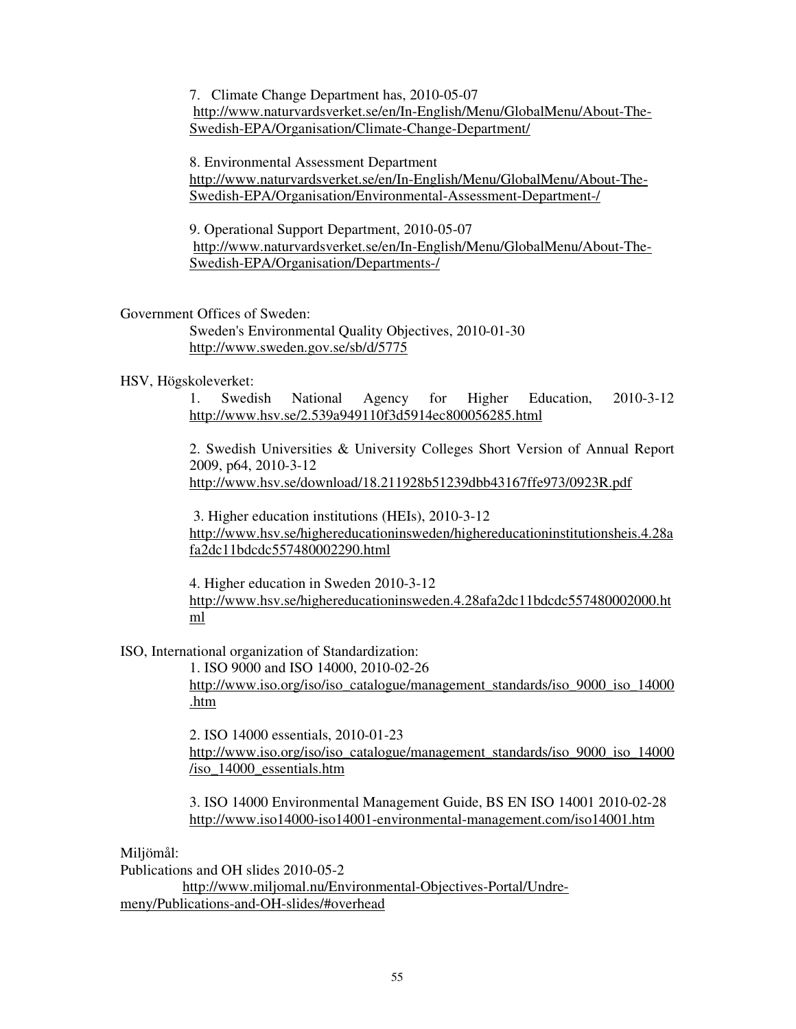7. Climate Change Department has, 2010-05-07
http://www.naturvardsverket.se/en/In-English/Menu/GlobalMenu/About-The-Swedish-EPA/Organisation/Climate-Change-Department/

8. Environmental Assessment Department
http://www.naturvardsverket.se/en/In-English/Menu/GlobalMenu/About-The-Swedish-EPA/Organisation/Environmental-Assessment-Department-/

9. Operational Support Department, 2010-05-07
http://www.naturvardsverket.se/en/In-English/Menu/GlobalMenu/About-The-Swedish-EPA/Organisation/Departments-/

Government Offices of Sweden:

Sweden's Environmental Quality Objectives, 2010-01-30
http://www.sweden.gov.se/sb/d/5775

HSV, Högskoleverket:

1. Swedish National Agency for Higher Education, 2010-3-12
http://www.hsv.se/2.539a949110f3d5914ec800056285.html

2. Swedish Universities & University Colleges Short Version of Annual Report 2009, p64, 2010-3-12
http://www.hsv.se/download/18.211928b51239dbb43167ffe973/0923R.pdf

3. Higher education institutions (HEIs), 2010-3-12
http://www.hsv.se/highereducationinsweden/highereducationinstitutionsheis.4.28afa2dc11bdcdc557480002290.html

4. Higher education in Sweden 2010-3-12
http://www.hsv.se/highereducationinsweden.4.28afa2dc11bdcdc557480002000.html

ISO, International organization of Standardization:

1. ISO 9000 and ISO 14000, 2010-02-26
http://www.iso.org/iso/iso_catalogue/management_standards/iso_9000_iso_14000.htm

2. ISO 14000 essentials, 2010-01-23
http://www.iso.org/iso/iso_catalogue/management_standards/iso_9000_iso_14000/iso_14000_essentials.htm

3. ISO 14000 Environmental Management Guide, BS EN ISO 14001 2010-02-28
http://www.iso14000-iso14001-environmental-management.com/iso14001.htm

Miljömål:

Publications and OH slides 2010-05-2
http://www.miljomal.nu/Environmental-Objectives-Portal/Undre-meny/Publications-and-OH-slides/#overhead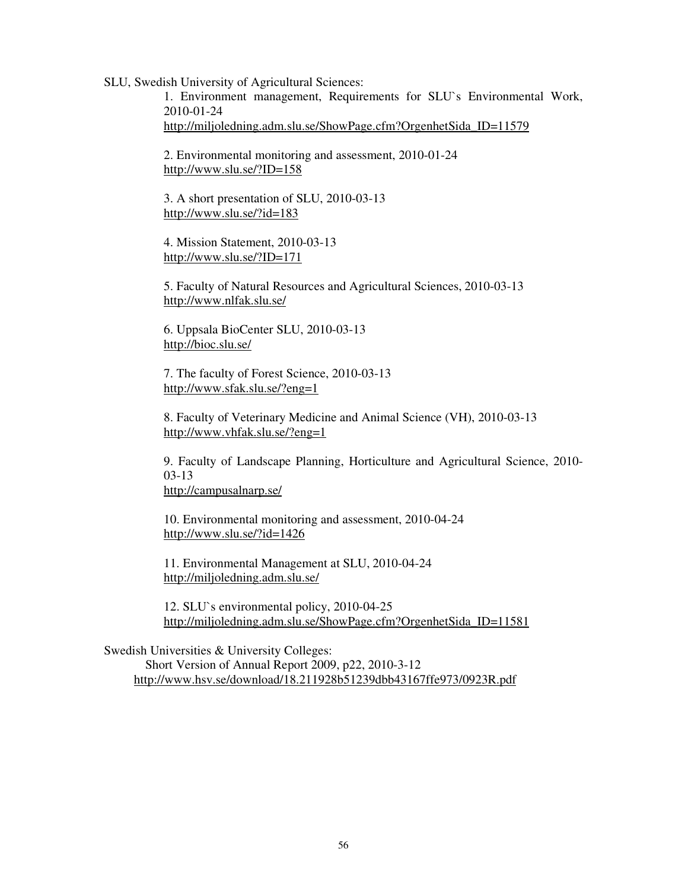SLU, Swedish University of Agricultural Sciences:

1. Environment management, Requirements for SLU`s Environmental Work, 2010-01-24  
http://miljoledning.adm.slu.se/ShowPage.cfm?OrgenhetSida_ID=11579

2. Environmental monitoring and assessment, 2010-01-24  
http://www.slu.se/?ID=158

3. A short presentation of SLU, 2010-03-13  
http://www.slu.se/?id=183

4. Mission Statement, 2010-03-13  
http://www.slu.se/?ID=171

5. Faculty of Natural Resources and Agricultural Sciences, 2010-03-13  
http://www.nlfak.slu.se/

6. Uppsala BioCenter SLU, 2010-03-13  
http://bioc.slu.se/

7. The faculty of Forest Science, 2010-03-13  
http://www.sfak.slu.se/?eng=1

8. Faculty of Veterinary Medicine and Animal Science (VH), 2010-03-13  
http://www.vhfak.slu.se/?eng=1

9. Faculty of Landscape Planning, Horticulture and Agricultural Science, 2010-03-13  
http://campusalnarp.se/

10. Environmental monitoring and assessment, 2010-04-24  
http://www.slu.se/?id=1426

11. Environmental Management at SLU, 2010-04-24  
http://miljoledning.adm.slu.se/

12. SLU`s environmental policy, 2010-04-25  
http://miljoledning.adm.slu.se/ShowPage.cfm?OrgenhetSida_ID=11581

Swedish Universities & University Colleges:

Short Version of Annual Report 2009, p22, 2010-3-12  
http://www.hsv.se/download/18.211928b51239dbb43167ffe973/0923R.pdf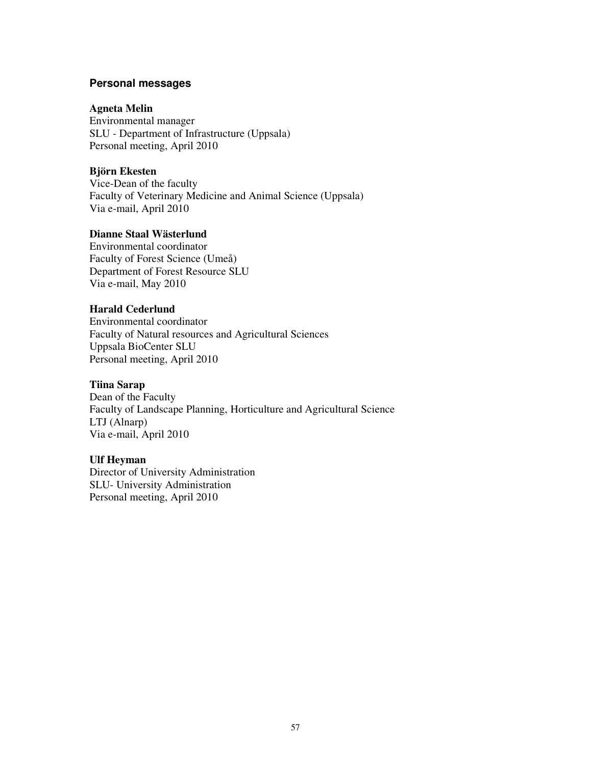## Personal messages

**Agneta Melin**
Environmental manager
SLU - Department of Infrastructure (Uppsala)
Personal meeting, April 2010

**Björn Ekesten**
Vice-Dean of the faculty
Faculty of Veterinary Medicine and Animal Science (Uppsala)
Via e-mail, April 2010

**Dianne Staal Wästerlund**
Environmental coordinator
Faculty of Forest Science (Umeå)
Department of Forest Resource SLU
Via e-mail, May 2010

**Harald Cederlund**
Environmental coordinator
Faculty of Natural resources and Agricultural Sciences
Uppsala BioCenter SLU
Personal meeting, April 2010

**Tiina Sarap**
Dean of the Faculty
Faculty of Landscape Planning, Horticulture and Agricultural Science
LTJ (Alnarp)
Via e-mail, April 2010

**Ulf Heyman**
Director of University Administration
SLU- University Administration
Personal meeting, April 2010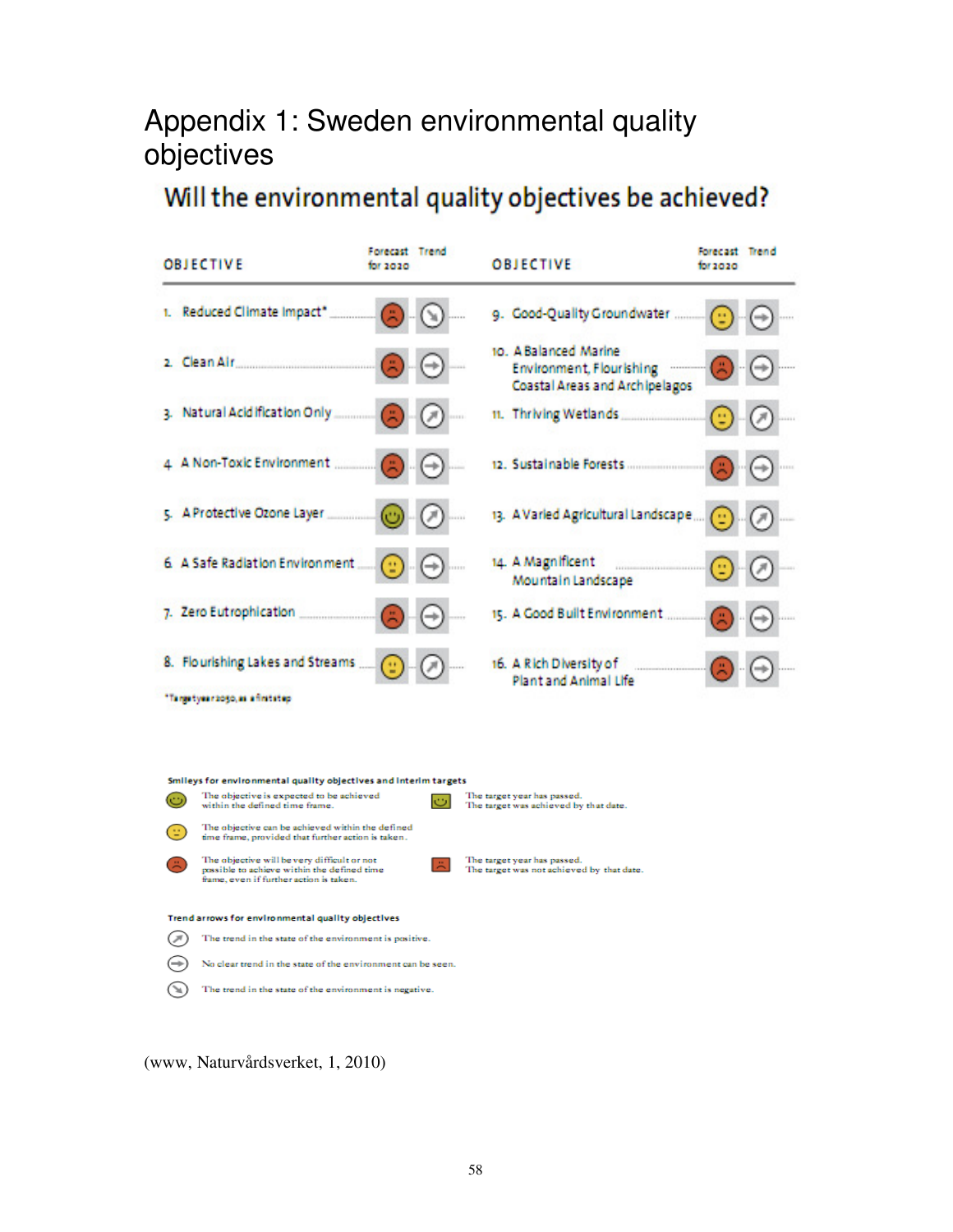# Appendix 1: Sweden environmental quality objectives

## Will the environmental quality objectives be achieved?

| OBJECTIVE | Forecast for 2020 | Trend | OBJECTIVE | Forecast for 2020 | Trend |
|---|---|---|---|---|---|
| 1. Reduced Climate Impact* | Red (very difficult) | Negative | 9. Good-Quality Groundwater | Yellow (can be achieved with further action) | No clear trend |
| 2. Clean Air | Red (very difficult) | No clear trend | 10. A Balanced Marine Environment, Flourishing Coastal Areas and Archipelagos | Red (very difficult) | No clear trend |
| 3. Natural Acidification Only | Red (very difficult) | Positive | 11. Thriving Wetlands | Yellow (can be achieved with further action) | Positive |
| 4. A Non-Toxic Environment | Red (very difficult) | No clear trend | 12. Sustainable Forests | Red (very difficult) | No clear trend |
| 5. A Protective Ozone Layer | Green (expected to be achieved) | Positive | 13. A Varied Agricultural Landscape | Yellow (can be achieved with further action) | Positive |
| 6. A Safe Radiation Environment | Yellow (can be achieved with further action) | No clear trend | 14. A Magnificent Mountain Landscape | Yellow (can be achieved with further action) | Positive |
| 7. Zero Eutrophication | Red (very difficult) | No clear trend | 15. A Good Built Environment | Red (very difficult) | No clear trend |
| 8. Flourishing Lakes and Streams | Yellow (can be achieved with further action) | Positive | 16. A Rich Diversity of Plant and Animal Life | Red (very difficult) | No clear trend |

*Target year 2050, as a first step

**Smileys for environmental quality objectives and interim targets**

- (Green smiley) The objective is expected to be achieved within the defined time frame.
- (Yellow smiley) The objective can be achieved within the defined time frame, provided that further action is taken.
- (Red smiley) The objective will be very difficult or not possible to achieve within the defined time frame, even if further action is taken.
- (Green square) The target year has passed. The target was achieved by that date.
- (Red square) The target year has passed. The target was not achieved by that date.

**Trend arrows for environmental quality objectives**

- (Arrow up) The trend in the state of the environment is positive.
- (Arrow right) No clear trend in the state of the environment can be seen.
- (Arrow down) The trend in the state of the environment is negative.

(www, Naturvårdsverket, 1, 2010)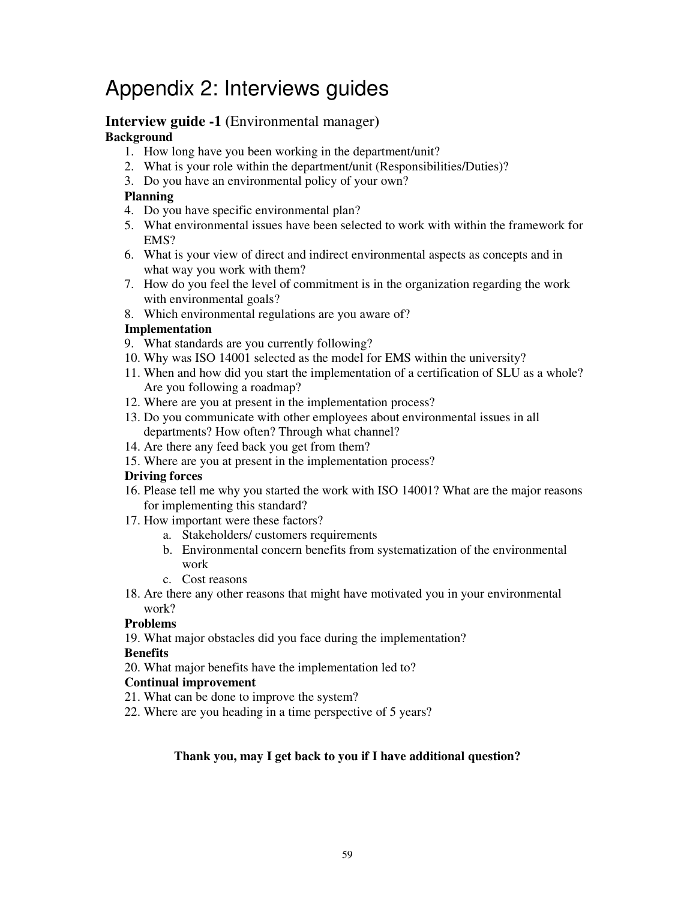# Appendix 2: Interviews guides

## **Interview guide -1** (Environmental manager)

**Background**

1. How long have you been working in the department/unit?
2. What is your role within the department/unit (Responsibilities/Duties)?
3. Do you have an environmental policy of your own?

**Planning**

4. Do you have specific environmental plan?
5. What environmental issues have been selected to work with within the framework for EMS?
6. What is your view of direct and indirect environmental aspects as concepts and in what way you work with them?
7. How do you feel the level of commitment is in the organization regarding the work with environmental goals?
8. Which environmental regulations are you aware of?

**Implementation**

9. What standards are you currently following?
10. Why was ISO 14001 selected as the model for EMS within the university?
11. When and how did you start the implementation of a certification of SLU as a whole? Are you following a roadmap?
12. Where are you at present in the implementation process?
13. Do you communicate with other employees about environmental issues in all departments? How often? Through what channel?
14. Are there any feed back you get from them?
15. Where are you at present in the implementation process?

**Driving forces**

16. Please tell me why you started the work with ISO 14001? What are the major reasons for implementing this standard?
17. How important were these factors?
    a. Stakeholders/ customers requirements
    b. Environmental concern benefits from systematization of the environmental work
    c. Cost reasons
18. Are there any other reasons that might have motivated you in your environmental work?

**Problems**

19. What major obstacles did you face during the implementation?

**Benefits**

20. What major benefits have the implementation led to?

**Continual improvement**

21. What can be done to improve the system?
22. Where are you heading in a time perspective of 5 years?

**Thank you, may I get back to you if I have additional question?**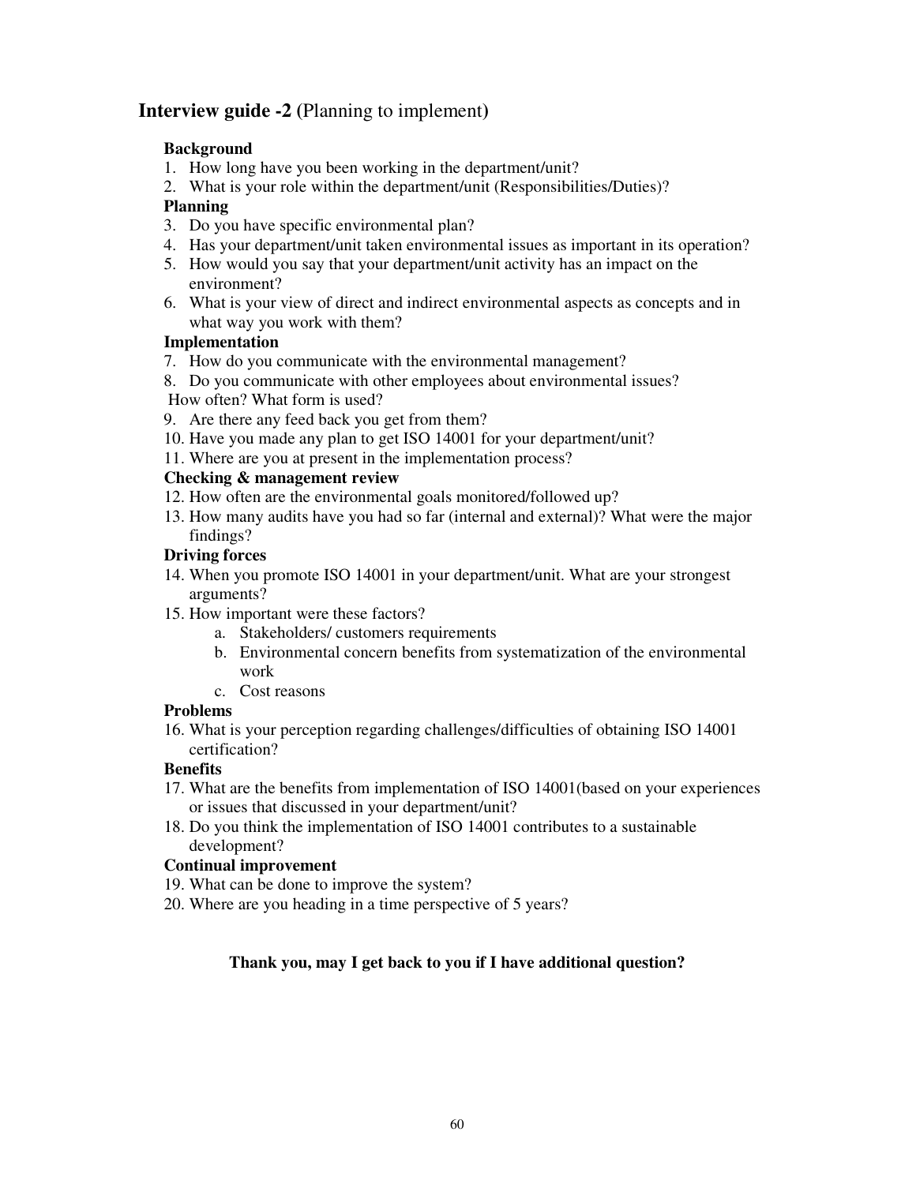## **Interview guide -2** (Planning to implement)

**Background**

1. How long have you been working in the department/unit?
2. What is your role within the department/unit (Responsibilities/Duties)?

**Planning**

3. Do you have specific environmental plan?
4. Has your department/unit taken environmental issues as important in its operation?
5. How would you say that your department/unit activity has an impact on the environment?
6. What is your view of direct and indirect environmental aspects as concepts and in what way you work with them?

**Implementation**

7. How do you communicate with the environmental management?
8. Do you communicate with other employees about environmental issues?
   How often? What form is used?
9. Are there any feed back you get from them?
10. Have you made any plan to get ISO 14001 for your department/unit?
11. Where are you at present in the implementation process?

**Checking & management review**

12. How often are the environmental goals monitored/followed up?
13. How many audits have you had so far (internal and external)? What were the major findings?

**Driving forces**

14. When you promote ISO 14001 in your department/unit. What are your strongest arguments?
15. How important were these factors?
    a. Stakeholders/ customers requirements
    b. Environmental concern benefits from systematization of the environmental work
    c. Cost reasons

**Problems**

16. What is your perception regarding challenges/difficulties of obtaining ISO 14001 certification?

**Benefits**

17. What are the benefits from implementation of ISO 14001(based on your experiences or issues that discussed in your department/unit?
18. Do you think the implementation of ISO 14001 contributes to a sustainable development?

**Continual improvement**

19. What can be done to improve the system?
20. Where are you heading in a time perspective of 5 years?

**Thank you, may I get back to you if I have additional question?**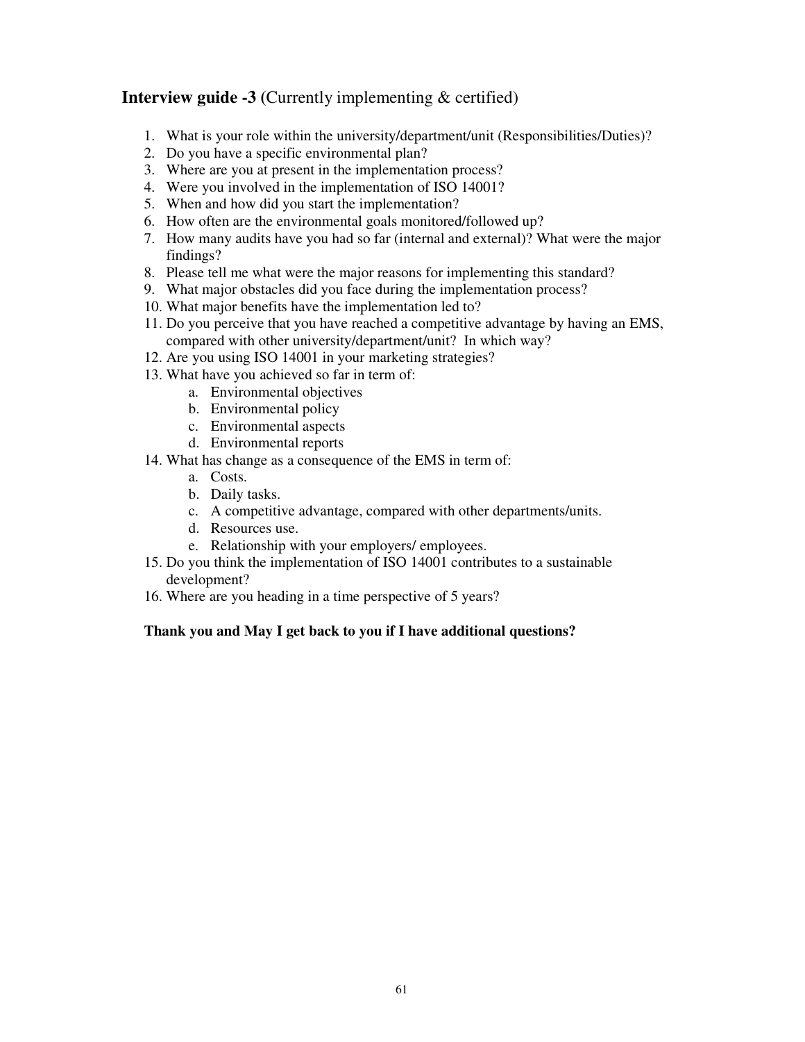## **Interview guide -3** (Currently implementing & certified)

1. What is your role within the university/department/unit (Responsibilities/Duties)?
2. Do you have a specific environmental plan?
3. Where are you at present in the implementation process?
4. Were you involved in the implementation of ISO 14001?
5. When and how did you start the implementation?
6. How often are the environmental goals monitored/followed up?
7. How many audits have you had so far (internal and external)? What were the major findings?
8. Please tell me what were the major reasons for implementing this standard?
9. What major obstacles did you face during the implementation process?
10. What major benefits have the implementation led to?
11. Do you perceive that you have reached a competitive advantage by having an EMS, compared with other university/department/unit? In which way?
12. Are you using ISO 14001 in your marketing strategies?
13. What have you achieved so far in term of:
    a. Environmental objectives
    b. Environmental policy
    c. Environmental aspects
    d. Environmental reports
14. What has change as a consequence of the EMS in term of:
    a. Costs.
    b. Daily tasks.
    c. A competitive advantage, compared with other departments/units.
    d. Resources use.
    e. Relationship with your employers/ employees.
15. Do you think the implementation of ISO 14001 contributes to a sustainable development?
16. Where are you heading in a time perspective of 5 years?

**Thank you and May I get back to you if I have additional questions?**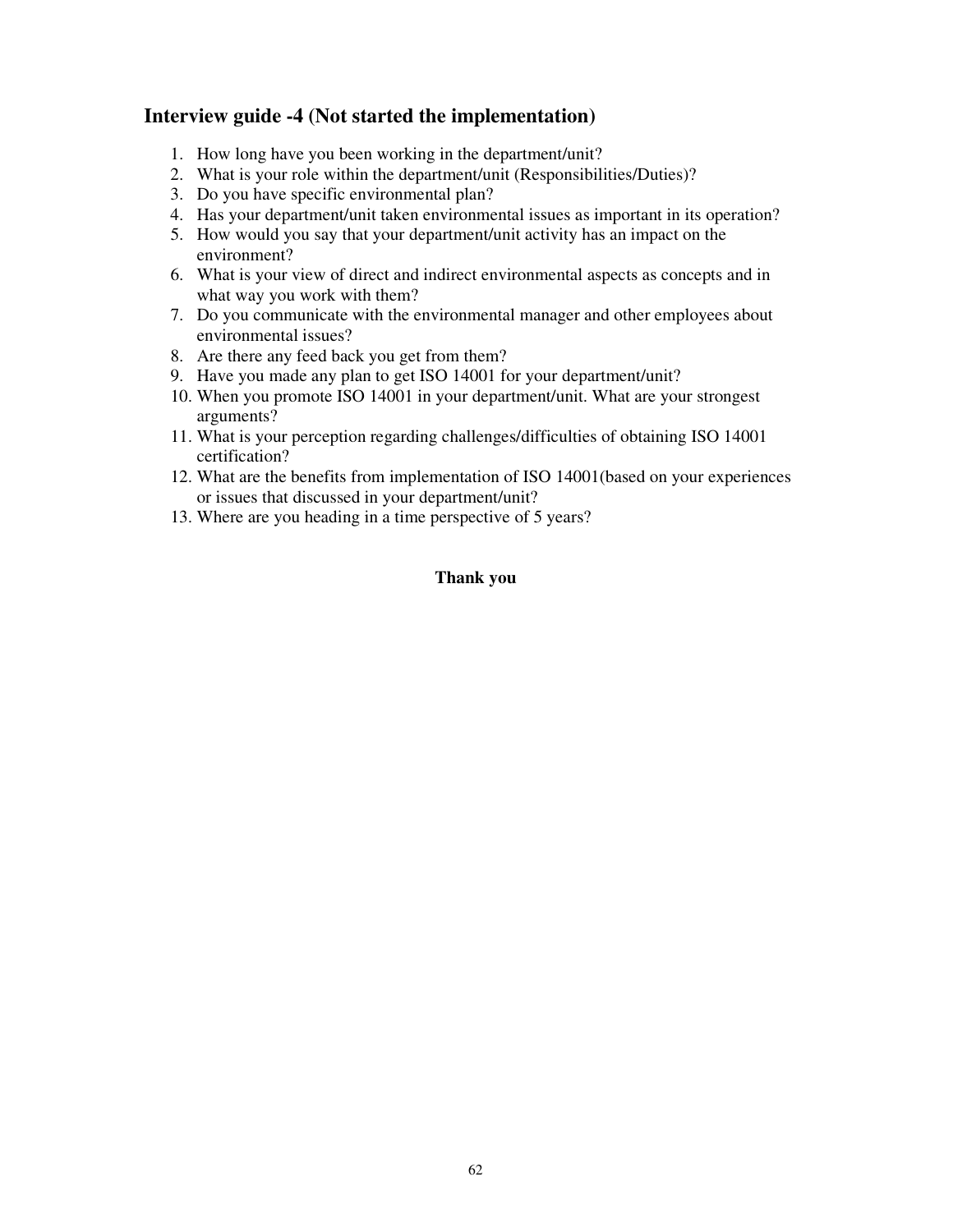## Interview guide -4 (Not started the implementation)

1. How long have you been working in the department/unit?
2. What is your role within the department/unit (Responsibilities/Duties)?
3. Do you have specific environmental plan?
4. Has your department/unit taken environmental issues as important in its operation?
5. How would you say that your department/unit activity has an impact on the environment?
6. What is your view of direct and indirect environmental aspects as concepts and in what way you work with them?
7. Do you communicate with the environmental manager and other employees about environmental issues?
8. Are there any feed back you get from them?
9. Have you made any plan to get ISO 14001 for your department/unit?
10. When you promote ISO 14001 in your department/unit. What are your strongest arguments?
11. What is your perception regarding challenges/difficulties of obtaining ISO 14001 certification?
12. What are the benefits from implementation of ISO 14001(based on your experiences or issues that discussed in your department/unit?
13. Where are you heading in a time perspective of 5 years?

**Thank you**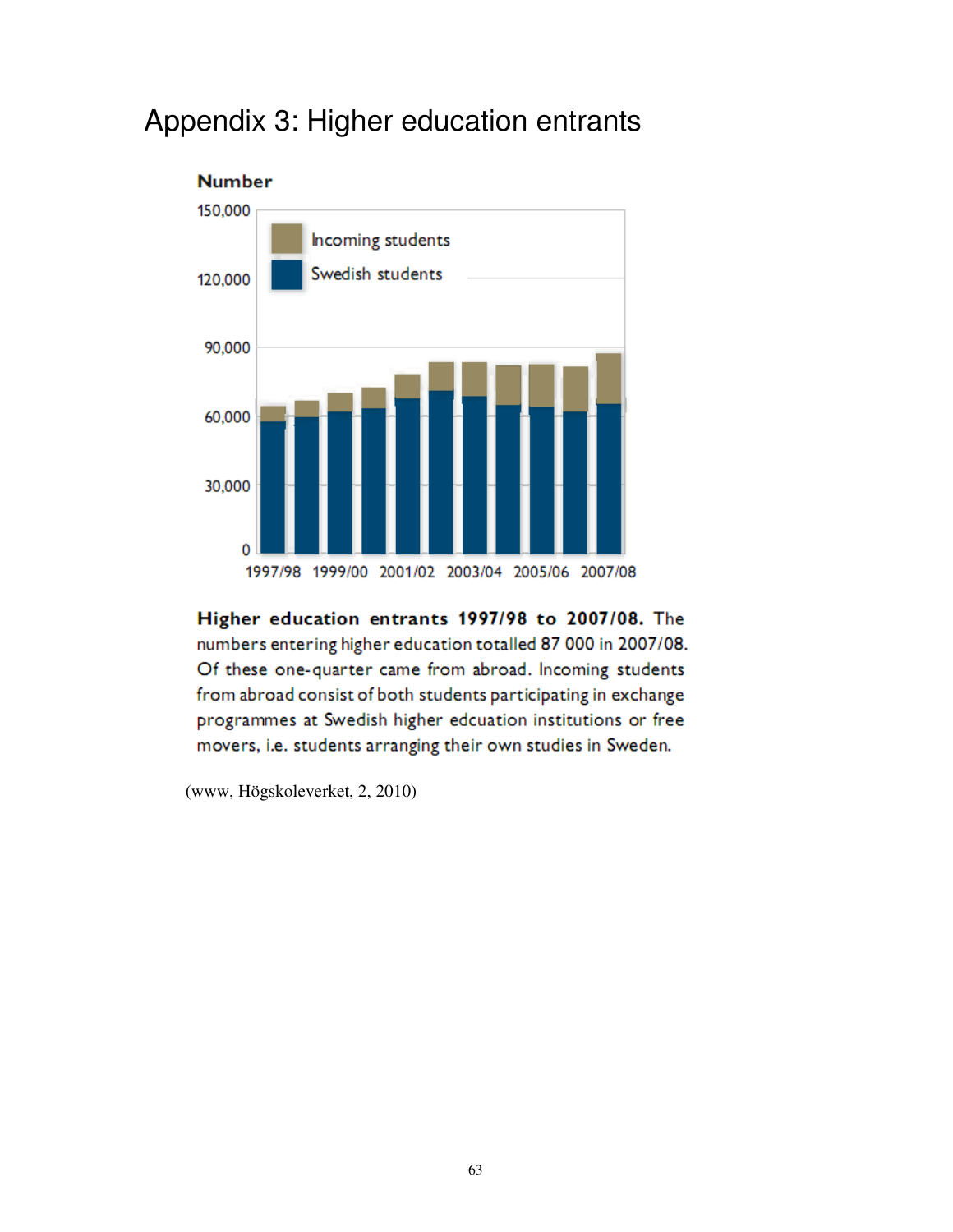# Appendix 3: Higher education entrants

**Higher education entrants 1997/98 to 2007/08.** The numbers entering higher education totalled 87 000 in 2007/08. Of these one-quarter came from abroad. Incoming students from abroad consist of both students participating in exchange programmes at Swedish higher edcuation institutions or free movers, i.e. students arranging their own studies in Sweden.

(www, Högskoleverket, 2, 2010)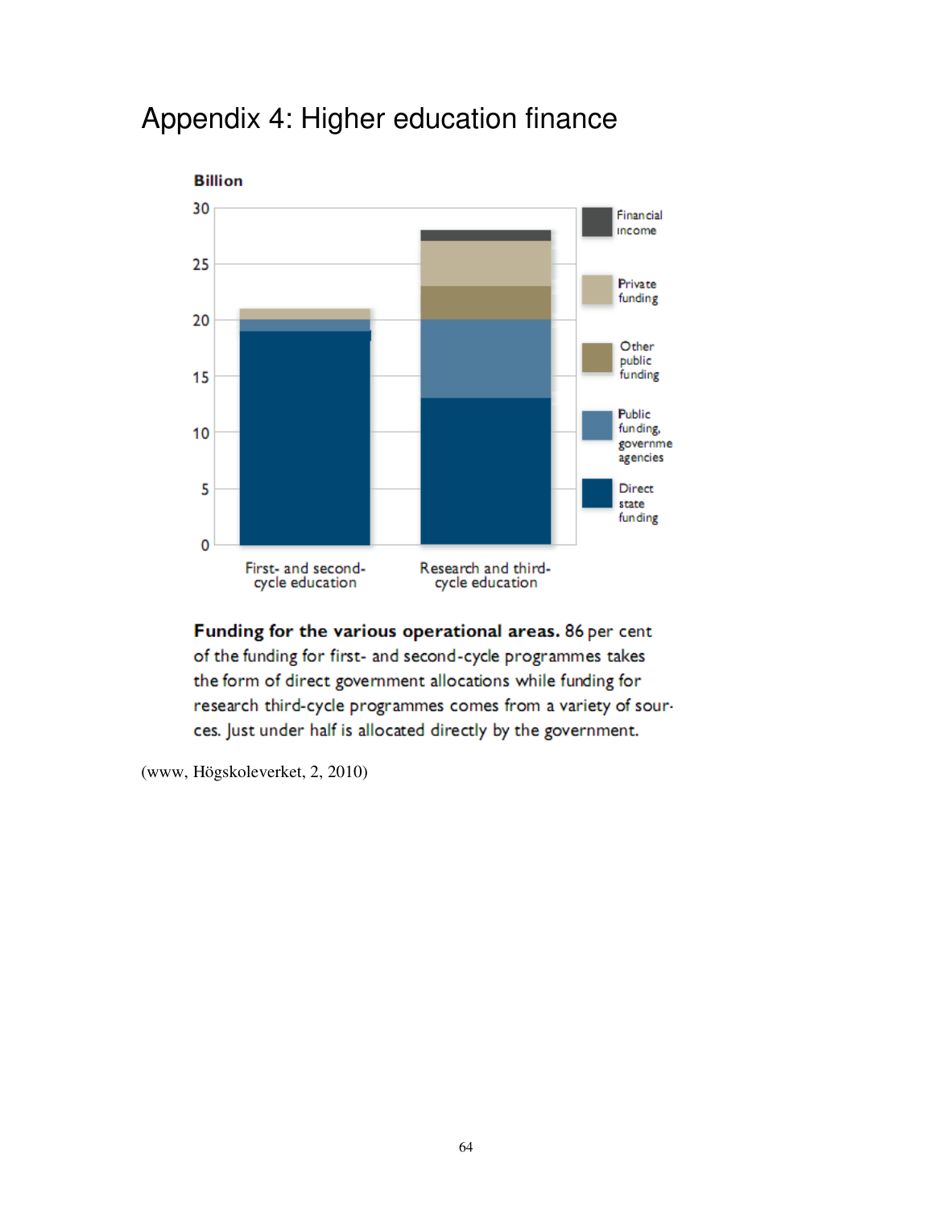# Appendix 4: Higher education finance

**Billion**

| | First- and second-cycle education | Research and third-cycle education |
|---|---|---|
| Financial income | | |
| Private funding | | |
| Other public funding | | |
| Public funding, governme agencies | | |
| Direct state funding | | |

**Funding for the various operational areas.** 86 per cent of the funding for first- and second-cycle programmes takes the form of direct government allocations while funding for research third-cycle programmes comes from a variety of sources. Just under half is allocated directly by the government.

(www, Högskoleverket, 2, 2010)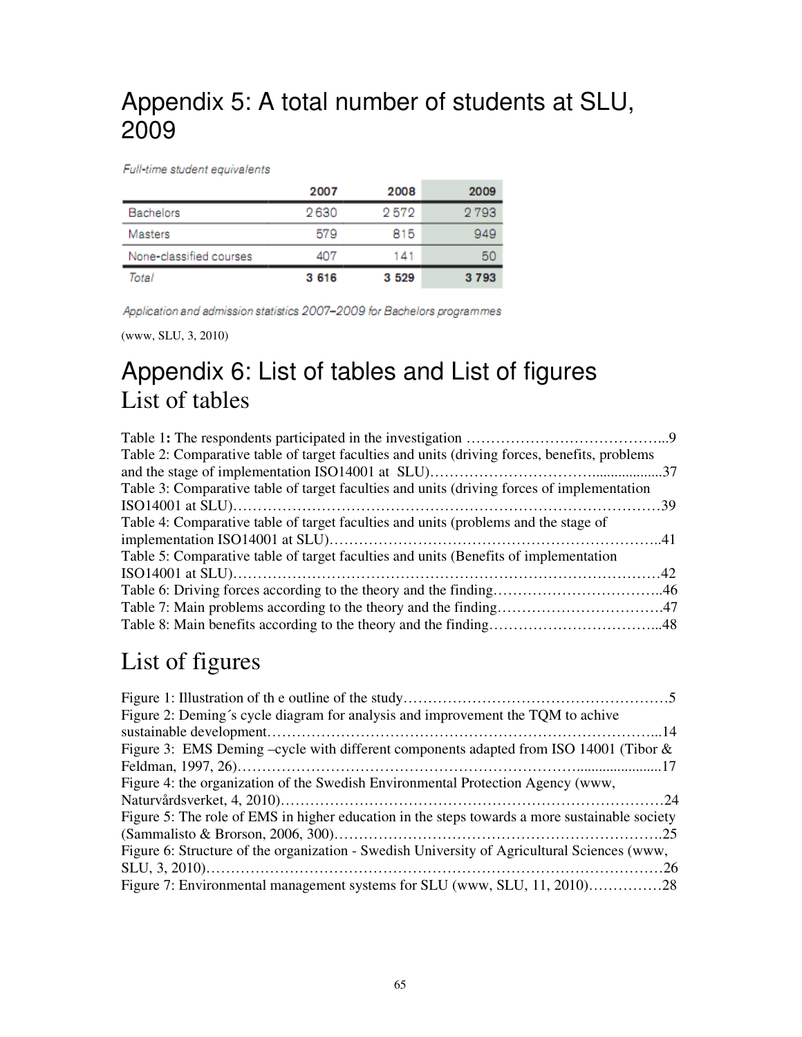# Appendix 5: A total number of students at SLU, 2009

*Full-time student equivalents*

| | 2007 | 2008 | 2009 |
|---|---|---|---|
| Bachelors | 2 630 | 2 572 | 2 793 |
| Masters | 579 | 815 | 949 |
| None-classified courses | 407 | 141 | 50 |
| *Total* | **3 616** | **3 529** | **3 793** |

*Application and admission statistics 2007–2009 for Bachelors programmes*

(www, SLU, 3, 2010)

# Appendix 6: List of tables and List of figures

## List of tables

Table 1**:** The respondents participated in the investigation …………………………………...9
Table 2: Comparative table of target faculties and units (driving forces, benefits, problems and the stage of implementation ISO14001 at SLU)……………………………..................37
Table 3: Comparative table of target faculties and units (driving forces of implementation ISO14001 at SLU)……………………………………………………………………………39
Table 4: Comparative table of target faculties and units (problems and the stage of implementation ISO14001 at SLU)…………………………………………………………..41
Table 5: Comparative table of target faculties and units (Benefits of implementation ISO14001 at SLU)……………………………………………………………………………42
Table 6: Driving forces according to the theory and the finding……………………………..46
Table 7: Main problems according to the theory and the finding…………………………….47
Table 8: Main benefits according to the theory and the finding……………………………...48

## List of figures

Figure 1: Illustration of th e outline of the study………………………………………………5
Figure 2: Deming´s cycle diagram for analysis and improvement the TQM to achive sustainable development……………………………………………………………………...14
Figure 3: EMS Deming –cycle with different components adapted from ISO 14001 (Tibor & Feldman, 1997, 26)………………………………………………………......................17
Figure 4: the organization of the Swedish Environmental Protection Agency (www, Naturvårdsverket, 4, 2010)……………………………………………………………………24
Figure 5: The role of EMS in higher education in the steps towards a more sustainable society (Sammalisto & Brorson, 2006, 300)…………………………………………………………….25
Figure 6: Structure of the organization - Swedish University of Agricultural Sciences (www, SLU, 3, 2010)…………………………………………………………………………………26
Figure 7: Environmental management systems for SLU (www, SLU, 11, 2010)……………28